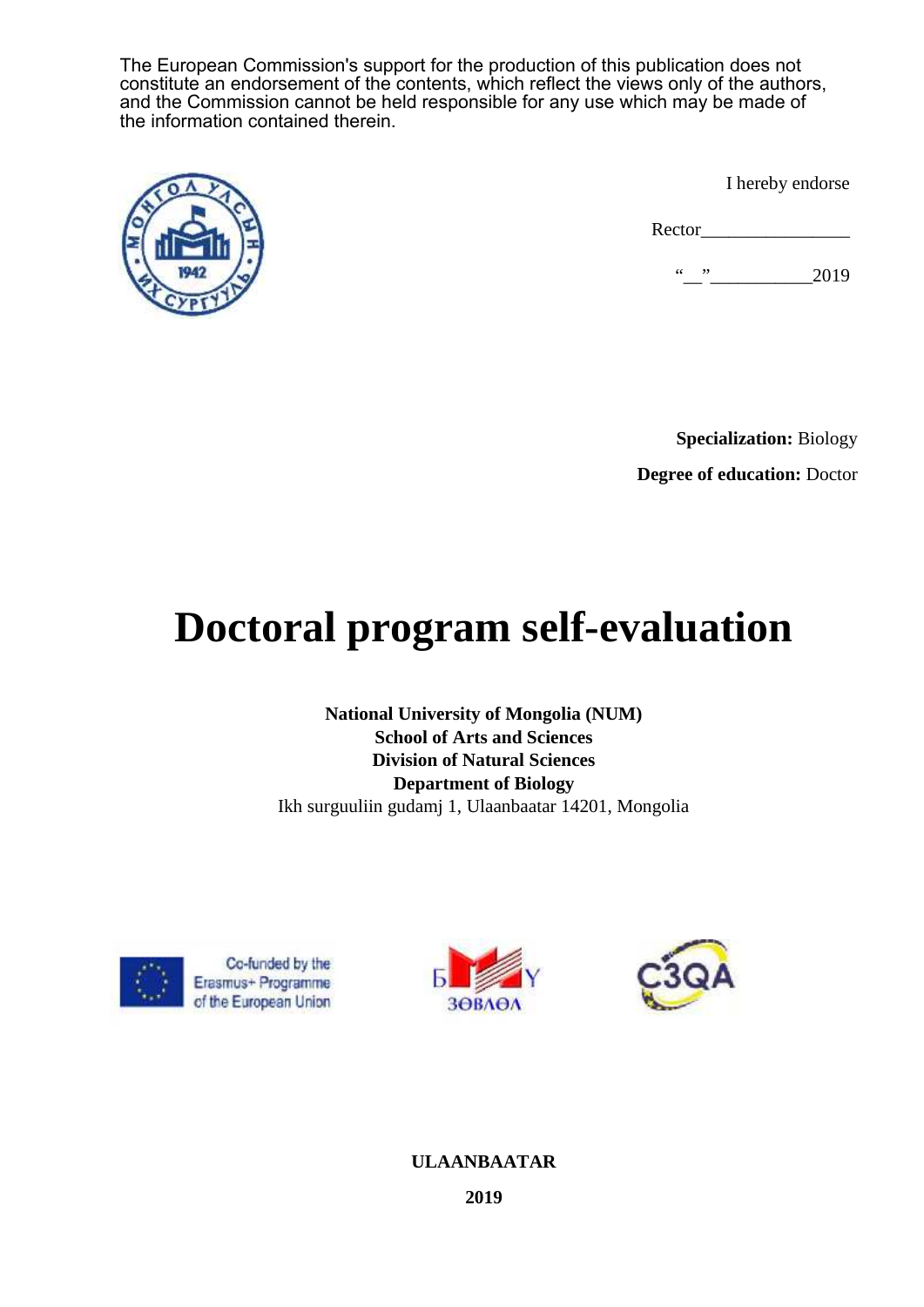The European Commission's support for the production of this publication does not constitute an endorsement of the contents, which reflect the views only of the authors, and the Commission cannot be held responsible for any use which may be made of the information contained therein.

I hereby endorse

Rector________________

“__”___________2019

**Specialization:** Biology

**Degree of education:** Doctor

# Doctoral program self-evaluation

**National University of Mongolia (NUM)**
**School of Arts and Sciences**
**Division of Natural Sciences**
**Department of Biology**
Ikh surguuliin gudamj 1, Ulaanbaatar 14201, Mongolia

Co-funded by the Erasmus+ Programme of the European Union

**ULAANBAATAR**

**2019**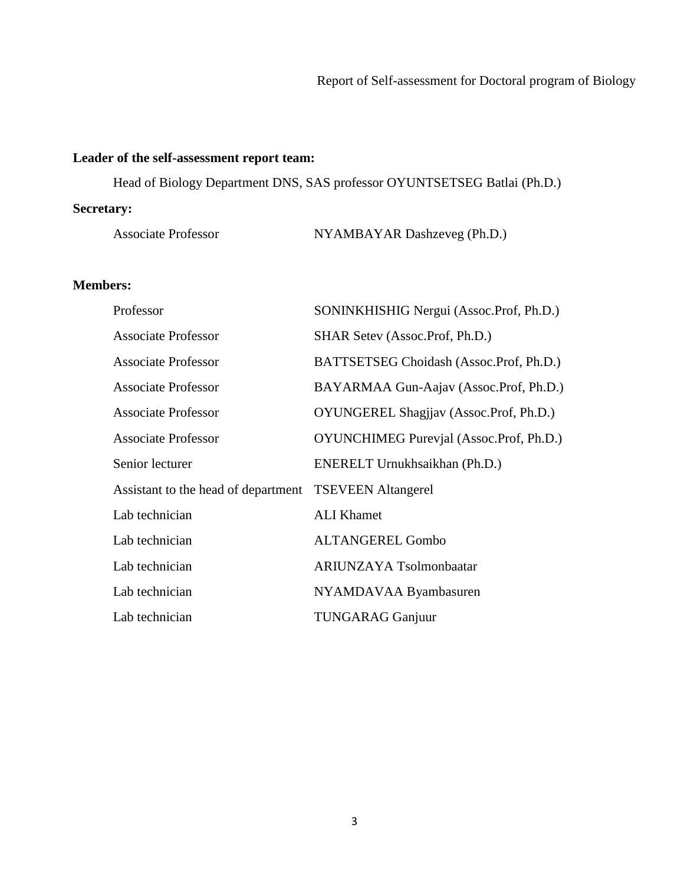**Leader of the self-assessment report team:**

Head of Biology Department DNS, SAS professor OYUNTSETSEG Batlai (Ph.D.)

**Secretary:**

| | |
|---|---|
| Associate Professor | NYAMBAYAR Dashzeveg (Ph.D.) |

**Members:**

| | |
|---|---|
| Professor | SONINKHISHIG Nergui (Assoc.Prof, Ph.D.) |
| Associate Professor | SHAR Setev (Assoc.Prof, Ph.D.) |
| Associate Professor | BATTSETSEG Choidash (Assoc.Prof, Ph.D.) |
| Associate Professor | BAYARMAA Gun-Aajav (Assoc.Prof, Ph.D.) |
| Associate Professor | OYUNGEREL Shagjjav (Assoc.Prof, Ph.D.) |
| Associate Professor | OYUNCHIMEG Purevjal (Assoc.Prof, Ph.D.) |
| Senior lecturer | ENERELT Urnukhsaikhan (Ph.D.) |
| Assistant to the head of department | TSEVEEN Altangerel |
| Lab technician | ALI Khamet |
| Lab technician | ALTANGEREL Gombo |
| Lab technician | ARIUNZAYA Tsolmonbaatar |
| Lab technician | NYAMDAVAA Byambasuren |
| Lab technician | TUNGARAG Ganjuur |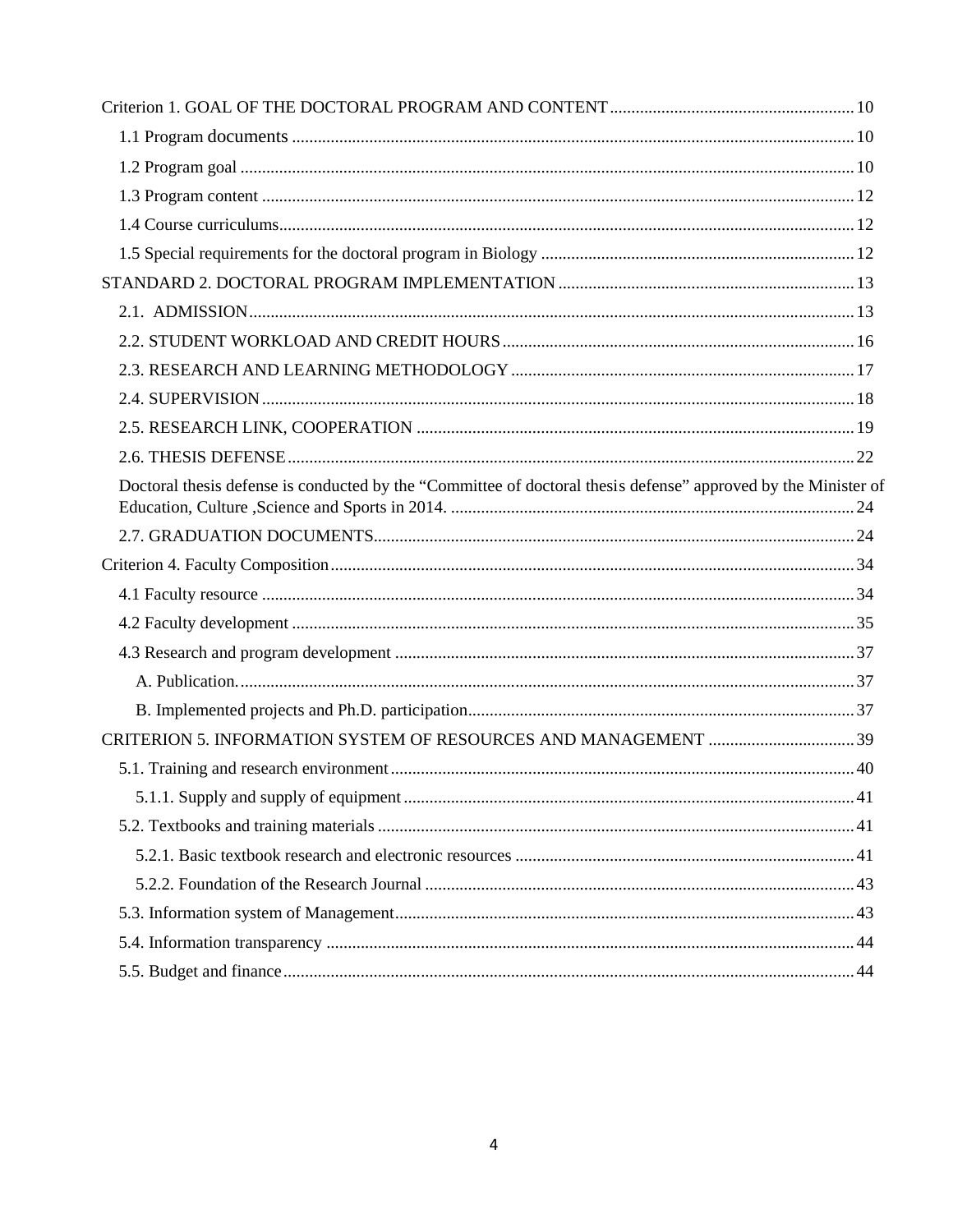Criterion 1. GOAL OF THE DOCTORAL PROGRAM AND CONTENT ........................................................ 10

- 1.1 Program documents ................................................................................................................ 10
- 1.2 Program goal .......................................................................................................................... 10
- 1.3 Program content ...................................................................................................................... 12
- 1.4 Course curriculums.................................................................................................................. 12
- 1.5 Special requirements for the doctoral program in Biology ...................................................... 12

STANDARD 2. DOCTORAL PROGRAM IMPLEMENTATION ........................................................ 13

- 2.1. ADMISSION ............................................................................................................................ 13
- 2.2. STUDENT WORKLOAD AND CREDIT HOURS ................................................................ 16
- 2.3. RESEARCH AND LEARNING METHODOLOGY ................................................................ 17
- 2.4. SUPERVISION ........................................................................................................................ 18
- 2.5. RESEARCH LINK, COOPERATION ...................................................................................... 19
- 2.6. THESIS DEFENSE .................................................................................................................. 22
- Doctoral thesis defense is conducted by the “Committee of doctoral thesis defense” approved by the Minister of Education, Culture ,Science and Sports in 2014. ................................................................................ 24
- 2.7. GRADUATION DOCUMENTS................................................................................................ 24

Criterion 4. Faculty Composition ........................................................................................................ 34

- 4.1 Faculty resource ....................................................................................................................... 34
- 4.2 Faculty development ................................................................................................................ 35
- 4.3 Research and program development ........................................................................................ 37
  - A. Publication............................................................................................................................. 37
  - B. Implemented projects and Ph.D. participation....................................................................... 37

CRITERION 5. INFORMATION SYSTEM OF RESOURCES AND MANAGEMENT .................................. 39

- 5.1. Training and research environment ......................................................................................... 40
  - 5.1.1. Supply and supply of equipment ........................................................................................ 41
- 5.2. Textbooks and training materials ............................................................................................. 41
  - 5.2.1. Basic textbook research and electronic resources .............................................................. 41
  - 5.2.2. Foundation of the Research Journal .................................................................................... 43
- 5.3. Information system of Management.......................................................................................... 43
- 5.4. Information transparency .......................................................................................................... 44
- 5.5. Budget and finance.................................................................................................................... 44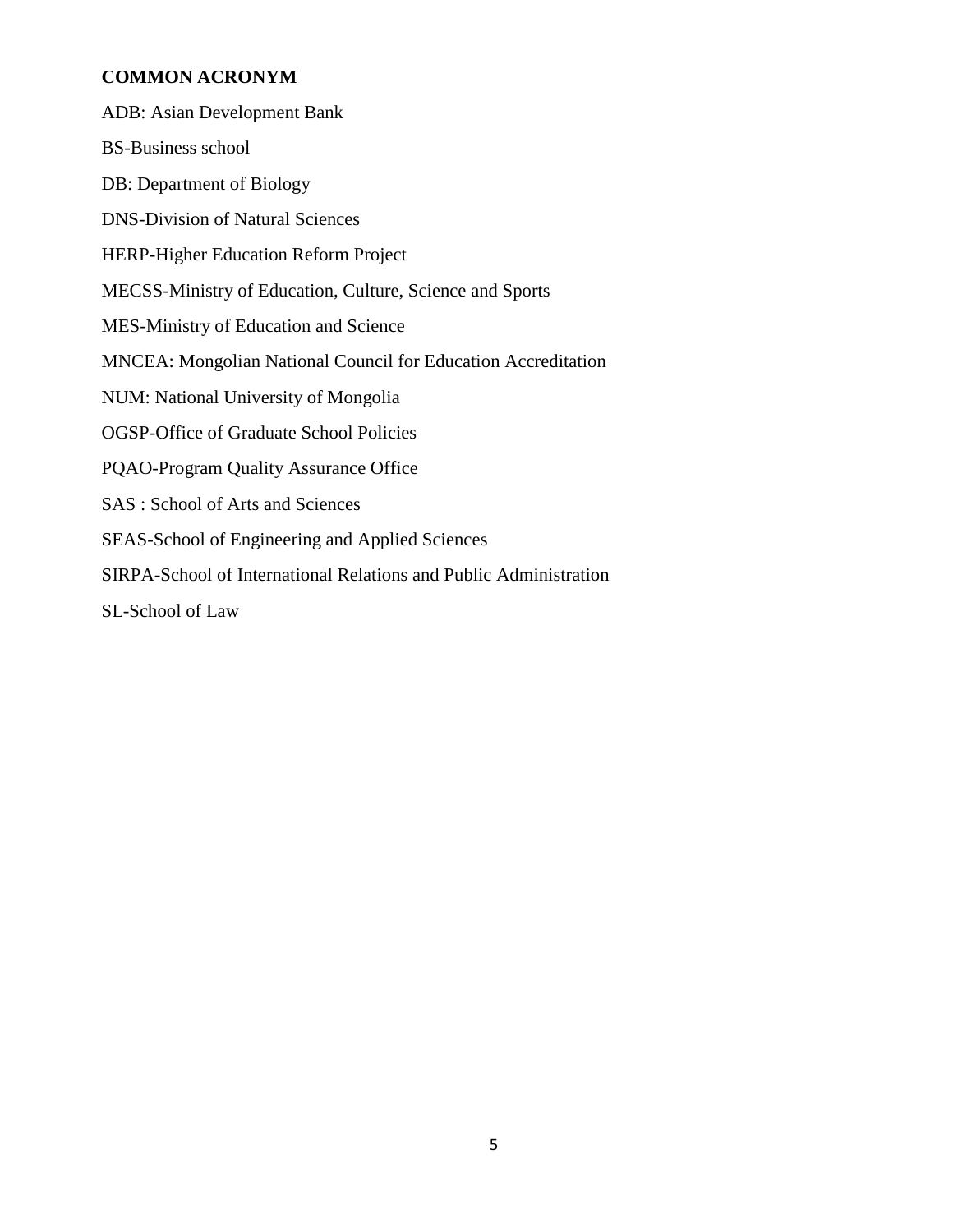**COMMON ACRONYM**

ADB: Asian Development Bank

BS-Business school

DB: Department of Biology

DNS-Division of Natural Sciences

HERP-Higher Education Reform Project

MECSS-Ministry of Education, Culture, Science and Sports

MES-Ministry of Education and Science

MNCEA: Mongolian National Council for Education Accreditation

NUM: National University of Mongolia

OGSP-Office of Graduate School Policies

PQAO-Program Quality Assurance Office

SAS : School of Arts and Sciences

SEAS-School of Engineering and Applied Sciences

SIRPA-School of International Relations and Public Administration

SL-School of Law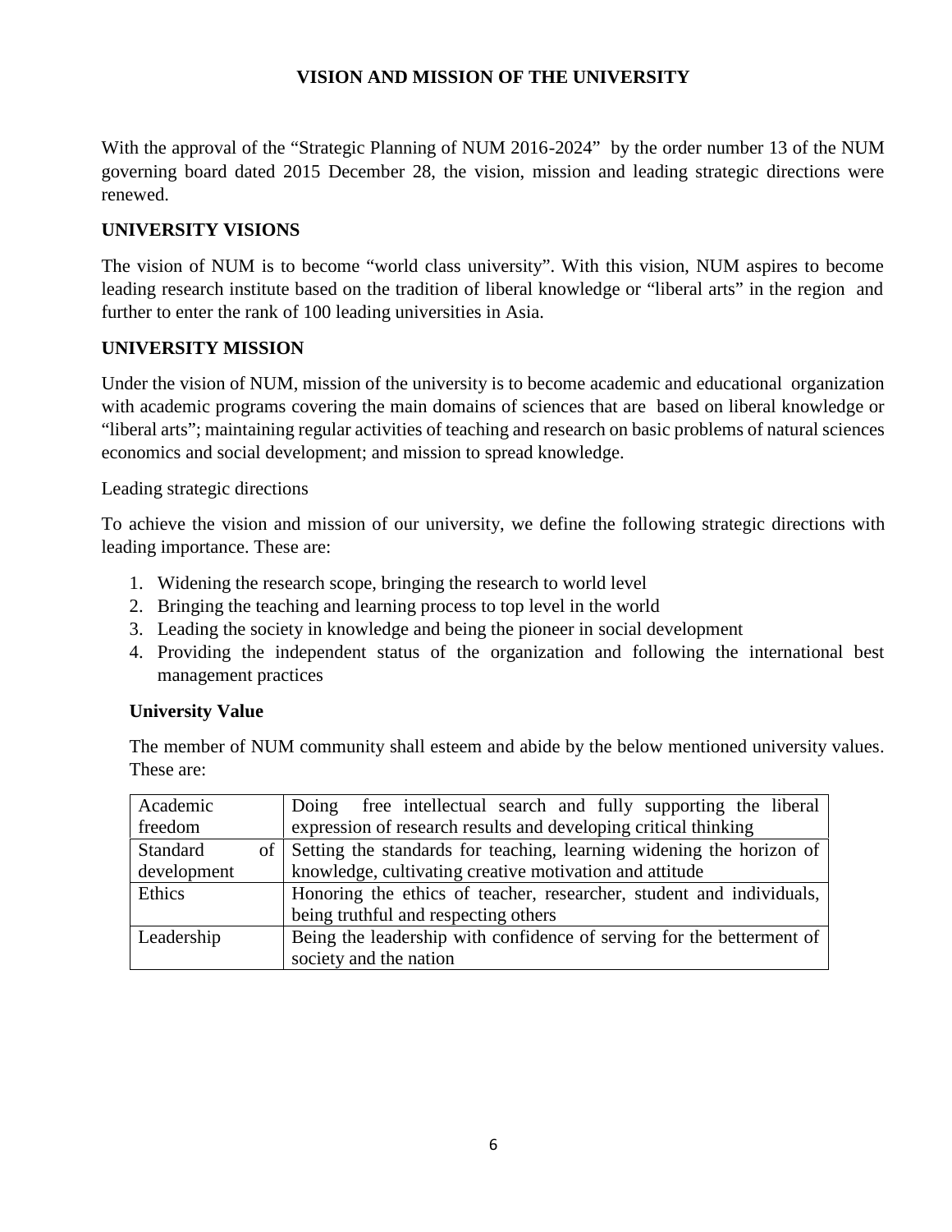# VISION AND MISSION OF THE UNIVERSITY

With the approval of the "Strategic Planning of NUM 2016-2024" by the order number 13 of the NUM governing board dated 2015 December 28, the vision, mission and leading strategic directions were renewed.

## UNIVERSITY VISIONS

The vision of NUM is to become "world class university". With this vision, NUM aspires to become leading research institute based on the tradition of liberal knowledge or "liberal arts" in the region and further to enter the rank of 100 leading universities in Asia.

## UNIVERSITY MISSION

Under the vision of NUM, mission of the university is to become academic and educational organization with academic programs covering the main domains of sciences that are based on liberal knowledge or "liberal arts"; maintaining regular activities of teaching and research on basic problems of natural sciences economics and social development; and mission to spread knowledge.

Leading strategic directions

To achieve the vision and mission of our university, we define the following strategic directions with leading importance. These are:

1. Widening the research scope, bringing the research to world level
2. Bringing the teaching and learning process to top level in the world
3. Leading the society in knowledge and being the pioneer in social development
4. Providing the independent status of the organization and following the international best management practices

### University Value

The member of NUM community shall esteem and abide by the below mentioned university values. These are:

| | |
|---|---|
| Academic freedom | Doing free intellectual search and fully supporting the liberal expression of research results and developing critical thinking |
| Standard of development | Setting the standards for teaching, learning widening the horizon of knowledge, cultivating creative motivation and attitude |
| Ethics | Honoring the ethics of teacher, researcher, student and individuals, being truthful and respecting others |
| Leadership | Being the leadership with confidence of serving for the betterment of society and the nation |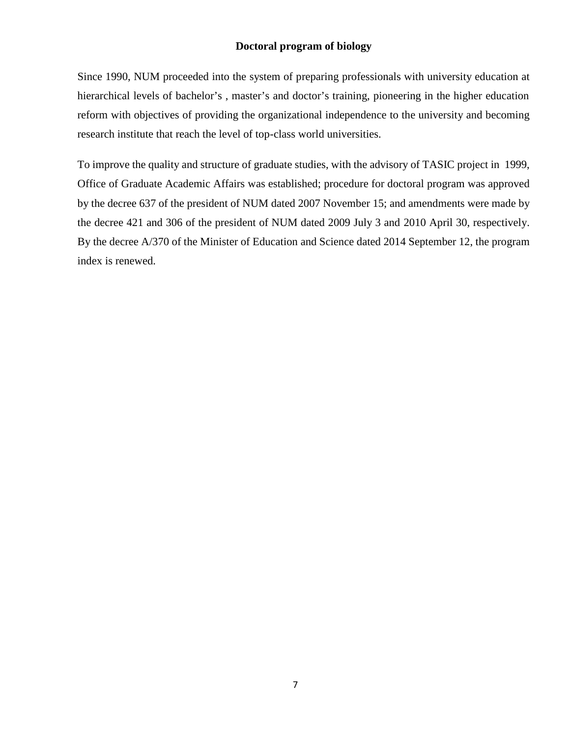# Doctoral program of biology

Since 1990, NUM proceeded into the system of preparing professionals with university education at hierarchical levels of bachelor's , master's and doctor's training, pioneering in the higher education reform with objectives of providing the organizational independence to the university and becoming research institute that reach the level of top-class world universities.

To improve the quality and structure of graduate studies, with the advisory of TASIC project in 1999, Office of Graduate Academic Affairs was established; procedure for doctoral program was approved by the decree 637 of the president of NUM dated 2007 November 15; and amendments were made by the decree 421 and 306 of the president of NUM dated 2009 July 3 and 2010 April 30, respectively. By the decree A/370 of the Minister of Education and Science dated 2014 September 12, the program index is renewed.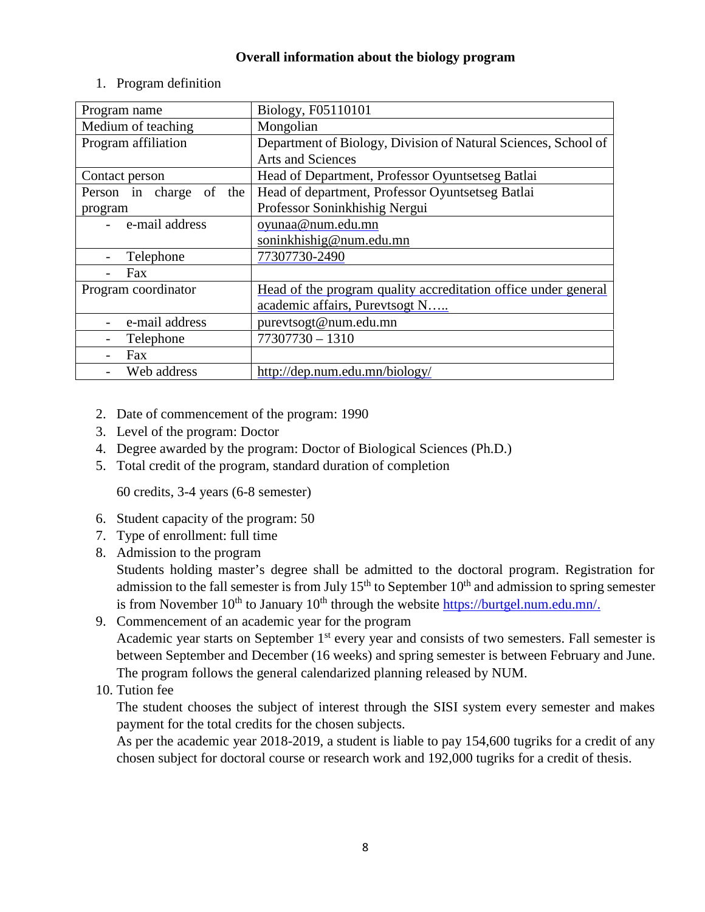**Overall information about the biology program**

1. Program definition

| Program name | Biology, F05110101 |
|---|---|
| Medium of teaching | Mongolian |
| Program affiliation | Department of Biology, Division of Natural Sciences, School of Arts and Sciences |
| Contact person | Head of Department, Professor Oyuntsetseg Batlai |
| Person in charge of the program | Head of department, Professor Oyuntsetseg Batlai<br>Professor Soninkhishig Nergui |
| - e-mail address | oyunaa@num.edu.mn<br>soninkhishig@num.edu.mn |
| - Telephone | 77307730-2490 |
| - Fax | |
| Program coordinator | Head of the program quality accreditation office under general academic affairs, Purevtsogt N….. |
| - e-mail address | purevtsogt@num.edu.mn |
| - Telephone | 77307730 – 1310 |
| - Fax | |
| - Web address | http://dep.num.edu.mn/biology/ |

2. Date of commencement of the program: 1990
3. Level of the program: Doctor
4. Degree awarded by the program: Doctor of Biological Sciences (Ph.D.)
5. Total credit of the program, standard duration of completion

   60 credits, 3-4 years (6-8 semester)

6. Student capacity of the program: 50
7. Type of enrollment: full time
8. Admission to the program
   Students holding master's degree shall be admitted to the doctoral program. Registration for admission to the fall semester is from July 15th to September 10th and admission to spring semester is from November 10th to January 10th through the website https://burtgel.num.edu.mn/.
9. Commencement of an academic year for the program
   Academic year starts on September 1st every year and consists of two semesters. Fall semester is between September and December (16 weeks) and spring semester is between February and June. The program follows the general calendarized planning released by NUM.
10. Tution fee
    The student chooses the subject of interest through the SISI system every semester and makes payment for the total credits for the chosen subjects.
    As per the academic year 2018-2019, a student is liable to pay 154,600 tugriks for a credit of any chosen subject for doctoral course or research work and 192,000 tugriks for a credit of thesis.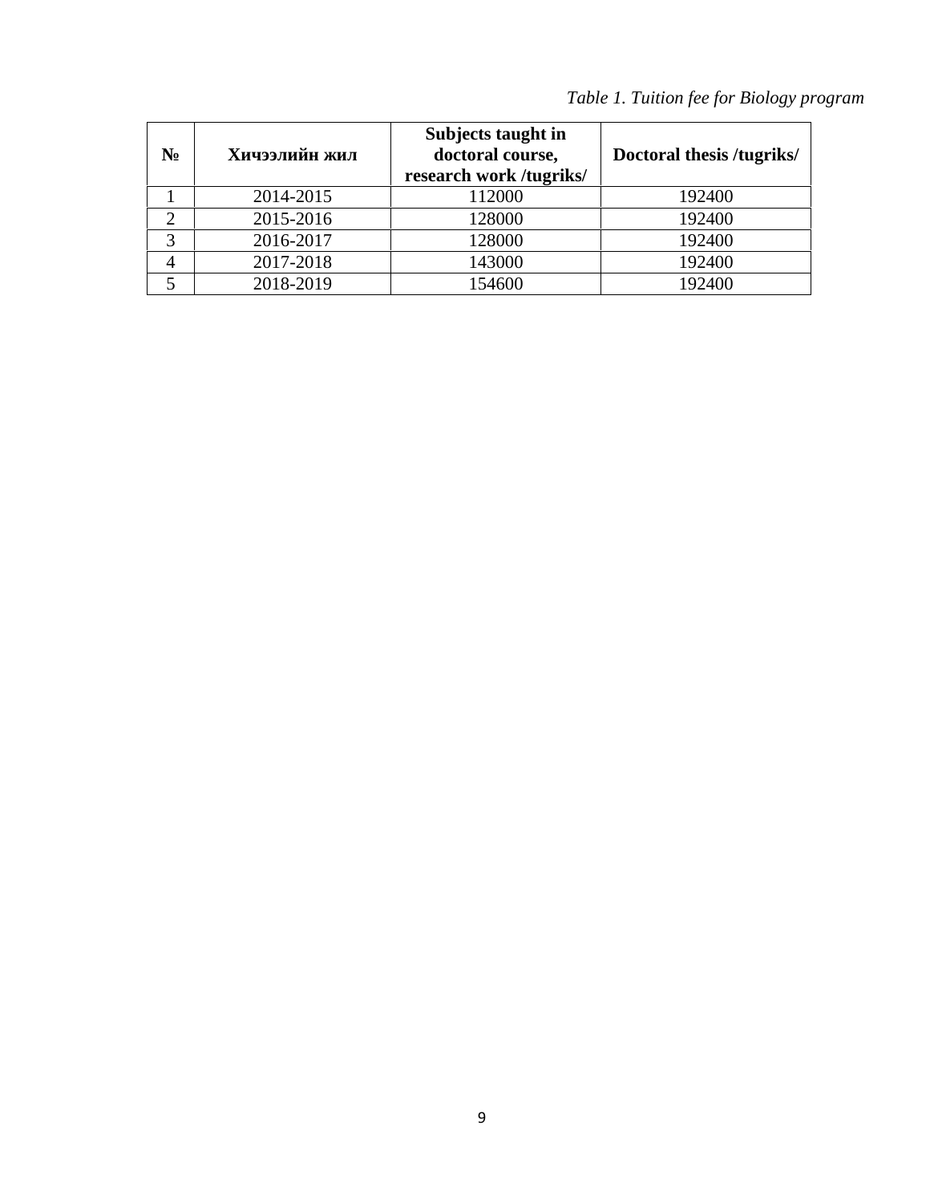*Table 1. Tuition fee for Biology program*

| **№** | **Хичээлийн жил** | **Subjects taught in doctoral course, research work /tugriks/** | **Doctoral thesis /tugriks/** |
|---|---|---|---|
| 1 | 2014-2015 | 112000 | 192400 |
| 2 | 2015-2016 | 128000 | 192400 |
| 3 | 2016-2017 | 128000 | 192400 |
| 4 | 2017-2018 | 143000 | 192400 |
| 5 | 2018-2019 | 154600 | 192400 |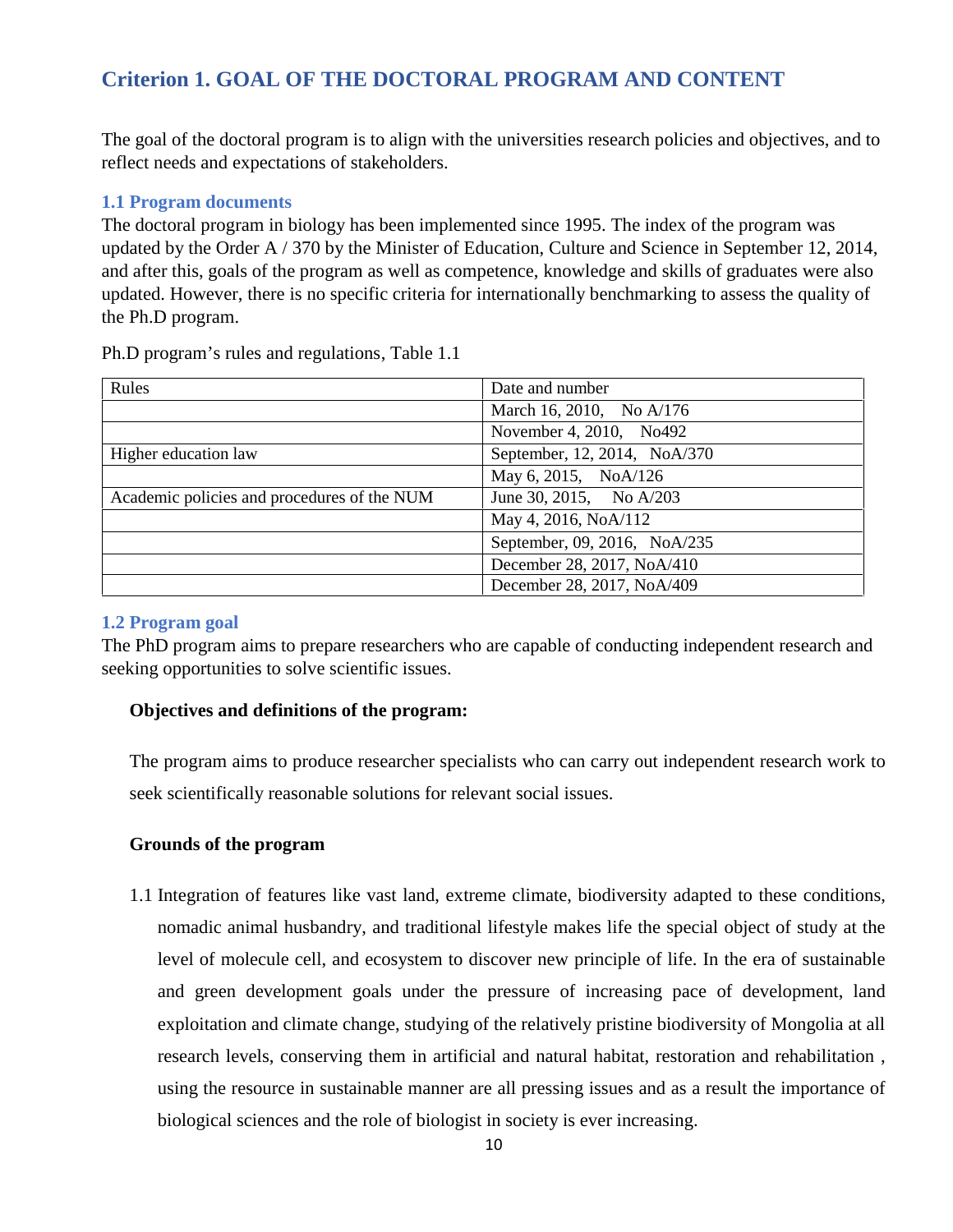## Criterion 1. GOAL OF THE DOCTORAL PROGRAM AND CONTENT

The goal of the doctoral program is to align with the universities research policies and objectives, and to reflect needs and expectations of stakeholders.

### 1.1 Program documents

The doctoral program in biology has been implemented since 1995. The index of the program was updated by the Order A / 370 by the Minister of Education, Culture and Science in September 12, 2014, and after this, goals of the program as well as competence, knowledge and skills of graduates were also updated. However, there is no specific criteria for internationally benchmarking to assess the quality of the Ph.D program.

Ph.D program's rules and regulations, Table 1.1

| Rules | Date and number |
|---|---|
| | March 16, 2010, No A/176 |
| | November 4, 2010, No492 |
| Higher education law | September, 12, 2014, NoA/370 |
| | May 6, 2015, NoA/126 |
| Academic policies and procedures of the NUM | June 30, 2015, No A/203 |
| | May 4, 2016, NoA/112 |
| | September, 09, 2016, NoA/235 |
| | December 28, 2017, NoA/410 |
| | December 28, 2017, NoA/409 |

### 1.2 Program goal

The PhD program aims to prepare researchers who are capable of conducting independent research and seeking opportunities to solve scientific issues.

**Objectives and definitions of the program:**

The program aims to produce researcher specialists who can carry out independent research work to seek scientifically reasonable solutions for relevant social issues.

**Grounds of the program**

1.1 Integration of features like vast land, extreme climate, biodiversity adapted to these conditions, nomadic animal husbandry, and traditional lifestyle makes life the special object of study at the level of molecule cell, and ecosystem to discover new principle of life. In the era of sustainable and green development goals under the pressure of increasing pace of development, land exploitation and climate change, studying of the relatively pristine biodiversity of Mongolia at all research levels, conserving them in artificial and natural habitat, restoration and rehabilitation , using the resource in sustainable manner are all pressing issues and as a result the importance of biological sciences and the role of biologist in society is ever increasing.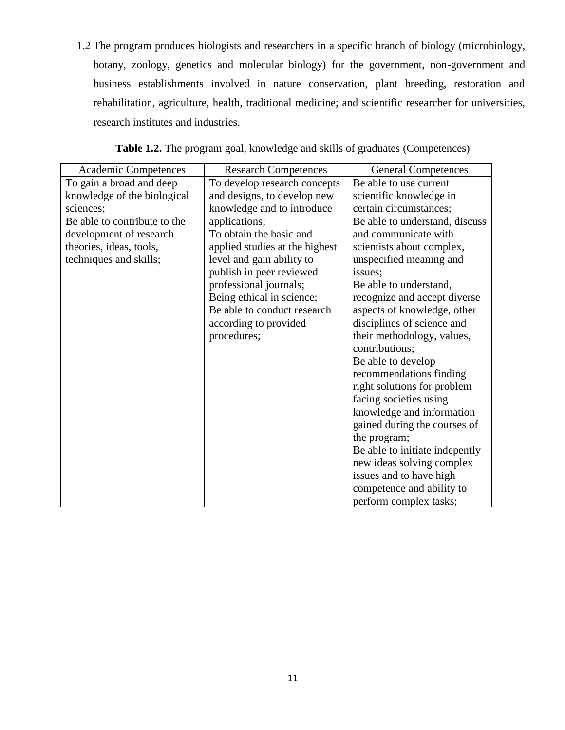1.2 The program produces biologists and researchers in a specific branch of biology (microbiology, botany, zoology, genetics and molecular biology) for the government, non-government and business establishments involved in nature conservation, plant breeding, restoration and rehabilitation, agriculture, health, traditional medicine; and scientific researcher for universities, research institutes and industries.

**Table 1.2.** The program goal, knowledge and skills of graduates (Competences)

| Academic Competences | Research Competences | General Competences |
|---|---|---|
| To gain a broad and deep knowledge of the biological sciences;<br>Be able to contribute to the development of research theories, ideas, tools, techniques and skills; | To develop research concepts and designs, to develop new knowledge and to introduce applications;<br>To obtain the basic and applied studies at the highest level and gain ability to publish in peer reviewed professional journals;<br>Being ethical in science;<br>Be able to conduct research according to provided procedures; | Be able to use current scientific knowledge in certain circumstances;<br>Be able to understand, discuss and communicate with scientists about complex, unspecified meaning and issues;<br>Be able to understand, recognize and accept diverse aspects of knowledge, other disciplines of science and their methodology, values, contributions;<br>Be able to develop recommendations finding right solutions for problem facing societies using knowledge and information gained during the courses of the program;<br>Be able to initiate indepently new ideas solving complex issues and to have high competence and ability to perform complex tasks; |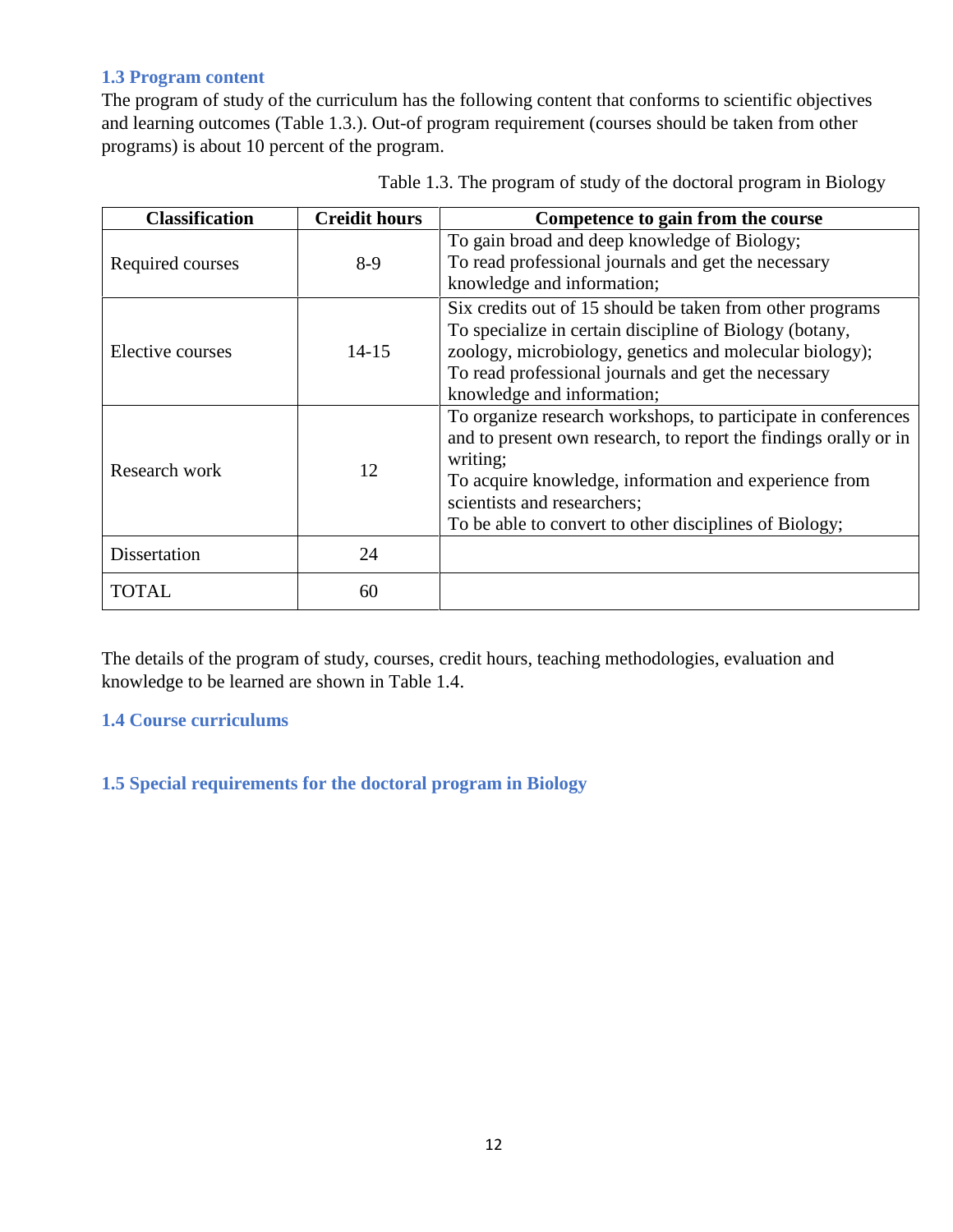### 1.3 Program content

The program of study of the curriculum has the following content that conforms to scientific objectives and learning outcomes (Table 1.3.). Out-of program requirement (courses should be taken from other programs) is about 10 percent of the program.

Table 1.3. The program of study of the doctoral program in Biology

| Classification | Creidit hours | Competence to gain from the course |
|---|---|---|
| Required courses | 8-9 | To gain broad and deep knowledge of Biology;<br>To read professional journals and get the necessary knowledge and information; |
| Elective courses | 14-15 | Six credits out of 15 should be taken from other programs<br>To specialize in certain discipline of Biology (botany, zoology, microbiology, genetics and molecular biology);<br>To read professional journals and get the necessary knowledge and information; |
| Research work | 12 | To organize research workshops, to participate in conferences and to present own research, to report the findings orally or in writing;<br>To acquire knowledge, information and experience from scientists and researchers;<br>To be able to convert to other disciplines of Biology; |
| Dissertation | 24 | |
| TOTAL | 60 | |

The details of the program of study, courses, credit hours, teaching methodologies, evaluation and knowledge to be learned are shown in Table 1.4.

### 1.4 Course curriculums

### 1.5 Special requirements for the doctoral program in Biology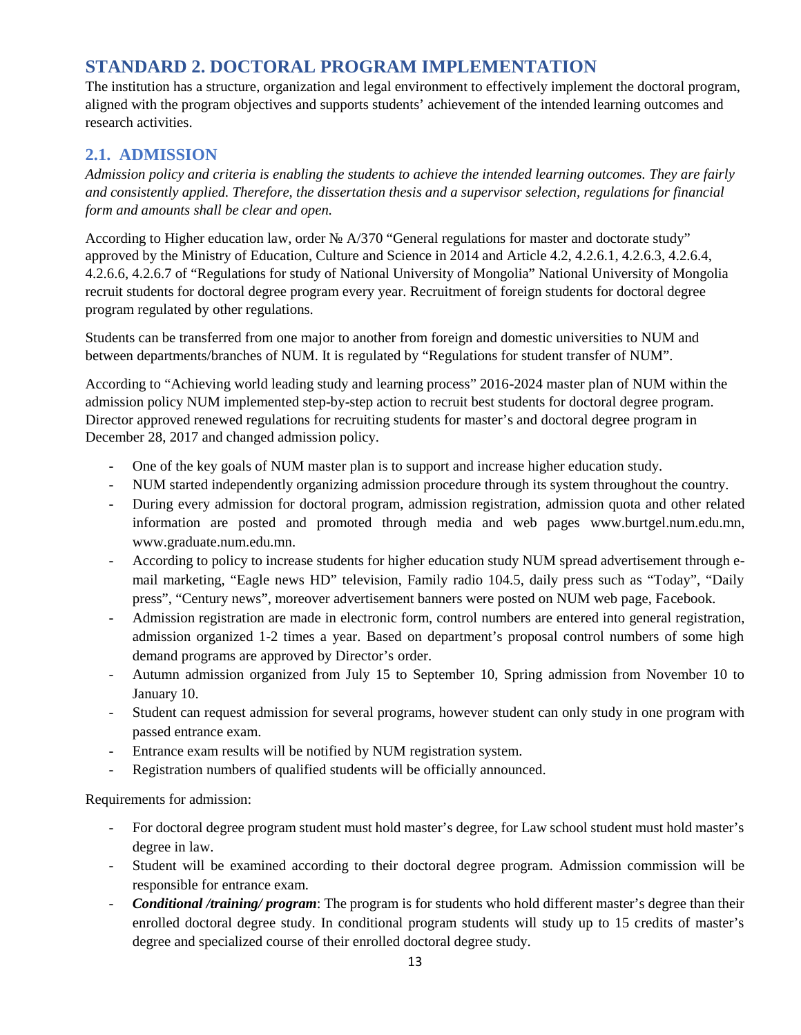# STANDARD 2. DOCTORAL PROGRAM IMPLEMENTATION

The institution has a structure, organization and legal environment to effectively implement the doctoral program, aligned with the program objectives and supports students' achievement of the intended learning outcomes and research activities.

## 2.1. ADMISSION

*Admission policy and criteria is enabling the students to achieve the intended learning outcomes. They are fairly and consistently applied. Therefore, the dissertation thesis and a supervisor selection, regulations for financial form and amounts shall be clear and open.*

According to Higher education law, order № A/370 "General regulations for master and doctorate study" approved by the Ministry of Education, Culture and Science in 2014 and Article 4.2, 4.2.6.1, 4.2.6.3, 4.2.6.4, 4.2.6.6, 4.2.6.7 of "Regulations for study of National University of Mongolia" National University of Mongolia recruit students for doctoral degree program every year. Recruitment of foreign students for doctoral degree program regulated by other regulations.

Students can be transferred from one major to another from foreign and domestic universities to NUM and between departments/branches of NUM. It is regulated by "Regulations for student transfer of NUM".

According to "Achieving world leading study and learning process" 2016-2024 master plan of NUM within the admission policy NUM implemented step-by-step action to recruit best students for doctoral degree program. Director approved renewed regulations for recruiting students for master's and doctoral degree program in December 28, 2017 and changed admission policy.

- One of the key goals of NUM master plan is to support and increase higher education study.
- NUM started independently organizing admission procedure through its system throughout the country.
- During every admission for doctoral program, admission registration, admission quota and other related information are posted and promoted through media and web pages www.burtgel.num.edu.mn, www.graduate.num.edu.mn.
- According to policy to increase students for higher education study NUM spread advertisement through e-mail marketing, "Eagle news HD" television, Family radio 104.5, daily press such as "Today", "Daily press", "Century news", moreover advertisement banners were posted on NUM web page, Facebook.
- Admission registration are made in electronic form, control numbers are entered into general registration, admission organized 1-2 times a year. Based on department's proposal control numbers of some high demand programs are approved by Director's order.
- Autumn admission organized from July 15 to September 10, Spring admission from November 10 to January 10.
- Student can request admission for several programs, however student can only study in one program with passed entrance exam.
- Entrance exam results will be notified by NUM registration system.
- Registration numbers of qualified students will be officially announced.

Requirements for admission:

- For doctoral degree program student must hold master's degree, for Law school student must hold master's degree in law.
- Student will be examined according to their doctoral degree program. Admission commission will be responsible for entrance exam.
- ***Conditional /training/ program***: The program is for students who hold different master's degree than their enrolled doctoral degree study. In conditional program students will study up to 15 credits of master's degree and specialized course of their enrolled doctoral degree study.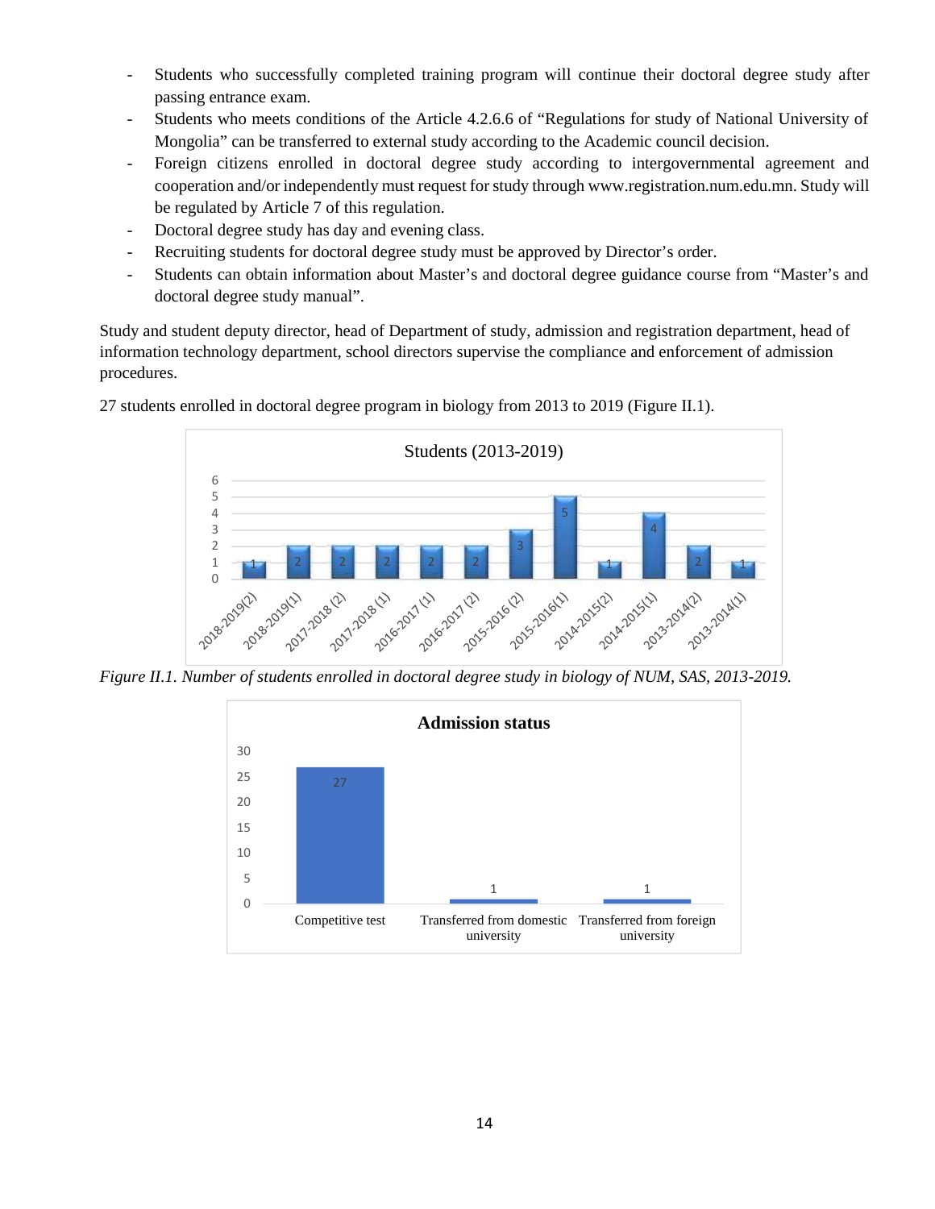- Students who successfully completed training program will continue their doctoral degree study after passing entrance exam.
- Students who meets conditions of the Article 4.2.6.6 of "Regulations for study of National University of Mongolia" can be transferred to external study according to the Academic council decision.
- Foreign citizens enrolled in doctoral degree study according to intergovernmental agreement and cooperation and/or independently must request for study through www.registration.num.edu.mn. Study will be regulated by Article 7 of this regulation.
- Doctoral degree study has day and evening class.
- Recruiting students for doctoral degree study must be approved by Director's order.
- Students can obtain information about Master's and doctoral degree guidance course from "Master's and doctoral degree study manual".

Study and student deputy director, head of Department of study, admission and registration department, head of information technology department, school directors supervise the compliance and enforcement of admission procedures.

27 students enrolled in doctoral degree program in biology from 2013 to 2019 (Figure II.1).

**Students (2013-2019)**

| Semester | Students |
|---|---|
| 2018-2019(2) | 1 |
| 2018-2019(1) | 2 |
| 2017-2018 (2) | 2 |
| 2017-2018 (1) | 2 |
| 2016-2017 (1) | 2 |
| 2016-2017 (2) | 2 |
| 2015-2016 (2) | 3 |
| 2015-2016(1) | 5 |
| 2014-2015(2) | 1 |
| 2014-2015(1) | 4 |
| 2013-2014(2) | 2 |
| 2013-2014(1) | 1 |

*Figure II.1. Number of students enrolled in doctoral degree study in biology of NUM, SAS, 2013-2019.*

**Admission status**

| Admission type | Number |
|---|---|
| Competitive test | 27 |
| Transferred from domestic university | 1 |
| Transferred from foreign university | 1 |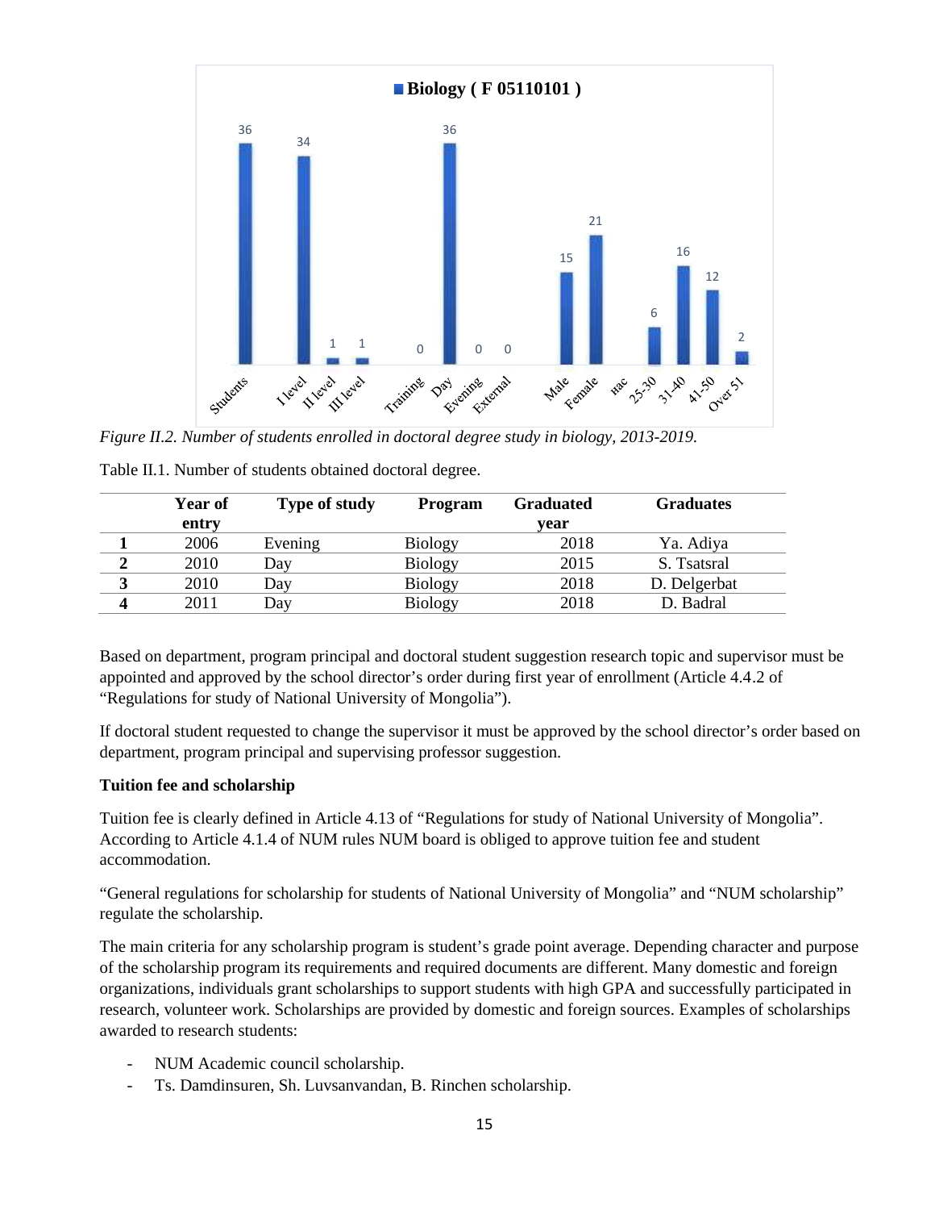*Figure II.2. Number of students enrolled in doctoral degree study in biology, 2013-2019.*

Table II.1. Number of students obtained doctoral degree.

| | Year of entry | Type of study | Program | Graduated year | Graduates |
|---|---|---|---|---|---|
| **1** | 2006 | Evening | Biology | 2018 | Ya. Adiya |
| **2** | 2010 | Day | Biology | 2015 | S. Tsatsral |
| **3** | 2010 | Day | Biology | 2018 | D. Delgerbat |
| **4** | 2011 | Day | Biology | 2018 | D. Badral |

Based on department, program principal and doctoral student suggestion research topic and supervisor must be appointed and approved by the school director's order during first year of enrollment (Article 4.4.2 of "Regulations for study of National University of Mongolia").

If doctoral student requested to change the supervisor it must be approved by the school director's order based on department, program principal and supervising professor suggestion.

**Tuition fee and scholarship**

Tuition fee is clearly defined in Article 4.13 of "Regulations for study of National University of Mongolia". According to Article 4.1.4 of NUM rules NUM board is obliged to approve tuition fee and student accommodation.

"General regulations for scholarship for students of National University of Mongolia" and "NUM scholarship" regulate the scholarship.

The main criteria for any scholarship program is student's grade point average. Depending character and purpose of the scholarship program its requirements and required documents are different. Many domestic and foreign organizations, individuals grant scholarships to support students with high GPA and successfully participated in research, volunteer work. Scholarships are provided by domestic and foreign sources. Examples of scholarships awarded to research students:

- NUM Academic council scholarship.
- Ts. Damdinsuren, Sh. Luvsanvandan, B. Rinchen scholarship.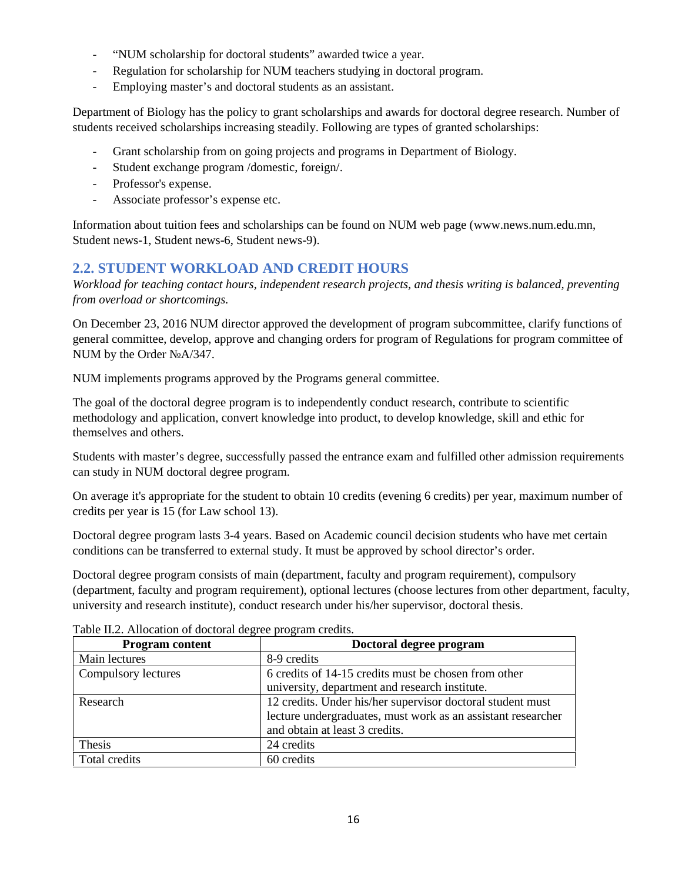- "NUM scholarship for doctoral students" awarded twice a year.
- Regulation for scholarship for NUM teachers studying in doctoral program.
- Employing master's and doctoral students as an assistant.

Department of Biology has the policy to grant scholarships and awards for doctoral degree research. Number of students received scholarships increasing steadily. Following are types of granted scholarships:

- Grant scholarship from on going projects and programs in Department of Biology.
- Student exchange program /domestic, foreign/.
- Professor's expense.
- Associate professor's expense etc.

Information about tuition fees and scholarships can be found on NUM web page (www.news.num.edu.mn, Student news-1, Student news-6, Student news-9).

## 2.2. STUDENT WORKLOAD AND CREDIT HOURS

*Workload for teaching contact hours, independent research projects, and thesis writing is balanced, preventing from overload or shortcomings.*

On December 23, 2016 NUM director approved the development of program subcommittee, clarify functions of general committee, develop, approve and changing orders for program of Regulations for program committee of NUM by the Order №A/347.

NUM implements programs approved by the Programs general committee.

The goal of the doctoral degree program is to independently conduct research, contribute to scientific methodology and application, convert knowledge into product, to develop knowledge, skill and ethic for themselves and others.

Students with master's degree, successfully passed the entrance exam and fulfilled other admission requirements can study in NUM doctoral degree program.

On average it's appropriate for the student to obtain 10 credits (evening 6 credits) per year, maximum number of credits per year is 15 (for Law school 13).

Doctoral degree program lasts 3-4 years. Based on Academic council decision students who have met certain conditions can be transferred to external study. It must be approved by school director's order.

Doctoral degree program consists of main (department, faculty and program requirement), compulsory (department, faculty and program requirement), optional lectures (choose lectures from other department, faculty, university and research institute), conduct research under his/her supervisor, doctoral thesis.

Table II.2. Allocation of doctoral degree program credits.

| Program content | Doctoral degree program |
|---|---|
| Main lectures | 8-9 credits |
| Compulsory lectures | 6 credits of 14-15 credits must be chosen from other university, department and research institute. |
| Research | 12 credits. Under his/her supervisor doctoral student must lecture undergraduates, must work as an assistant researcher and obtain at least 3 credits. |
| Thesis | 24 credits |
| Total credits | 60 credits |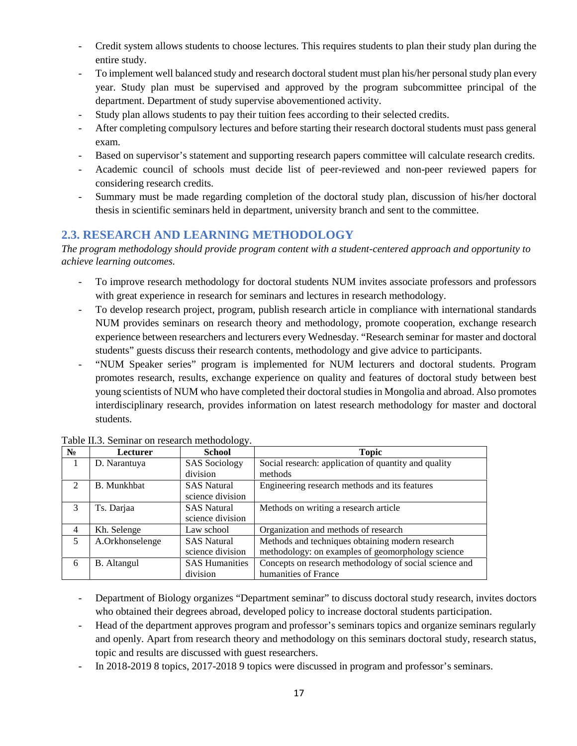- Credit system allows students to choose lectures. This requires students to plan their study plan during the entire study.
- To implement well balanced study and research doctoral student must plan his/her personal study plan every year. Study plan must be supervised and approved by the program subcommittee principal of the department. Department of study supervise abovementioned activity.
- Study plan allows students to pay their tuition fees according to their selected credits.
- After completing compulsory lectures and before starting their research doctoral students must pass general exam.
- Based on supervisor's statement and supporting research papers committee will calculate research credits.
- Academic council of schools must decide list of peer-reviewed and non-peer reviewed papers for considering research credits.
- Summary must be made regarding completion of the doctoral study plan, discussion of his/her doctoral thesis in scientific seminars held in department, university branch and sent to the committee.

## 2.3. RESEARCH AND LEARNING METHODOLOGY

*The program methodology should provide program content with a student-centered approach and opportunity to achieve learning outcomes.*

- To improve research methodology for doctoral students NUM invites associate professors and professors with great experience in research for seminars and lectures in research methodology.
- To develop research project, program, publish research article in compliance with international standards NUM provides seminars on research theory and methodology, promote cooperation, exchange research experience between researchers and lecturers every Wednesday. "Research seminar for master and doctoral students" guests discuss their research contents, methodology and give advice to participants.
- "NUM Speaker series" program is implemented for NUM lecturers and doctoral students. Program promotes research, results, exchange experience on quality and features of doctoral study between best young scientists of NUM who have completed their doctoral studies in Mongolia and abroad. Also promotes interdisciplinary research, provides information on latest research methodology for master and doctoral students.

Table II.3. Seminar on research methodology.

| № | Lecturer | School | Topic |
|---|---|---|---|
| 1 | D. Narantuya | SAS Sociology division | Social research: application of quantity and quality methods |
| 2 | B. Munkhbat | SAS Natural science division | Engineering research methods and its features |
| 3 | Ts. Darjaa | SAS Natural science division | Methods on writing a research article |
| 4 | Kh. Selenge | Law school | Organization and methods of research |
| 5 | A.Orkhonselenge | SAS Natural science division | Methods and techniques obtaining modern research methodology: on examples of geomorphology science |
| 6 | B. Altangul | SAS Humanities division | Concepts on research methodology of social science and humanities of France |

- Department of Biology organizes "Department seminar" to discuss doctoral study research, invites doctors who obtained their degrees abroad, developed policy to increase doctoral students participation.
- Head of the department approves program and professor's seminars topics and organize seminars regularly and openly. Apart from research theory and methodology on this seminars doctoral study, research status, topic and results are discussed with guest researchers.
- In 2018-2019 8 topics, 2017-2018 9 topics were discussed in program and professor's seminars.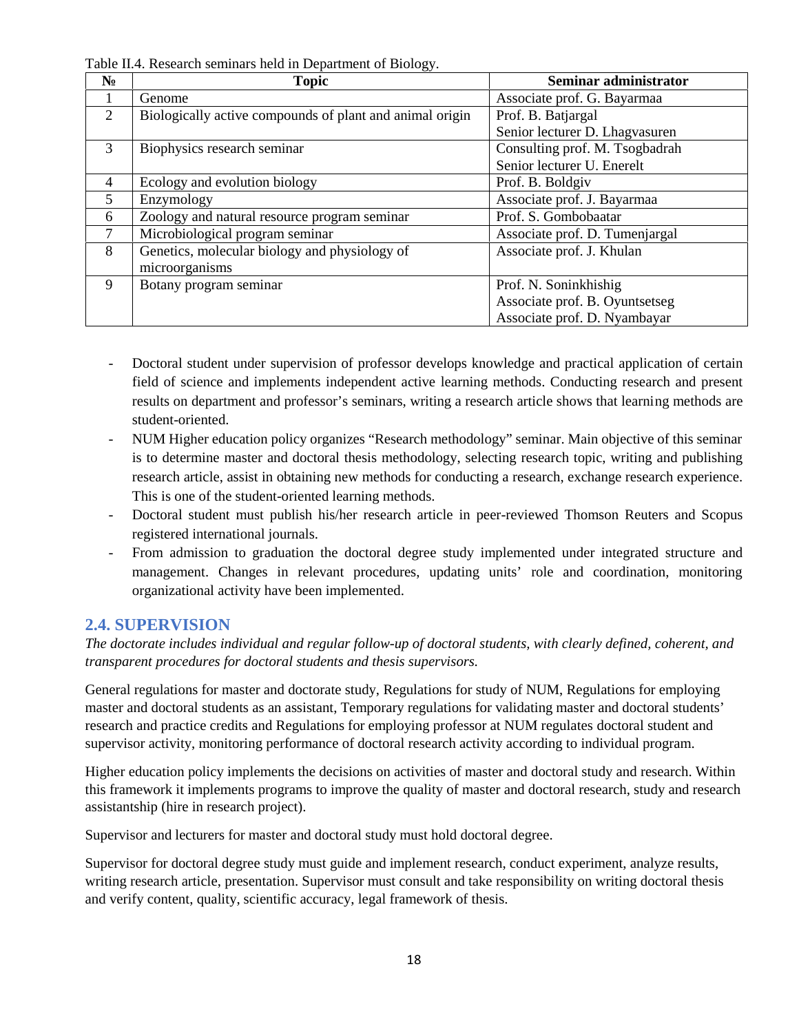Table II.4. Research seminars held in Department of Biology.

| № | Topic | Seminar administrator |
|---|---|---|
| 1 | Genome | Associate prof. G. Bayarmaa |
| 2 | Biologically active compounds of plant and animal origin | Prof. B. Batjargal<br>Senior lecturer D. Lhagvasuren |
| 3 | Biophysics research seminar | Consulting prof. M. Tsogbadrah<br>Senior lecturer U. Enerelt |
| 4 | Ecology and evolution biology | Prof. B. Boldgiv |
| 5 | Enzymology | Associate prof. J. Bayarmaa |
| 6 | Zoology and natural resource program seminar | Prof. S. Gombobaatar |
| 7 | Microbiological program seminar | Associate prof. D. Tumenjargal |
| 8 | Genetics, molecular biology and physiology of microorganisms | Associate prof. J. Khulan |
| 9 | Botany program seminar | Prof. N. Soninkhishig<br>Associate prof. B. Oyuntsetseg<br>Associate prof. D. Nyambayar |

- Doctoral student under supervision of professor develops knowledge and practical application of certain field of science and implements independent active learning methods. Conducting research and present results on department and professor's seminars, writing a research article shows that learning methods are student-oriented.
- NUM Higher education policy organizes "Research methodology" seminar. Main objective of this seminar is to determine master and doctoral thesis methodology, selecting research topic, writing and publishing research article, assist in obtaining new methods for conducting a research, exchange research experience. This is one of the student-oriented learning methods.
- Doctoral student must publish his/her research article in peer-reviewed Thomson Reuters and Scopus registered international journals.
- From admission to graduation the doctoral degree study implemented under integrated structure and management. Changes in relevant procedures, updating units' role and coordination, monitoring organizational activity have been implemented.

## 2.4. SUPERVISION

*The doctorate includes individual and regular follow-up of doctoral students, with clearly defined, coherent, and transparent procedures for doctoral students and thesis supervisors.*

General regulations for master and doctorate study, Regulations for study of NUM, Regulations for employing master and doctoral students as an assistant, Temporary regulations for validating master and doctoral students' research and practice credits and Regulations for employing professor at NUM regulates doctoral student and supervisor activity, monitoring performance of doctoral research activity according to individual program.

Higher education policy implements the decisions on activities of master and doctoral study and research. Within this framework it implements programs to improve the quality of master and doctoral research, study and research assistantship (hire in research project).

Supervisor and lecturers for master and doctoral study must hold doctoral degree.

Supervisor for doctoral degree study must guide and implement research, conduct experiment, analyze results, writing research article, presentation. Supervisor must consult and take responsibility on writing doctoral thesis and verify content, quality, scientific accuracy, legal framework of thesis.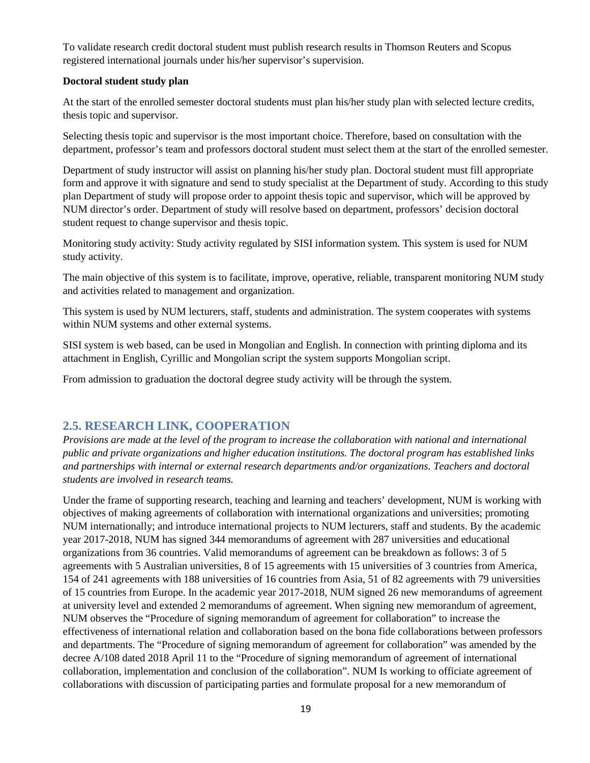To validate research credit doctoral student must publish research results in Thomson Reuters and Scopus registered international journals under his/her supervisor's supervision.

**Doctoral student study plan**

At the start of the enrolled semester doctoral students must plan his/her study plan with selected lecture credits, thesis topic and supervisor.

Selecting thesis topic and supervisor is the most important choice. Therefore, based on consultation with the department, professor's team and professors doctoral student must select them at the start of the enrolled semester.

Department of study instructor will assist on planning his/her study plan. Doctoral student must fill appropriate form and approve it with signature and send to study specialist at the Department of study. According to this study plan Department of study will propose order to appoint thesis topic and supervisor, which will be approved by NUM director's order. Department of study will resolve based on department, professors' decision doctoral student request to change supervisor and thesis topic.

Monitoring study activity: Study activity regulated by SISI information system. This system is used for NUM study activity.

The main objective of this system is to facilitate, improve, operative, reliable, transparent monitoring NUM study and activities related to management and organization.

This system is used by NUM lecturers, staff, students and administration. The system cooperates with systems within NUM systems and other external systems.

SISI system is web based, can be used in Mongolian and English. In connection with printing diploma and its attachment in English, Cyrillic and Mongolian script the system supports Mongolian script.

From admission to graduation the doctoral degree study activity will be through the system.

## 2.5. RESEARCH LINK, COOPERATION

*Provisions are made at the level of the program to increase the collaboration with national and international public and private organizations and higher education institutions. The doctoral program has established links and partnerships with internal or external research departments and/or organizations. Teachers and doctoral students are involved in research teams.*

Under the frame of supporting research, teaching and learning and teachers' development, NUM is working with objectives of making agreements of collaboration with international organizations and universities; promoting NUM internationally; and introduce international projects to NUM lecturers, staff and students. By the academic year 2017-2018, NUM has signed 344 memorandums of agreement with 287 universities and educational organizations from 36 countries. Valid memorandums of agreement can be breakdown as follows: 3 of 5 agreements with 5 Australian universities, 8 of 15 agreements with 15 universities of 3 countries from America, 154 of 241 agreements with 188 universities of 16 countries from Asia, 51 of 82 agreements with 79 universities of 15 countries from Europe. In the academic year 2017-2018, NUM signed 26 new memorandums of agreement at university level and extended 2 memorandums of agreement. When signing new memorandum of agreement, NUM observes the "Procedure of signing memorandum of agreement for collaboration" to increase the effectiveness of international relation and collaboration based on the bona fide collaborations between professors and departments. The "Procedure of signing memorandum of agreement for collaboration" was amended by the decree A/108 dated 2018 April 11 to the "Procedure of signing memorandum of agreement of international collaboration, implementation and conclusion of the collaboration". NUM Is working to officiate agreement of collaborations with discussion of participating parties and formulate proposal for a new memorandum of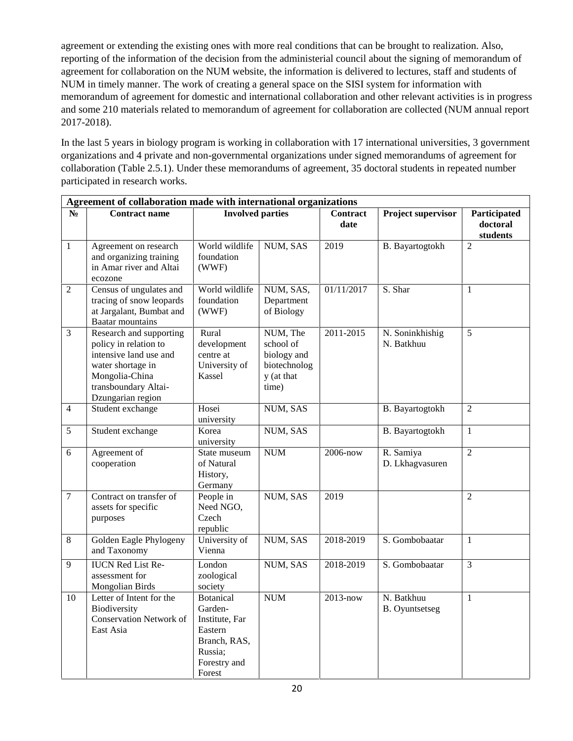agreement or extending the existing ones with more real conditions that can be brought to realization. Also, reporting of the information of the decision from the administerial council about the signing of memorandum of agreement for collaboration on the NUM website, the information is delivered to lectures, staff and students of NUM in timely manner. The work of creating a general space on the SISI system for information with memorandum of agreement for domestic and international collaboration and other relevant activities is in progress and some 210 materials related to memorandum of agreement for collaboration are collected (NUM annual report 2017-2018).

In the last 5 years in biology program is working in collaboration with 17 international universities, 3 government organizations and 4 private and non-governmental organizations under signed memorandums of agreement for collaboration (Table 2.5.1). Under these memorandums of agreement, 35 doctoral students in repeated number participated in research works.

| **Agreement of collaboration made with international organizations** | | | | | | |
|---|---|---|---|---|---|---|
| **№** | **Contract name** | **Involved parties** | | **Contract date** | **Project supervisor** | **Participated doctoral students** |
| 1 | Agreement on research and organizing training in Amar river and Altai ecozone | World wildlife foundation (WWF) | NUM, SAS | 2019 | B. Bayartogtokh | 2 |
| 2 | Census of ungulates and tracing of snow leopards at Jargalant, Bumbat and Baatar mountains | World wildlife foundation (WWF) | NUM, SAS, Department of Biology | 01/11/2017 | S. Shar | 1 |
| 3 | Research and supporting policy in relation to intensive land use and water shortage in Mongolia-China transboundary Altai-Dzungarian region | Rural development centre at University of Kassel | NUM, The school of biology and biotechnology (at that time) | 2011-2015 | N. Soninkhishig N. Batkhuu | 5 |
| 4 | Student exchange | Hosei university | NUM, SAS | | B. Bayartogtokh | 2 |
| 5 | Student exchange | Korea university | NUM, SAS | | B. Bayartogtokh | 1 |
| 6 | Agreement of cooperation | State museum of Natural History, Germany | NUM | 2006-now | R. Samiya D. Lkhagvasuren | 2 |
| 7 | Contract on transfer of assets for specific purposes | People in Need NGO, Czech republic | NUM, SAS | 2019 | | 2 |
| 8 | Golden Eagle Phylogeny and Taxonomy | University of Vienna | NUM, SAS | 2018-2019 | S. Gombobaatar | 1 |
| 9 | IUCN Red List Re-assessment for Mongolian Birds | London zoological society | NUM, SAS | 2018-2019 | S. Gombobaatar | 3 |
| 10 | Letter of Intent for the Biodiversity Conservation Network of East Asia | Botanical Garden-Institute, Far Eastern Branch, RAS, Russia; Forestry and Forest | NUM | 2013-now | N. Batkhuu B. Oyuntsetseg | 1 |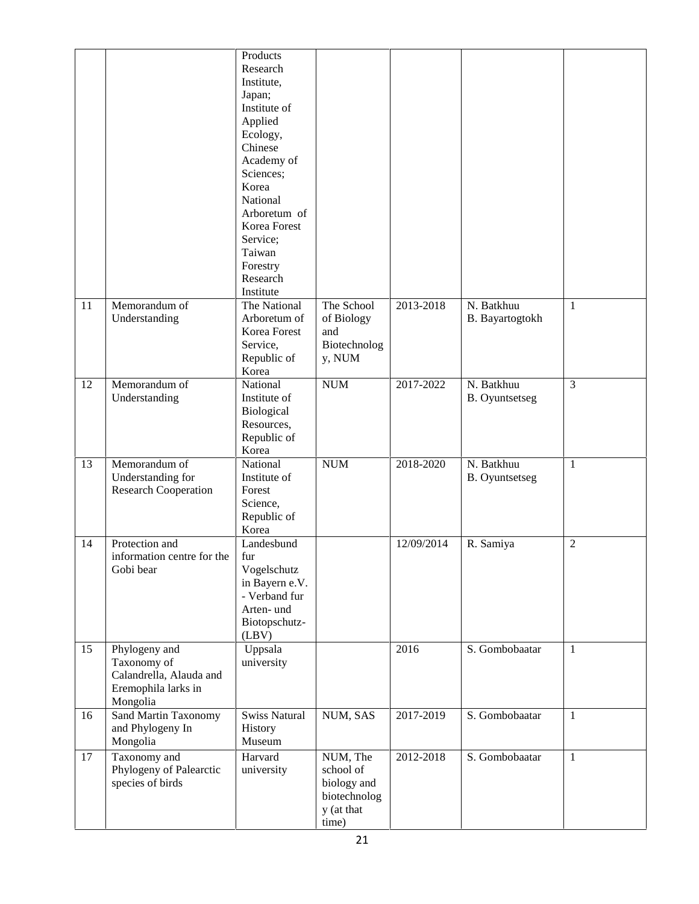|  |  | Products Research Institute, Japan; Institute of Applied Ecology, Chinese Academy of Sciences; Korea National Arboretum of Korea Forest Service; Taiwan Forestry Research Institute |  |  |  |  |
|---|---|---|---|---|---|---|
| 11 | Memorandum of Understanding | The National Arboretum of Korea Forest Service, Republic of Korea | The School of Biology and Biotechnology, NUM | 2013-2018 | N. Batkhuu B. Bayartogtokh | 1 |
| 12 | Memorandum of Understanding | National Institute of Biological Resources, Republic of Korea | NUM | 2017-2022 | N. Batkhuu B. Oyuntsetseg | 3 |
| 13 | Memorandum of Understanding for Research Cooperation | National Institute of Forest Science, Republic of Korea | NUM | 2018-2020 | N. Batkhuu B. Oyuntsetseg | 1 |
| 14 | Protection and information centre for the Gobi bear | Landesbund fur Vogelschutz in Bayern e.V. - Verband fur Arten- und Biotopschutz- (LBV) |  | 12/09/2014 | R. Samiya | 2 |
| 15 | Phylogeny and Taxonomy of Calandrella, Alauda and Eremophila larks in Mongolia | Uppsala university |  | 2016 | S. Gombobaatar | 1 |
| 16 | Sand Martin Taxonomy and Phylogeny In Mongolia | Swiss Natural History Museum | NUM, SAS | 2017-2019 | S. Gombobaatar | 1 |
| 17 | Taxonomy and Phylogeny of Palearctic species of birds | Harvard university | NUM, The school of biology and biotechnology (at that time) | 2012-2018 | S. Gombobaatar | 1 |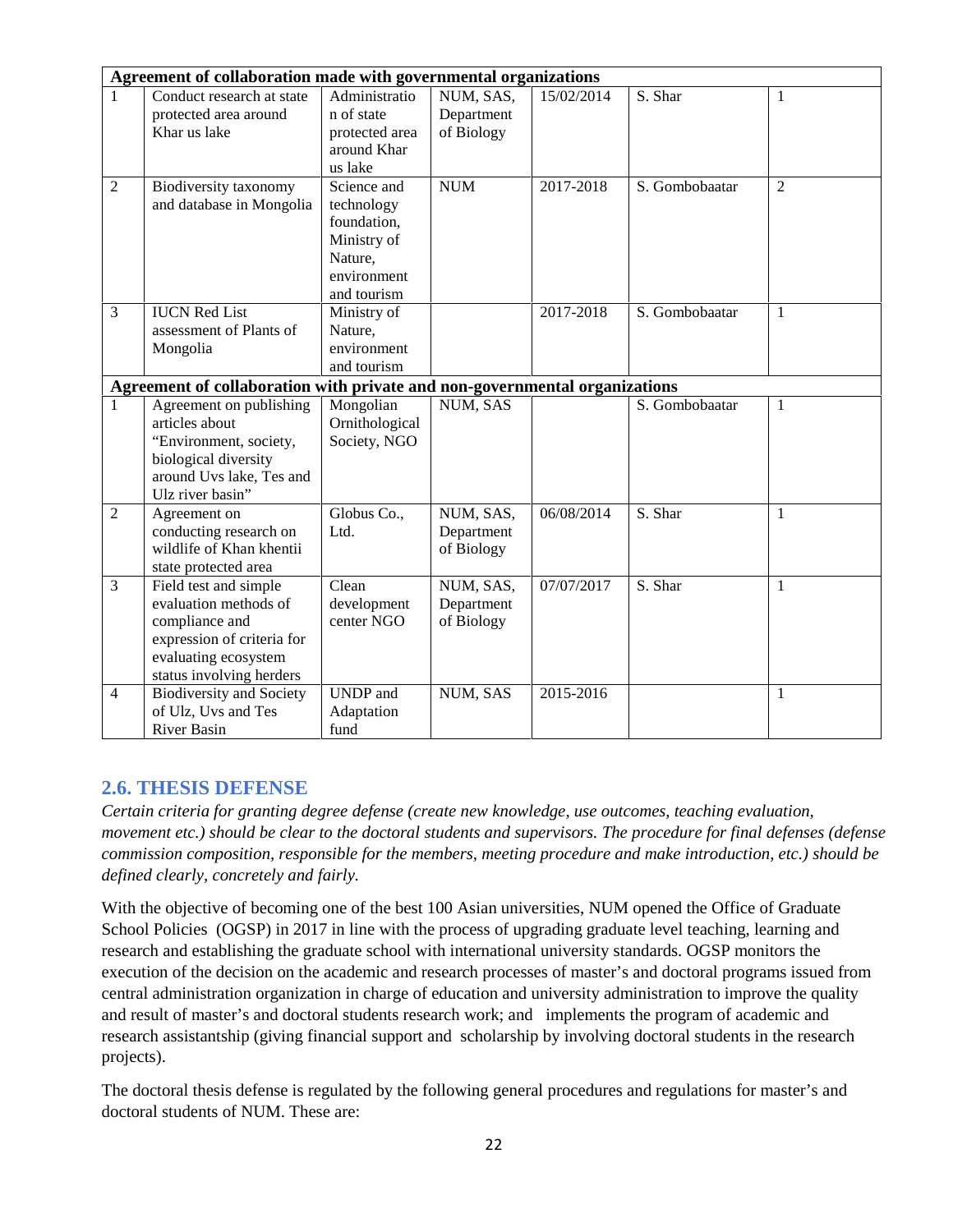| | | | | | | |
|---|---|---|---|---|---|---|
| **Agreement of collaboration made with governmental organizations** | | | | | | |
| 1 | Conduct research at state protected area around Khar us lake | Administration of state protected area around Khar us lake | NUM, SAS, Department of Biology | 15/02/2014 | S. Shar | 1 |
| 2 | Biodiversity taxonomy and database in Mongolia | Science and technology foundation, Ministry of Nature, environment and tourism | NUM | 2017-2018 | S. Gombobaatar | 2 |
| 3 | IUCN Red List assessment of Plants of Mongolia | Ministry of Nature, environment and tourism | | 2017-2018 | S. Gombobaatar | 1 |
| **Agreement of collaboration with private and non-governmental organizations** | | | | | | |
| 1 | Agreement on publishing articles about "Environment, society, biological diversity around Uvs lake, Tes and Ulz river basin" | Mongolian Ornithological Society, NGO | NUM, SAS | | S. Gombobaatar | 1 |
| 2 | Agreement on conducting research on wildlife of Khan khentii state protected area | Globus Co., Ltd. | NUM, SAS, Department of Biology | 06/08/2014 | S. Shar | 1 |
| 3 | Field test and simple evaluation methods of compliance and expression of criteria for evaluating ecosystem status involving herders | Clean development center NGO | NUM, SAS, Department of Biology | 07/07/2017 | S. Shar | 1 |
| 4 | Biodiversity and Society of Ulz, Uvs and Tes River Basin | UNDP and Adaptation fund | NUM, SAS | 2015-2016 | | 1 |

## 2.6. THESIS DEFENSE

*Certain criteria for granting degree defense (create new knowledge, use outcomes, teaching evaluation, movement etc.) should be clear to the doctoral students and supervisors. The procedure for final defenses (defense commission composition, responsible for the members, meeting procedure and make introduction, etc.) should be defined clearly, concretely and fairly.*

With the objective of becoming one of the best 100 Asian universities, NUM opened the Office of Graduate School Policies (OGSP) in 2017 in line with the process of upgrading graduate level teaching, learning and research and establishing the graduate school with international university standards. OGSP monitors the execution of the decision on the academic and research processes of master's and doctoral programs issued from central administration organization in charge of education and university administration to improve the quality and result of master's and doctoral students research work; and implements the program of academic and research assistantship (giving financial support and scholarship by involving doctoral students in the research projects).

The doctoral thesis defense is regulated by the following general procedures and regulations for master's and doctoral students of NUM. These are: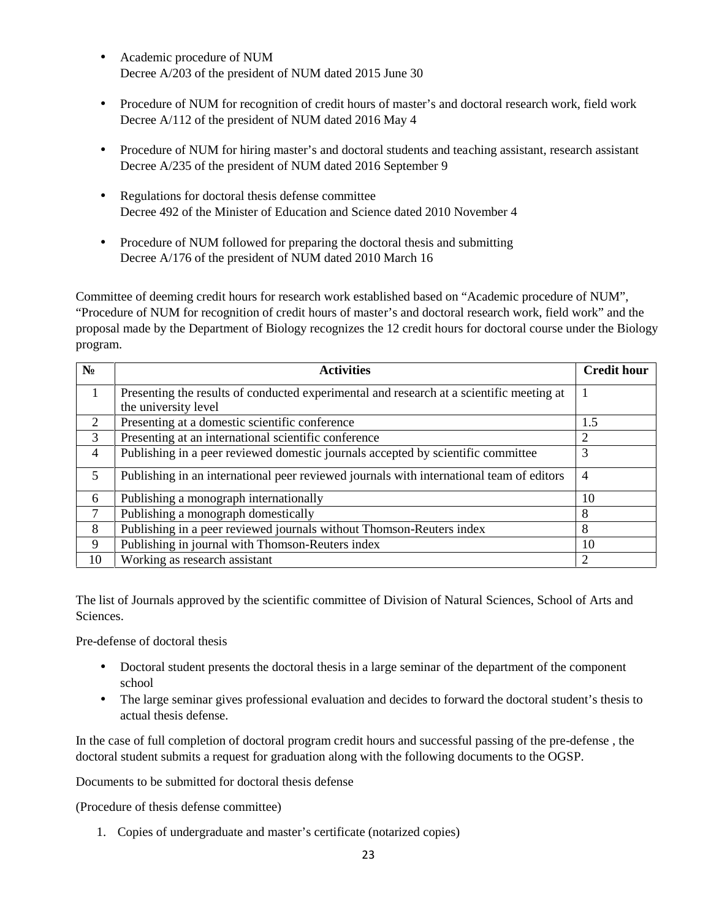- Academic procedure of NUM
  Decree A/203 of the president of NUM dated 2015 June 30

- Procedure of NUM for recognition of credit hours of master's and doctoral research work, field work
  Decree A/112 of the president of NUM dated 2016 May 4

- Procedure of NUM for hiring master's and doctoral students and teaching assistant, research assistant
  Decree A/235 of the president of NUM dated 2016 September 9

- Regulations for doctoral thesis defense committee
  Decree 492 of the Minister of Education and Science dated 2010 November 4

- Procedure of NUM followed for preparing the doctoral thesis and submitting
  Decree A/176 of the president of NUM dated 2010 March 16

Committee of deeming credit hours for research work established based on "Academic procedure of NUM", "Procedure of NUM for recognition of credit hours of master's and doctoral research work, field work" and the proposal made by the Department of Biology recognizes the 12 credit hours for doctoral course under the Biology program.

| № | Activities | Credit hour |
|---|---|---|
| 1 | Presenting the results of conducted experimental and research at a scientific meeting at the university level | 1 |
| 2 | Presenting at a domestic scientific conference | 1.5 |
| 3 | Presenting at an international scientific conference | 2 |
| 4 | Publishing in a peer reviewed domestic journals accepted by scientific committee | 3 |
| 5 | Publishing in an international peer reviewed journals with international team of editors | 4 |
| 6 | Publishing a monograph internationally | 10 |
| 7 | Publishing a monograph domestically | 8 |
| 8 | Publishing in a peer reviewed journals without Thomson-Reuters index | 8 |
| 9 | Publishing in journal with Thomson-Reuters index | 10 |
| 10 | Working as research assistant | 2 |

The list of Journals approved by the scientific committee of Division of Natural Sciences, School of Arts and Sciences.

Pre-defense of doctoral thesis

- Doctoral student presents the doctoral thesis in a large seminar of the department of the component school
- The large seminar gives professional evaluation and decides to forward the doctoral student's thesis to actual thesis defense.

In the case of full completion of doctoral program credit hours and successful passing of the pre-defense , the doctoral student submits a request for graduation along with the following documents to the OGSP.

Documents to be submitted for doctoral thesis defense

(Procedure of thesis defense committee)

1. Copies of undergraduate and master's certificate (notarized copies)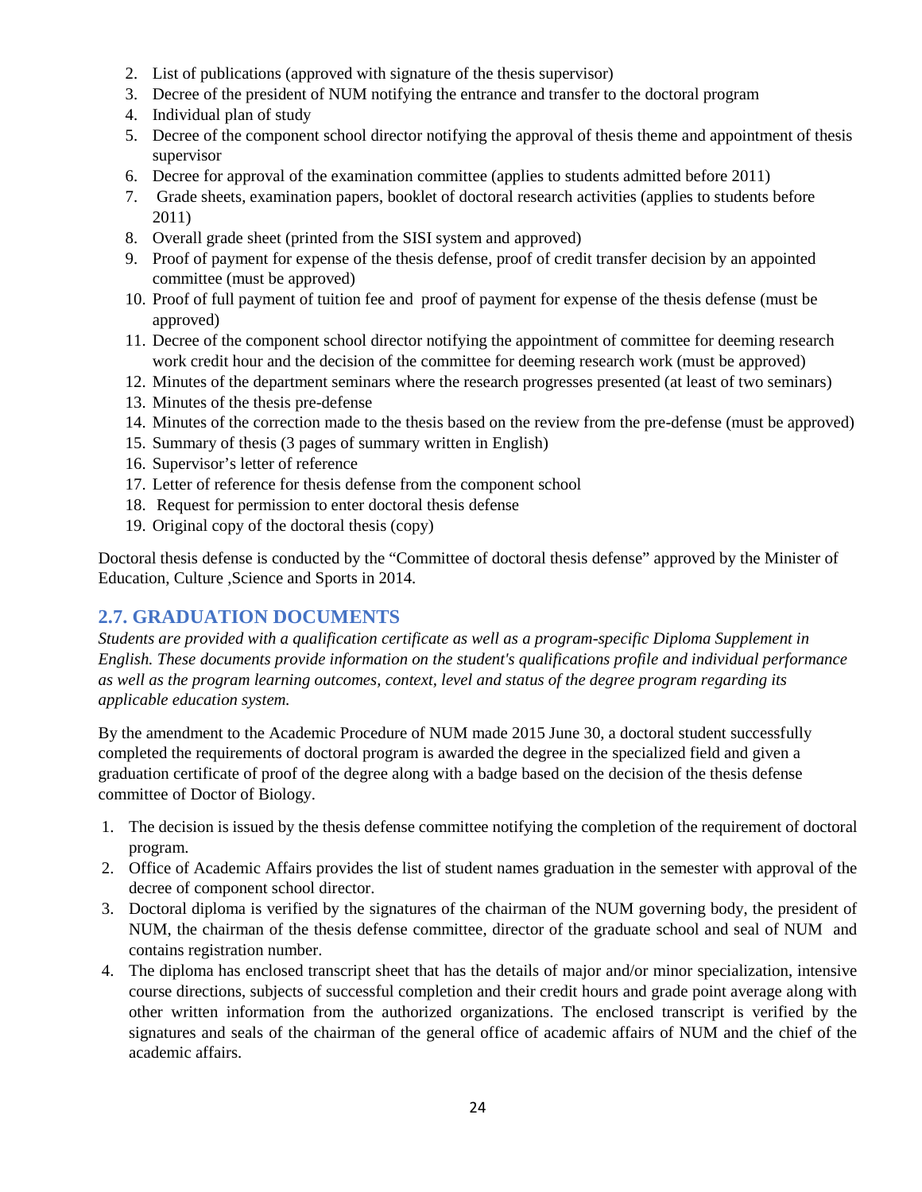2. List of publications (approved with signature of the thesis supervisor)
3. Decree of the president of NUM notifying the entrance and transfer to the doctoral program
4. Individual plan of study
5. Decree of the component school director notifying the approval of thesis theme and appointment of thesis supervisor
6. Decree for approval of the examination committee (applies to students admitted before 2011)
7. Grade sheets, examination papers, booklet of doctoral research activities (applies to students before 2011)
8. Overall grade sheet (printed from the SISI system and approved)
9. Proof of payment for expense of the thesis defense, proof of credit transfer decision by an appointed committee (must be approved)
10. Proof of full payment of tuition fee and proof of payment for expense of the thesis defense (must be approved)
11. Decree of the component school director notifying the appointment of committee for deeming research work credit hour and the decision of the committee for deeming research work (must be approved)
12. Minutes of the department seminars where the research progresses presented (at least of two seminars)
13. Minutes of the thesis pre-defense
14. Minutes of the correction made to the thesis based on the review from the pre-defense (must be approved)
15. Summary of thesis (3 pages of summary written in English)
16. Supervisor's letter of reference
17. Letter of reference for thesis defense from the component school
18. Request for permission to enter doctoral thesis defense
19. Original copy of the doctoral thesis (copy)

Doctoral thesis defense is conducted by the "Committee of doctoral thesis defense" approved by the Minister of Education, Culture ,Science and Sports in 2014.

## 2.7. GRADUATION DOCUMENTS

*Students are provided with a qualification certificate as well as a program-specific Diploma Supplement in English. These documents provide information on the student's qualifications profile and individual performance as well as the program learning outcomes, context, level and status of the degree program regarding its applicable education system.*

By the amendment to the Academic Procedure of NUM made 2015 June 30, a doctoral student successfully completed the requirements of doctoral program is awarded the degree in the specialized field and given a graduation certificate of proof of the degree along with a badge based on the decision of the thesis defense committee of Doctor of Biology.

1. The decision is issued by the thesis defense committee notifying the completion of the requirement of doctoral program.
2. Office of Academic Affairs provides the list of student names graduation in the semester with approval of the decree of component school director.
3. Doctoral diploma is verified by the signatures of the chairman of the NUM governing body, the president of NUM, the chairman of the thesis defense committee, director of the graduate school and seal of NUM and contains registration number.
4. The diploma has enclosed transcript sheet that has the details of major and/or minor specialization, intensive course directions, subjects of successful completion and their credit hours and grade point average along with other written information from the authorized organizations. The enclosed transcript is verified by the signatures and seals of the chairman of the general office of academic affairs of NUM and the chief of the academic affairs.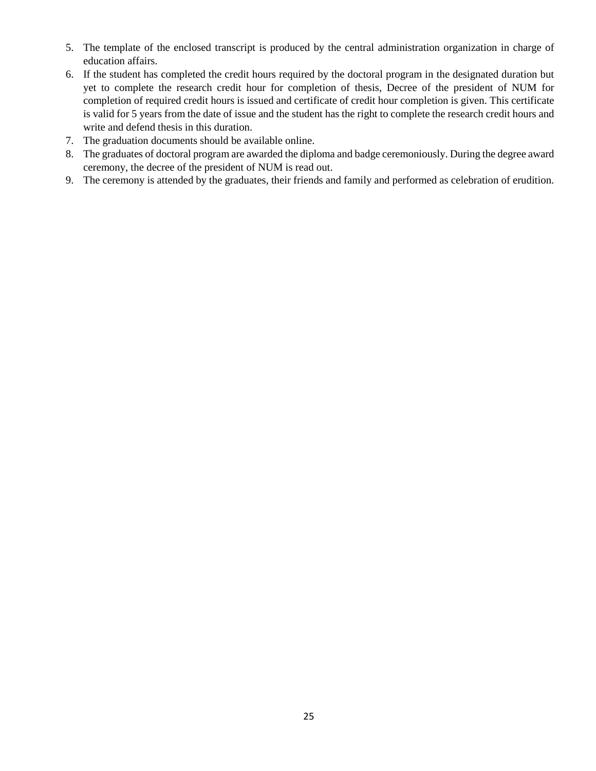5. The template of the enclosed transcript is produced by the central administration organization in charge of education affairs.
6. If the student has completed the credit hours required by the doctoral program in the designated duration but yet to complete the research credit hour for completion of thesis, Decree of the president of NUM for completion of required credit hours is issued and certificate of credit hour completion is given. This certificate is valid for 5 years from the date of issue and the student has the right to complete the research credit hours and write and defend thesis in this duration.
7. The graduation documents should be available online.
8. The graduates of doctoral program are awarded the diploma and badge ceremoniously. During the degree award ceremony, the decree of the president of NUM is read out.
9. The ceremony is attended by the graduates, their friends and family and performed as celebration of erudition.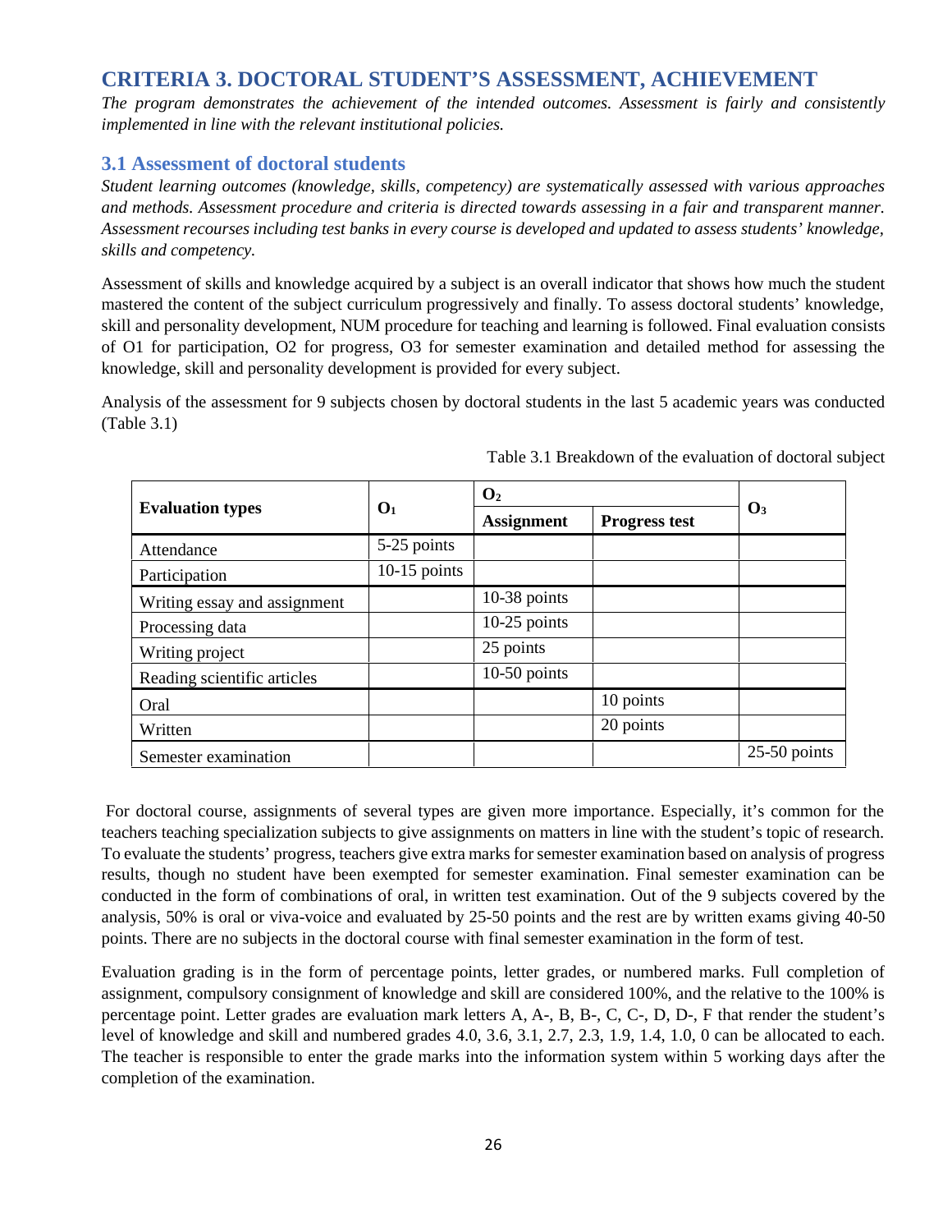## CRITERIA 3. DOCTORAL STUDENT'S ASSESSMENT, ACHIEVEMENT

*The program demonstrates the achievement of the intended outcomes. Assessment is fairly and consistently implemented in line with the relevant institutional policies.*

### 3.1 Assessment of doctoral students

*Student learning outcomes (knowledge, skills, competency) are systematically assessed with various approaches and methods. Assessment procedure and criteria is directed towards assessing in a fair and transparent manner. Assessment recourses including test banks in every course is developed and updated to assess students' knowledge, skills and competency.*

Assessment of skills and knowledge acquired by a subject is an overall indicator that shows how much the student mastered the content of the subject curriculum progressively and finally. To assess doctoral students' knowledge, skill and personality development, NUM procedure for teaching and learning is followed. Final evaluation consists of O1 for participation, O2 for progress, O3 for semester examination and detailed method for assessing the knowledge, skill and personality development is provided for every subject.

Analysis of the assessment for 9 subjects chosen by doctoral students in the last 5 academic years was conducted (Table 3.1)

Table 3.1 Breakdown of the evaluation of doctoral subject

| Evaluation types | $O_1$ | $O_2$ | | $O_3$ |
|---|---|---|---|---|
| | | **Assignment** | **Progress test** | |
| Attendance | 5-25 points | | | |
| Participation | 10-15 points | | | |
| Writing essay and assignment | | 10-38 points | | |
| Processing data | | 10-25 points | | |
| Writing project | | 25 points | | |
| Reading scientific articles | | 10-50 points | | |
| Oral | | | 10 points | |
| Written | | | 20 points | |
| Semester examination | | | | 25-50 points |

For doctoral course, assignments of several types are given more importance. Especially, it's common for the teachers teaching specialization subjects to give assignments on matters in line with the student's topic of research. To evaluate the students' progress, teachers give extra marks for semester examination based on analysis of progress results, though no student have been exempted for semester examination. Final semester examination can be conducted in the form of combinations of oral, in written test examination. Out of the 9 subjects covered by the analysis, 50% is oral or viva-voice and evaluated by 25-50 points and the rest are by written exams giving 40-50 points. There are no subjects in the doctoral course with final semester examination in the form of test.

Evaluation grading is in the form of percentage points, letter grades, or numbered marks. Full completion of assignment, compulsory consignment of knowledge and skill are considered 100%, and the relative to the 100% is percentage point. Letter grades are evaluation mark letters A, A-, B, B-, C, C-, D, D-, F that render the student's level of knowledge and skill and numbered grades 4.0, 3.6, 3.1, 2.7, 2.3, 1.9, 1.4, 1.0, 0 can be allocated to each. The teacher is responsible to enter the grade marks into the information system within 5 working days after the completion of the examination.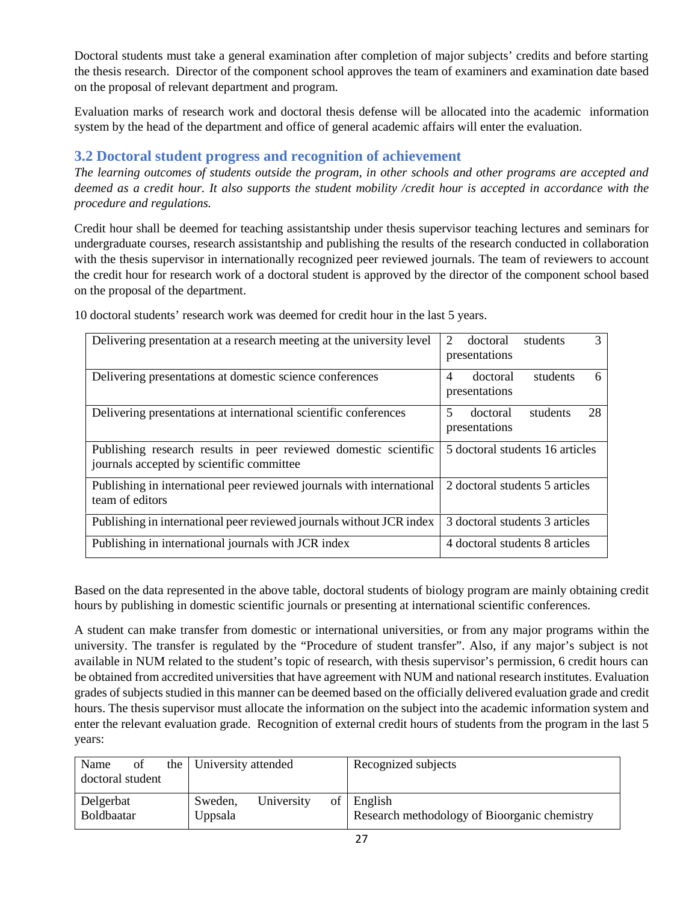Doctoral students must take a general examination after completion of major subjects' credits and before starting the thesis research. Director of the component school approves the team of examiners and examination date based on the proposal of relevant department and program.

Evaluation marks of research work and doctoral thesis defense will be allocated into the academic information system by the head of the department and office of general academic affairs will enter the evaluation.

## 3.2 Doctoral student progress and recognition of achievement

*The learning outcomes of students outside the program, in other schools and other programs are accepted and deemed as a credit hour. It also supports the student mobility /credit hour is accepted in accordance with the procedure and regulations.*

Credit hour shall be deemed for teaching assistantship under thesis supervisor teaching lectures and seminars for undergraduate courses, research assistantship and publishing the results of the research conducted in collaboration with the thesis supervisor in internationally recognized peer reviewed journals. The team of reviewers to account the credit hour for research work of a doctoral student is approved by the director of the component school based on the proposal of the department.

10 doctoral students' research work was deemed for credit hour in the last 5 years.

| | |
|---|---|
| Delivering presentation at a research meeting at the university level | 2 doctoral students 3 presentations |
| Delivering presentations at domestic science conferences | 4 doctoral students 6 presentations |
| Delivering presentations at international scientific conferences | 5 doctoral students 28 presentations |
| Publishing research results in peer reviewed domestic scientific journals accepted by scientific committee | 5 doctoral students 16 articles |
| Publishing in international peer reviewed journals with international team of editors | 2 doctoral students 5 articles |
| Publishing in international peer reviewed journals without JCR index | 3 doctoral students 3 articles |
| Publishing in international journals with JCR index | 4 doctoral students 8 articles |

Based on the data represented in the above table, doctoral students of biology program are mainly obtaining credit hours by publishing in domestic scientific journals or presenting at international scientific conferences.

A student can make transfer from domestic or international universities, or from any major programs within the university. The transfer is regulated by the "Procedure of student transfer". Also, if any major's subject is not available in NUM related to the student's topic of research, with thesis supervisor's permission, 6 credit hours can be obtained from accredited universities that have agreement with NUM and national research institutes. Evaluation grades of subjects studied in this manner can be deemed based on the officially delivered evaluation grade and credit hours. The thesis supervisor must allocate the information on the subject into the academic information system and enter the relevant evaluation grade. Recognition of external credit hours of students from the program in the last 5 years:

| Name of the doctoral student | University attended | Recognized subjects |
|---|---|---|
| Delgerbat Boldbaatar | Sweden, University of Uppsala | English<br>Research methodology of Bioorganic chemistry |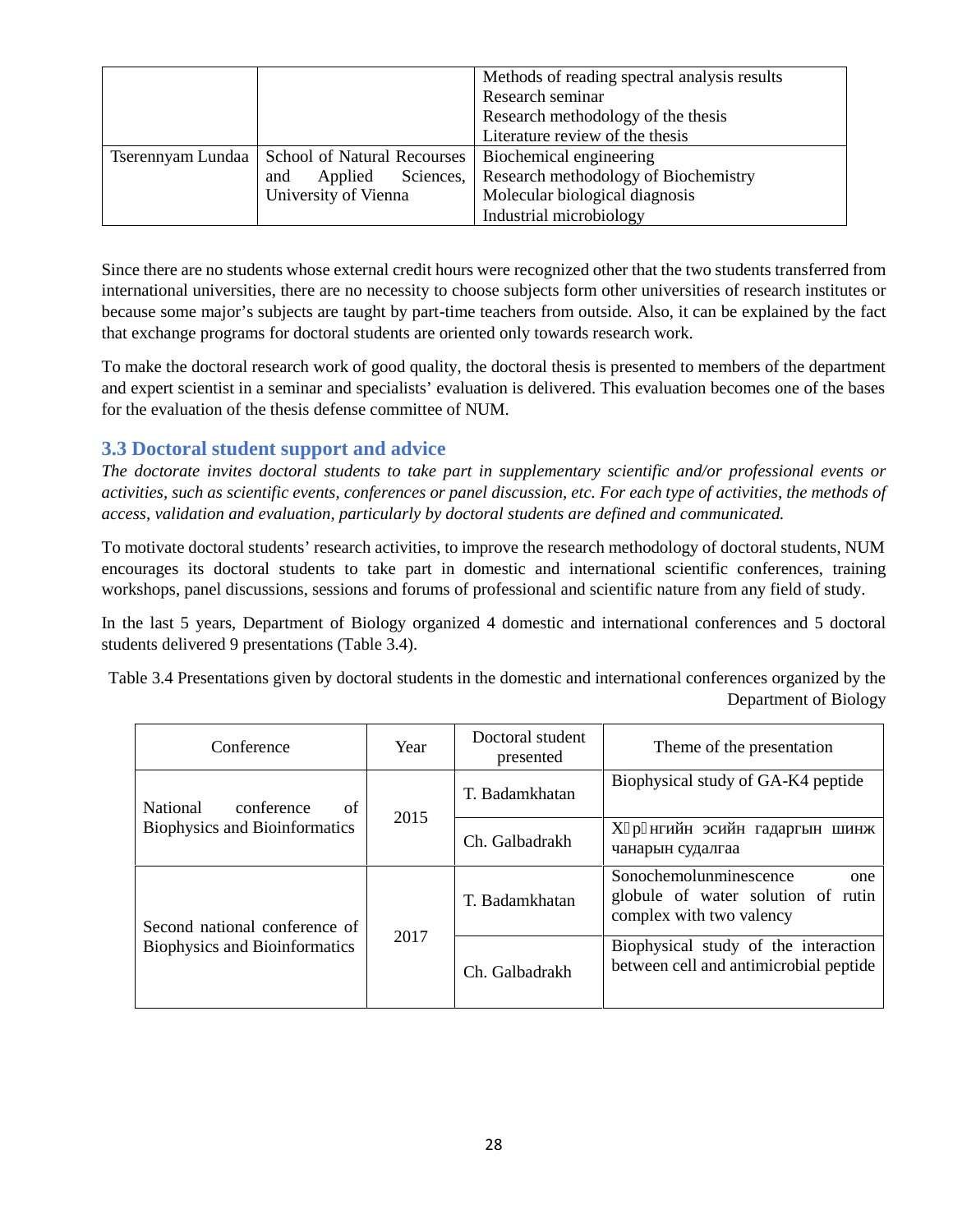| | | Methods of reading spectral analysis results<br>Research seminar<br>Research methodology of the thesis<br>Literature review of the thesis |
|---|---|---|
| Tserennyam Lundaa | School of Natural Recourses and Applied Sciences, University of Vienna | Biochemical engineering<br>Research methodology of Biochemistry<br>Molecular biological diagnosis<br>Industrial microbiology |

Since there are no students whose external credit hours were recognized other that the two students transferred from international universities, there are no necessity to choose subjects form other universities of research institutes or because some major's subjects are taught by part-time teachers from outside. Also, it can be explained by the fact that exchange programs for doctoral students are oriented only towards research work.

To make the doctoral research work of good quality, the doctoral thesis is presented to members of the department and expert scientist in a seminar and specialists' evaluation is delivered. This evaluation becomes one of the bases for the evaluation of the thesis defense committee of NUM.

### 3.3 Doctoral student support and advice

*The doctorate invites doctoral students to take part in supplementary scientific and/or professional events or activities, such as scientific events, conferences or panel discussion, etc. For each type of activities, the methods of access, validation and evaluation, particularly by doctoral students are defined and communicated.*

To motivate doctoral students' research activities, to improve the research methodology of doctoral students, NUM encourages its doctoral students to take part in domestic and international scientific conferences, training workshops, panel discussions, sessions and forums of professional and scientific nature from any field of study.

In the last 5 years, Department of Biology organized 4 domestic and international conferences and 5 doctoral students delivered 9 presentations (Table 3.4).

Table 3.4 Presentations given by doctoral students in the domestic and international conferences organized by the Department of Biology

| Conference | Year | Doctoral student presented | Theme of the presentation |
|---|---|---|---|
| National conference of Biophysics and Bioinformatics | 2015 | T. Badamkhatan | Biophysical study of GA-K4 peptide |
| | | Ch. Galbadrakh | Хөрөнгийн эсийн гадаргын шинж чанарын судалгаа |
| Second national conference of Biophysics and Bioinformatics | 2017 | T. Badamkhatan | Sonochemolunminescence one globule of water solution of rutin complex with two valency |
| | | Ch. Galbadrakh | Biophysical study of the interaction between cell and antimicrobial peptide |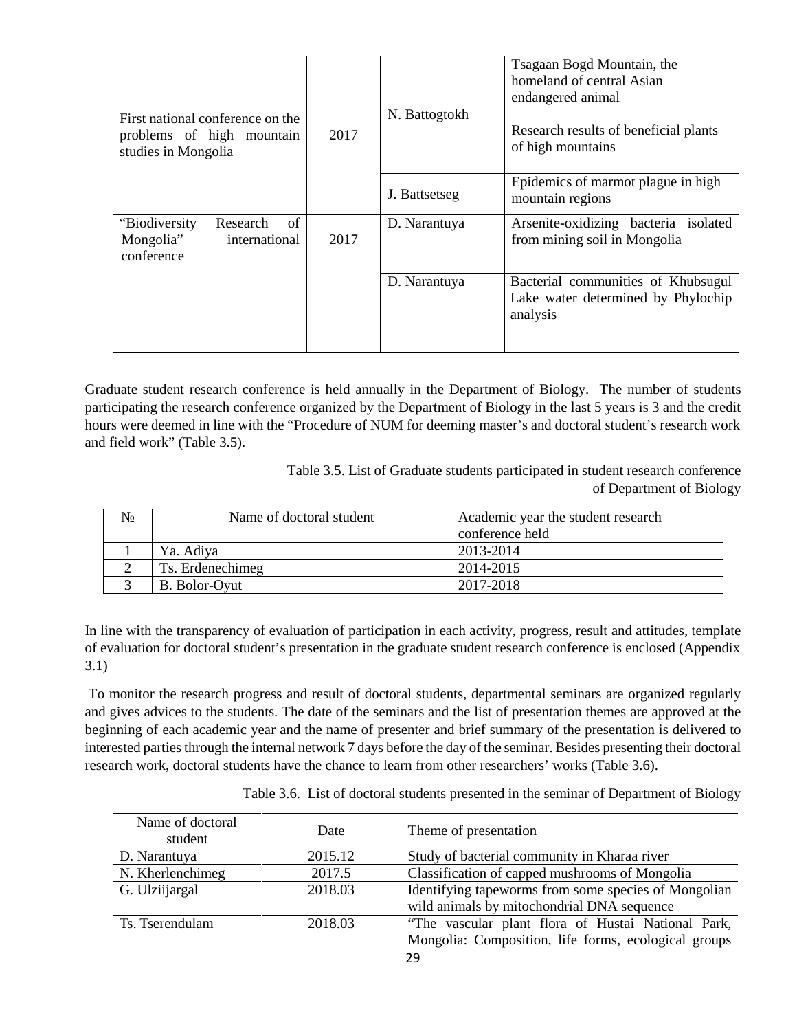| | | | |
|---|---|---|---|
| First national conference on the problems of high mountain studies in Mongolia | 2017 | N. Battogtokh | Tsagaan Bogd Mountain, the homeland of central Asian endangered animal<br><br>Research results of beneficial plants of high mountains |
| | | J. Battsetseg | Epidemics of marmot plague in high mountain regions |
| "Biodiversity Research of Mongolia" international conference | 2017 | D. Narantuya | Arsenite-oxidizing bacteria isolated from mining soil in Mongolia |
| | | D. Narantuya | Bacterial communities of Khubsugul Lake water determined by Phylochip analysis |

Graduate student research conference is held annually in the Department of Biology. The number of students participating the research conference organized by the Department of Biology in the last 5 years is 3 and the credit hours were deemed in line with the "Procedure of NUM for deeming master's and doctoral student's research work and field work" (Table 3.5).

Table 3.5. List of Graduate students participated in student research conference of Department of Biology

| № | Name of doctoral student | Academic year the student research conference held |
|---|---|---|
| 1 | Ya. Adiya | 2013-2014 |
| 2 | Ts. Erdenechimeg | 2014-2015 |
| 3 | B. Bolor-Oyut | 2017-2018 |

In line with the transparency of evaluation of participation in each activity, progress, result and attitudes, template of evaluation for doctoral student's presentation in the graduate student research conference is enclosed (Appendix 3.1)

To monitor the research progress and result of doctoral students, departmental seminars are organized regularly and gives advices to the students. The date of the seminars and the list of presentation themes are approved at the beginning of each academic year and the name of presenter and brief summary of the presentation is delivered to interested parties through the internal network 7 days before the day of the seminar. Besides presenting their doctoral research work, doctoral students have the chance to learn from other researchers' works (Table 3.6).

Table 3.6. List of doctoral students presented in the seminar of Department of Biology

| Name of doctoral student | Date | Theme of presentation |
|---|---|---|
| D. Narantuya | 2015.12 | Study of bacterial community in Kharaa river |
| N. Kherlenchimeg | 2017.5 | Classification of capped mushrooms of Mongolia |
| G. Ulziijargal | 2018.03 | Identifying tapeworms from some species of Mongolian wild animals by mitochondrial DNA sequence |
| Ts. Tserendulam | 2018.03 | "The vascular plant flora of Hustai National Park, Mongolia: Composition, life forms, ecological groups |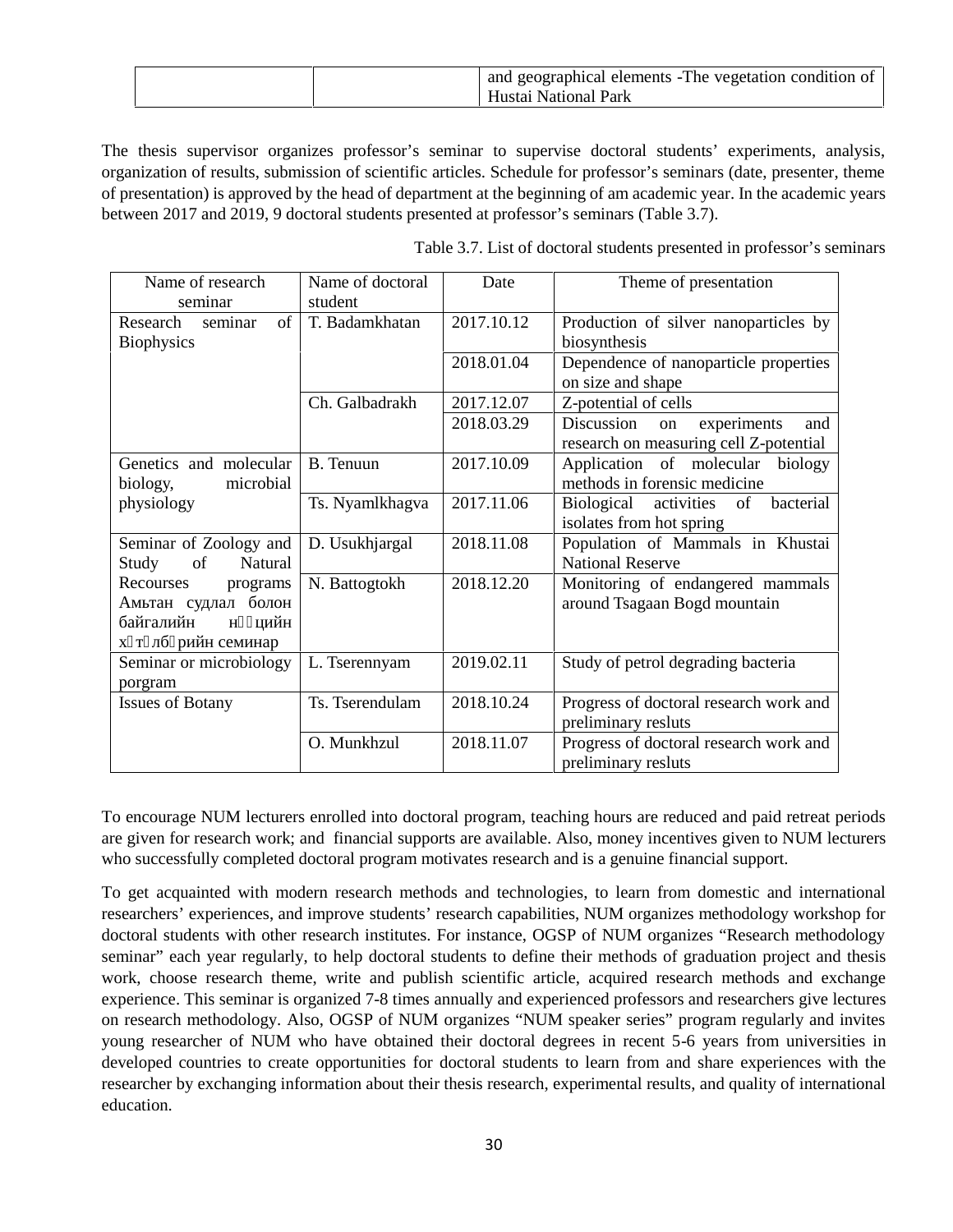| | | and geographical elements -The vegetation condition of Hustai National Park |
|---|---|---|

The thesis supervisor organizes professor's seminar to supervise doctoral students' experiments, analysis, organization of results, submission of scientific articles. Schedule for professor's seminars (date, presenter, theme of presentation) is approved by the head of department at the beginning of am academic year. In the academic years between 2017 and 2019, 9 doctoral students presented at professor's seminars (Table 3.7).

Table 3.7. List of doctoral students presented in professor's seminars

| Name of research seminar | Name of doctoral student | Date | Theme of presentation |
|---|---|---|---|
| Research seminar of Biophysics | T. Badamkhatan | 2017.10.12 | Production of silver nanoparticles by biosynthesis |
| | | 2018.01.04 | Dependence of nanoparticle properties on size and shape |
| | Ch. Galbadrakh | 2017.12.07 | Z-potential of cells |
| | | 2018.03.29 | Discussion on experiments and research on measuring cell Z-potential |
| Genetics and molecular biology, microbial physiology | B. Tenuun | 2017.10.09 | Application of molecular biology methods in forensic medicine |
| | Ts. Nyamlkhagva | 2017.11.06 | Biological activities of bacterial isolates from hot spring |
| Seminar of Zoology and Study of Natural Recourses programs Амьтан судлал болон байгалийн нөөцийн хөтөлбөрийн семинар | D. Usukhjargal | 2018.11.08 | Population of Mammals in Khustai National Reserve |
| | N. Battogtokh | 2018.12.20 | Monitoring of endangered mammals around Tsagaan Bogd mountain |
| Seminar or microbiology porgram | L. Tserennyam | 2019.02.11 | Study of petrol degrading bacteria |
| Issues of Botany | Ts. Tserendulam | 2018.10.24 | Progress of doctoral research work and preliminary resluts |
| | O. Munkhzul | 2018.11.07 | Progress of doctoral research work and preliminary resluts |

To encourage NUM lecturers enrolled into doctoral program, teaching hours are reduced and paid retreat periods are given for research work; and financial supports are available. Also, money incentives given to NUM lecturers who successfully completed doctoral program motivates research and is a genuine financial support.

To get acquainted with modern research methods and technologies, to learn from domestic and international researchers' experiences, and improve students' research capabilities, NUM organizes methodology workshop for doctoral students with other research institutes. For instance, OGSP of NUM organizes "Research methodology seminar" each year regularly, to help doctoral students to define their methods of graduation project and thesis work, choose research theme, write and publish scientific article, acquired research methods and exchange experience. This seminar is organized 7-8 times annually and experienced professors and researchers give lectures on research methodology. Also, OGSP of NUM organizes "NUM speaker series" program regularly and invites young researcher of NUM who have obtained their doctoral degrees in recent 5-6 years from universities in developed countries to create opportunities for doctoral students to learn from and share experiences with the researcher by exchanging information about their thesis research, experimental results, and quality of international education.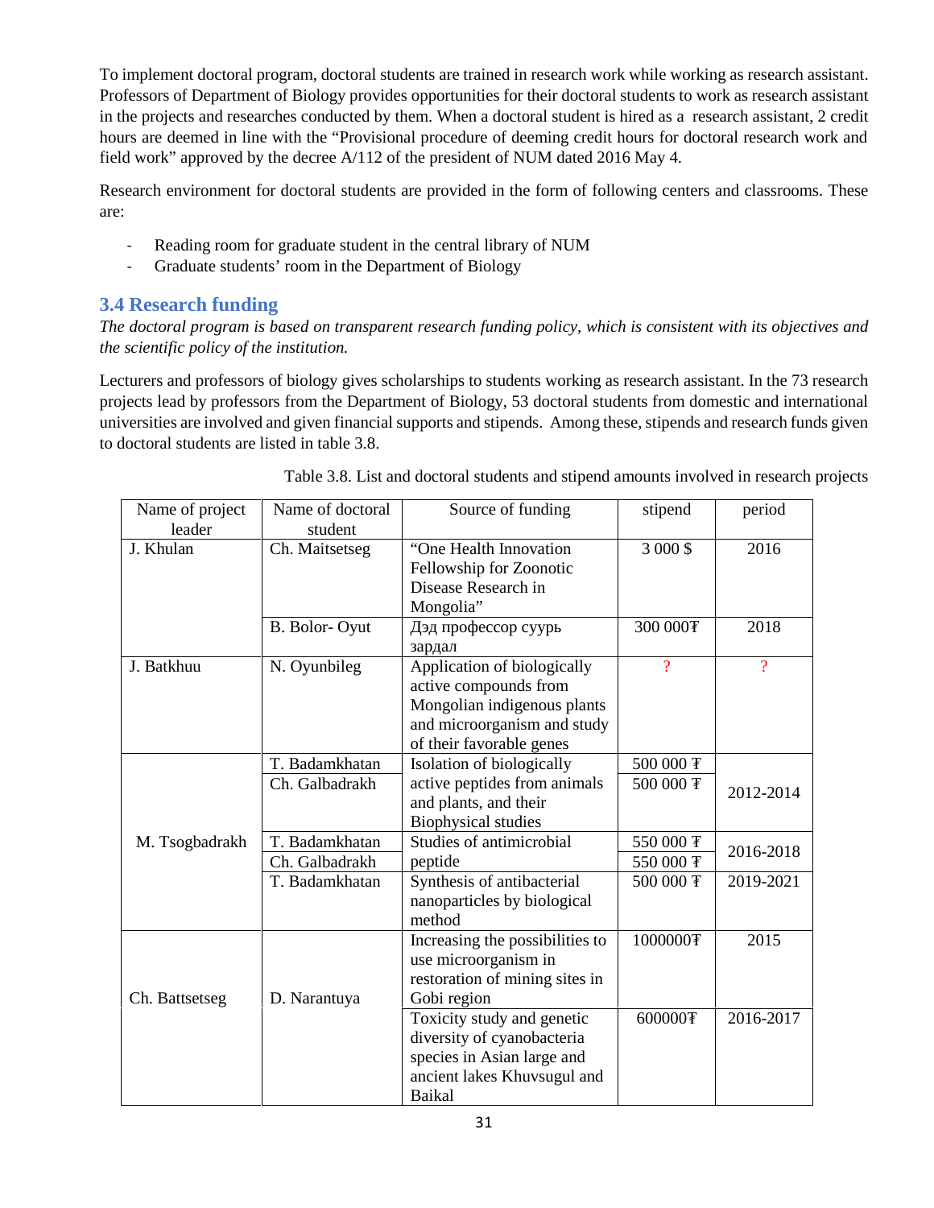To implement doctoral program, doctoral students are trained in research work while working as research assistant. Professors of Department of Biology provides opportunities for their doctoral students to work as research assistant in the projects and researches conducted by them. When a doctoral student is hired as a research assistant, 2 credit hours are deemed in line with the "Provisional procedure of deeming credit hours for doctoral research work and field work" approved by the decree A/112 of the president of NUM dated 2016 May 4.

Research environment for doctoral students are provided in the form of following centers and classrooms. These are:

- Reading room for graduate student in the central library of NUM
- Graduate students' room in the Department of Biology

## 3.4 Research funding

*The doctoral program is based on transparent research funding policy, which is consistent with its objectives and the scientific policy of the institution.*

Lecturers and professors of biology gives scholarships to students working as research assistant. In the 73 research projects lead by professors from the Department of Biology, 53 doctoral students from domestic and international universities are involved and given financial supports and stipends. Among these, stipends and research funds given to doctoral students are listed in table 3.8.

Table 3.8. List and doctoral students and stipend amounts involved in research projects

| Name of project leader | Name of doctoral student | Source of funding | stipend | period |
|---|---|---|---|---|
| J. Khulan | Ch. Maitsetseg | "One Health Innovation Fellowship for Zoonotic Disease Research in Mongolia" | 3 000 $ | 2016 |
| | B. Bolor- Oyut | Дэд профессор суурь зардал | 300 000₮ | 2018 |
| J. Batkhuu | N. Oyunbileg | Application of biologically active compounds from Mongolian indigenous plants and microorganism and study of their favorable genes | ? | ? |
| M. Tsogbadrakh | T. Badamkhatan | Isolation of biologically active peptides from animals and plants, and their Biophysical studies | 500 000 ₮ | 2012-2014 |
| | Ch. Galbadrakh | | 500 000 ₮ | |
| | T. Badamkhatan | Studies of antimicrobial peptide | 550 000 ₮ | 2016-2018 |
| | Ch. Galbadrakh | | 550 000 ₮ | |
| | T. Badamkhatan | Synthesis of antibacterial nanoparticles by biological method | 500 000 ₮ | 2019-2021 |
| Ch. Battsetseg | D. Narantuya | Increasing the possibilities to use microorganism in restoration of mining sites in Gobi region | 1000000₮ | 2015 |
| | | Toxicity study and genetic diversity of cyanobacteria species in Asian large and ancient lakes Khuvsugul and Baikal | 600000₮ | 2016-2017 |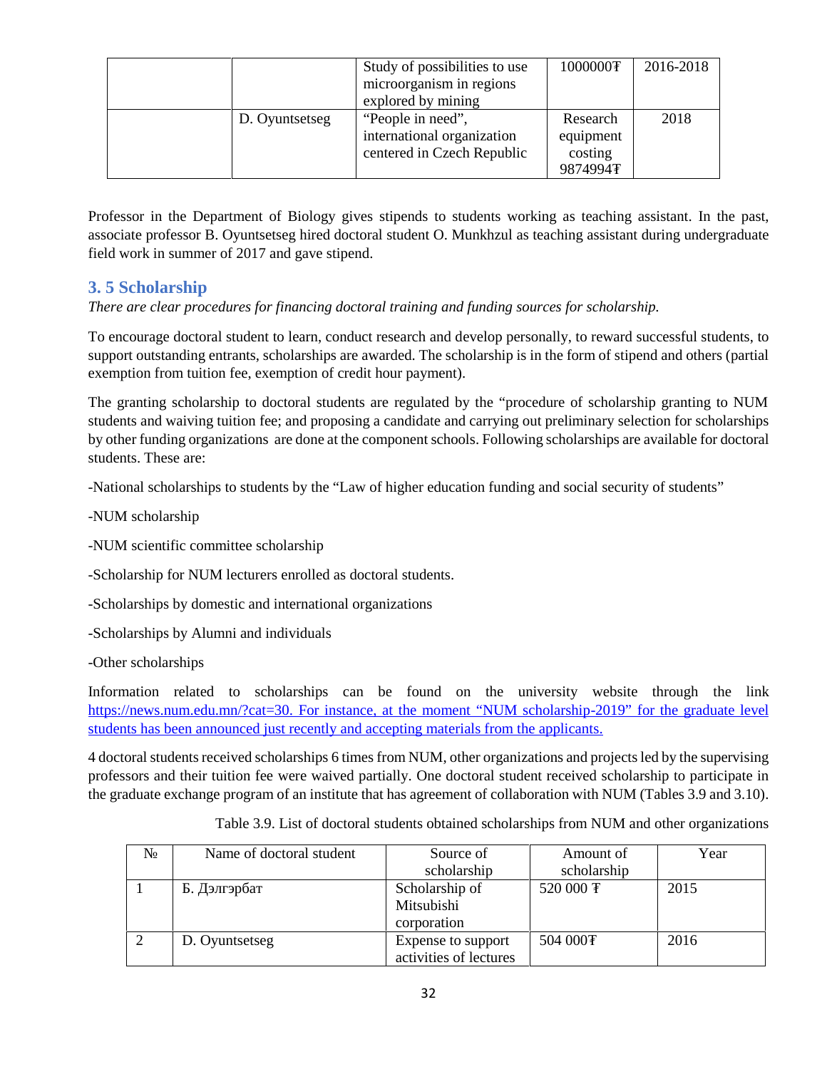| | | Study of possibilities to use microorganism in regions explored by mining | 1000000₮ | 2016-2018 |
|---|---|---|---|---|
| | D. Oyuntsetseg | "People in need", international organization centered in Czech Republic | Research equipment costing 9874994₮ | 2018 |

Professor in the Department of Biology gives stipends to students working as teaching assistant. In the past, associate professor B. Oyuntsetseg hired doctoral student O. Munkhzul as teaching assistant during undergraduate field work in summer of 2017 and gave stipend.

## 3. 5 Scholarship

*There are clear procedures for financing doctoral training and funding sources for scholarship.*

To encourage doctoral student to learn, conduct research and develop personally, to reward successful students, to support outstanding entrants, scholarships are awarded. The scholarship is in the form of stipend and others (partial exemption from tuition fee, exemption of credit hour payment).

The granting scholarship to doctoral students are regulated by the "procedure of scholarship granting to NUM students and waiving tuition fee; and proposing a candidate and carrying out preliminary selection for scholarships by other funding organizations are done at the component schools. Following scholarships are available for doctoral students. These are:

-National scholarships to students by the "Law of higher education funding and social security of students"

-NUM scholarship

-NUM scientific committee scholarship

-Scholarship for NUM lecturers enrolled as doctoral students.

-Scholarships by domestic and international organizations

-Scholarships by Alumni and individuals

-Other scholarships

Information related to scholarships can be found on the university website through the link https://news.num.edu.mn/?cat=30. For instance, at the moment "NUM scholarship-2019" for the graduate level students has been announced just recently and accepting materials from the applicants.

4 doctoral students received scholarships 6 times from NUM, other organizations and projects led by the supervising professors and their tuition fee were waived partially. One doctoral student received scholarship to participate in the graduate exchange program of an institute that has agreement of collaboration with NUM (Tables 3.9 and 3.10).

Table 3.9. List of doctoral students obtained scholarships from NUM and other organizations

| № | Name of doctoral student | Source of scholarship | Amount of scholarship | Year |
|---|---|---|---|---|
| 1 | Б. Дэлгэрбат | Scholarship of Mitsubishi corporation | 520 000 ₮ | 2015 |
| 2 | D. Oyuntsetseg | Expense to support activities of lectures | 504 000₮ | 2016 |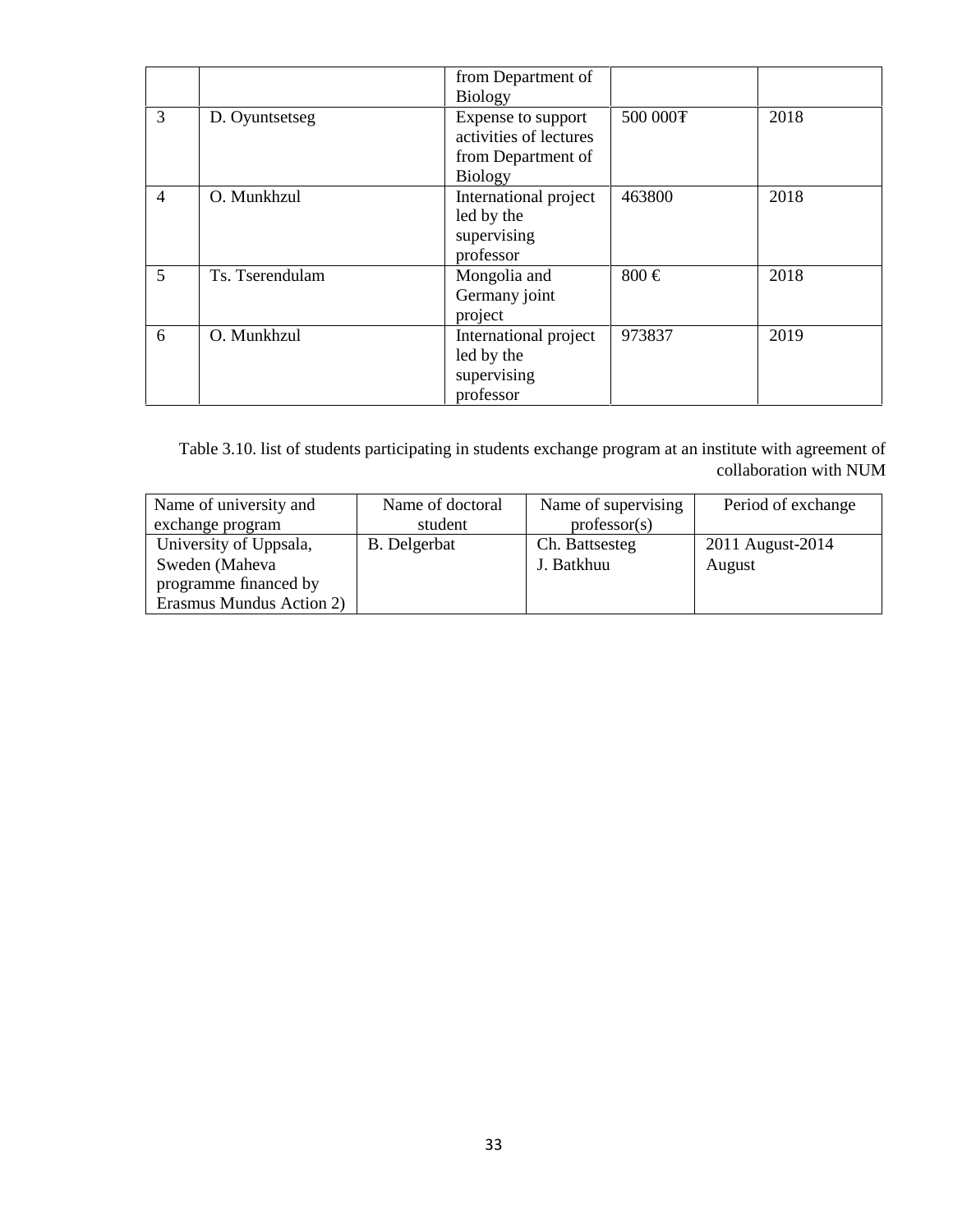|  |  | from Department of Biology |  |  |
| --- | --- | --- | --- | --- |
| 3 | D. Oyuntsetseg | Expense to support activities of lectures from Department of Biology | 500 000₮ | 2018 |
| 4 | O. Munkhzul | International project led by the supervising professor | 463800 | 2018 |
| 5 | Ts. Tserendulam | Mongolia and Germany joint project | 800 € | 2018 |
| 6 | O. Munkhzul | International project led by the supervising professor | 973837 | 2019 |

Table 3.10. list of students participating in students exchange program at an institute with agreement of collaboration with NUM

| Name of university and exchange program | Name of doctoral student | Name of supervising professor(s) | Period of exchange |
| --- | --- | --- | --- |
| University of Uppsala, Sweden (Maheva programme financed by Erasmus Mundus Action 2) | B. Delgerbat | Ch. Battsesteg<br>J. Batkhuu | 2011 August-2014 August |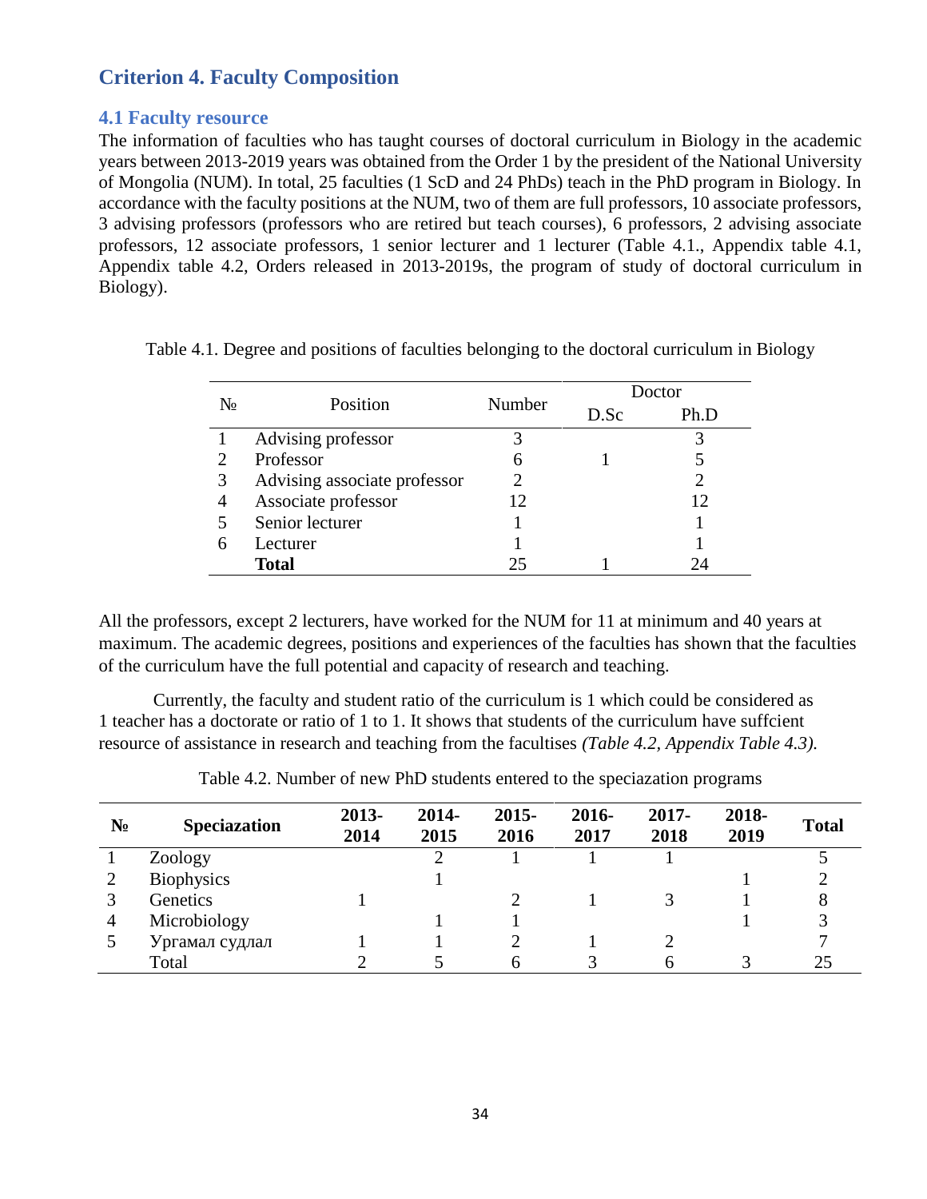## Criterion 4. Faculty Composition

### 4.1 Faculty resource

The information of faculties who has taught courses of doctoral curriculum in Biology in the academic years between 2013-2019 years was obtained from the Order 1 by the president of the National University of Mongolia (NUM). In total, 25 faculties (1 ScD and 24 PhDs) teach in the PhD program in Biology. In accordance with the faculty positions at the NUM, two of them are full professors, 10 associate professors, 3 advising professors (professors who are retired but teach courses), 6 professors, 2 advising associate professors, 12 associate professors, 1 senior lecturer and 1 lecturer (Table 4.1., Appendix table 4.1, Appendix table 4.2, Orders released in 2013-2019s, the program of study of doctoral curriculum in Biology).

Table 4.1. Degree and positions of faculties belonging to the doctoral curriculum in Biology

| № | Position | Number | Doctor | |
|---|---|---|---|---|
| | | | D.Sc | Ph.D |
| 1 | Advising professor | 3 | | 3 |
| 2 | Professor | 6 | 1 | 5 |
| 3 | Advising associate professor | 2 | | 2 |
| 4 | Associate professor | 12 | | 12 |
| 5 | Senior lecturer | 1 | | 1 |
| 6 | Lecturer | 1 | | 1 |
| | **Total** | 25 | 1 | 24 |

All the professors, except 2 lecturers, have worked for the NUM for 11 at minimum and 40 years at maximum. The academic degrees, positions and experiences of the faculties has shown that the faculties of the curriculum have the full potential and capacity of research and teaching.

Currently, the faculty and student ratio of the curriculum is 1 which could be considered as 1 teacher has a doctorate or ratio of 1 to 1. It shows that students of the curriculum have suffcient resource of assistance in research and teaching from the facultises *(Table 4.2, Appendix Table 4.3).*

Table 4.2. Number of new PhD students entered to the speciazation programs

| **№** | **Speciazation** | **2013-2014** | **2014-2015** | **2015-2016** | **2016-2017** | **2017-2018** | **2018-2019** | **Total** |
|---|---|---|---|---|---|---|---|---|
| 1 | Zoology | | 2 | 1 | 1 | 1 | | 5 |
| 2 | Biophysics | | 1 | | | | 1 | 2 |
| 3 | Genetics | 1 | | 2 | 1 | 3 | 1 | 8 |
| 4 | Microbiology | | 1 | 1 | | | 1 | 3 |
| 5 | Ургамал судлал | 1 | 1 | 2 | 1 | 2 | | 7 |
| | Total | 2 | 5 | 6 | 3 | 6 | 3 | 25 |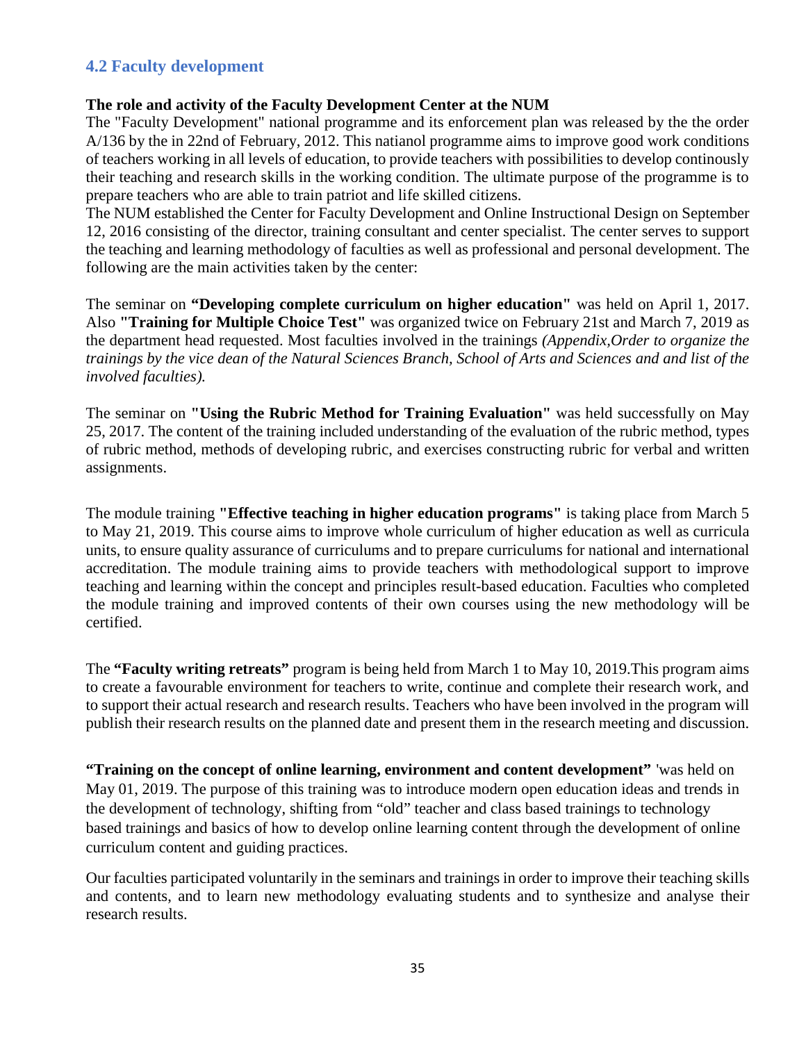## 4.2 Faculty development

**The role and activity of the Faculty Development Center at the NUM**

The "Faculty Development" national programme and its enforcement plan was released by the the order A/136 by the in 22nd of February, 2012. This natianol programme aims to improve good work conditions of teachers working in all levels of education, to provide teachers with possibilities to develop continously their teaching and research skills in the working condition. The ultimate purpose of the programme is to prepare teachers who are able to train patriot and life skilled citizens.

The NUM established the Center for Faculty Development and Online Instructional Design on September 12, 2016 consisting of the director, training consultant and center specialist. The center serves to support the teaching and learning methodology of faculties as well as professional and personal development. The following are the main activities taken by the center:

The seminar on **"Developing complete curriculum on higher education"** was held on April 1, 2017. Also **"Training for Multiple Choice Test"** was organized twice on February 21st and March 7, 2019 as the department head requested. Most faculties involved in the trainings *(Appendix,Order to organize the trainings by the vice dean of the Natural Sciences Branch, School of Arts and Sciences and and list of the involved faculties).*

The seminar on **"Using the Rubric Method for Training Evaluation"** was held successfully on May 25, 2017. The content of the training included understanding of the evaluation of the rubric method, types of rubric method, methods of developing rubric, and exercises constructing rubric for verbal and written assignments.

The module training **"Effective teaching in higher education programs"** is taking place from March 5 to May 21, 2019. This course aims to improve whole curriculum of higher education as well as curricula units, to ensure quality assurance of curriculums and to prepare curriculums for national and international accreditation. The module training aims to provide teachers with methodological support to improve teaching and learning within the concept and principles result-based education. Faculties who completed the module training and improved contents of their own courses using the new methodology will be certified.

The **"Faculty writing retreats"** program is being held from March 1 to May 10, 2019.This program aims to create a favourable environment for teachers to write, continue and complete their research work, and to support their actual research and research results. Teachers who have been involved in the program will publish their research results on the planned date and present them in the research meeting and discussion.

**"Training on the concept of online learning, environment and content development"** 'was held on May 01, 2019. The purpose of this training was to introduce modern open education ideas and trends in the development of technology, shifting from "old" teacher and class based trainings to technology based trainings and basics of how to develop online learning content through the development of online curriculum content and guiding practices.

Our faculties participated voluntarily in the seminars and trainings in order to improve their teaching skills and contents, and to learn new methodology evaluating students and to synthesize and analyse their research results.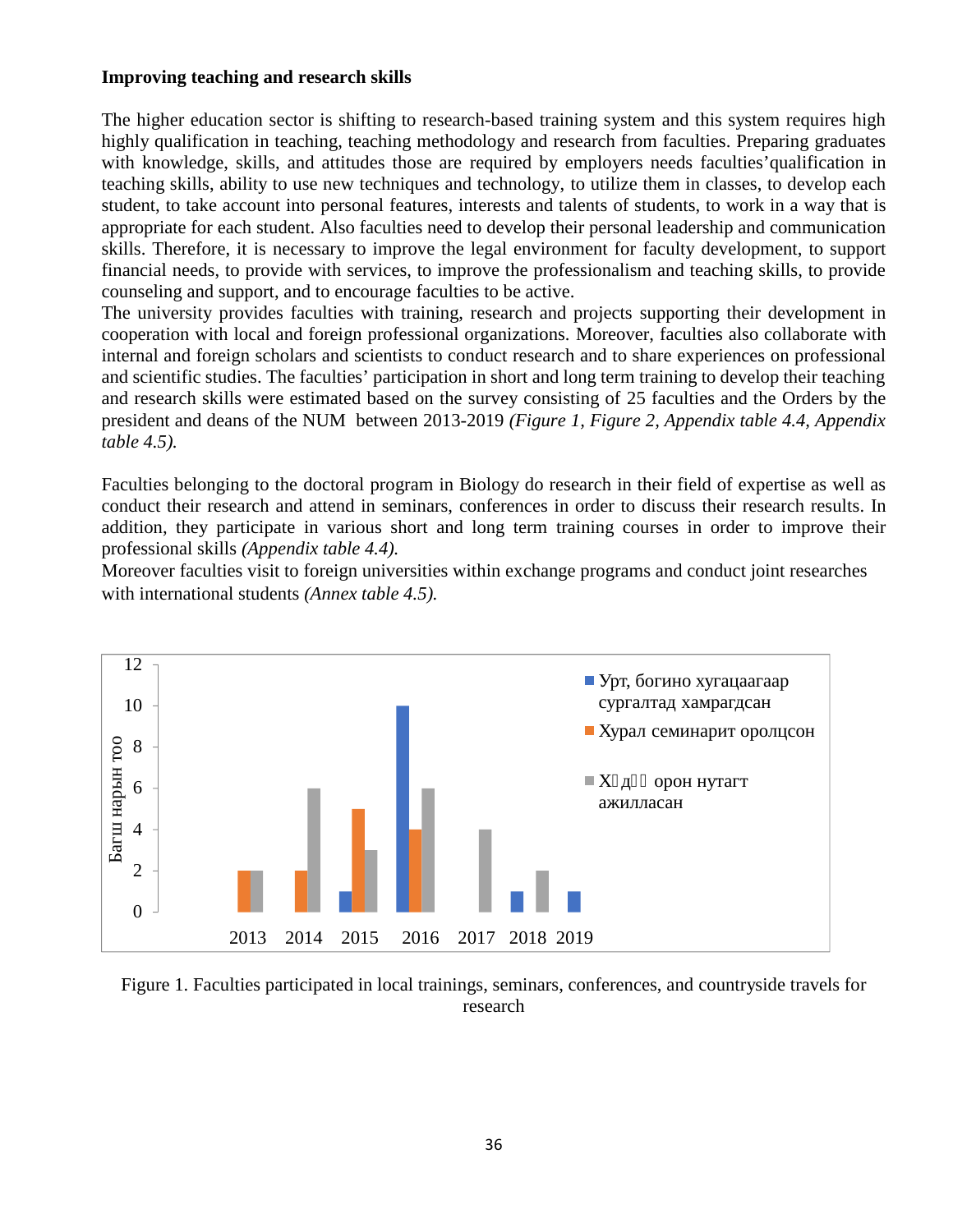**Improving teaching and research skills**

The higher education sector is shifting to research-based training system and this system requires high highly qualification in teaching, teaching methodology and research from faculties. Preparing graduates with knowledge, skills, and attitudes those are required by employers needs faculties'qualification in teaching skills, ability to use new techniques and technology, to utilize them in classes, to develop each student, to take account into personal features, interests and talents of students, to work in a way that is appropriate for each student. Also faculties need to develop their personal leadership and communication skills. Therefore, it is necessary to improve the legal environment for faculty development, to support financial needs, to provide with services, to improve the professionalism and teaching skills, to provide counseling and support, and to encourage faculties to be active.

The university provides faculties with training, research and projects supporting their development in cooperation with local and foreign professional organizations. Moreover, faculties also collaborate with internal and foreign scholars and scientists to conduct research and to share experiences on professional and scientific studies. The faculties' participation in short and long term training to develop their teaching and research skills were estimated based on the survey consisting of 25 faculties and the Orders by the president and deans of the NUM between 2013-2019 *(Figure 1, Figure 2, Appendix table 4.4, Appendix table 4.5).*

Faculties belonging to the doctoral program in Biology do research in their field of expertise as well as conduct their research and attend in seminars, conferences in order to discuss their research results. In addition, they participate in various short and long term training courses in order to improve their professional skills *(Appendix table 4.4).*

Moreover faculties visit to foreign universities within exchange programs and conduct joint researches with international students *(Annex table 4.5).*

| Year | Урт, богино хугацаагаар сургалтад хамрагдсан | Хурал семинарит оролцсон | Хөдөө орон нутагт ажилласан |
|---|---|---|---|
| 2013 | | 2 | 2 |
| 2014 | | 2 | 6 |
| 2015 | 1 | 5 | 3 |
| 2016 | 10 | 4 | 6 |
| 2017 | | | 4 |
| 2018 | 1 | | 2 |
| 2019 | 1 | | |

Y-axis: Багш нарын тоо

Figure 1. Faculties participated in local trainings, seminars, conferences, and countryside travels for research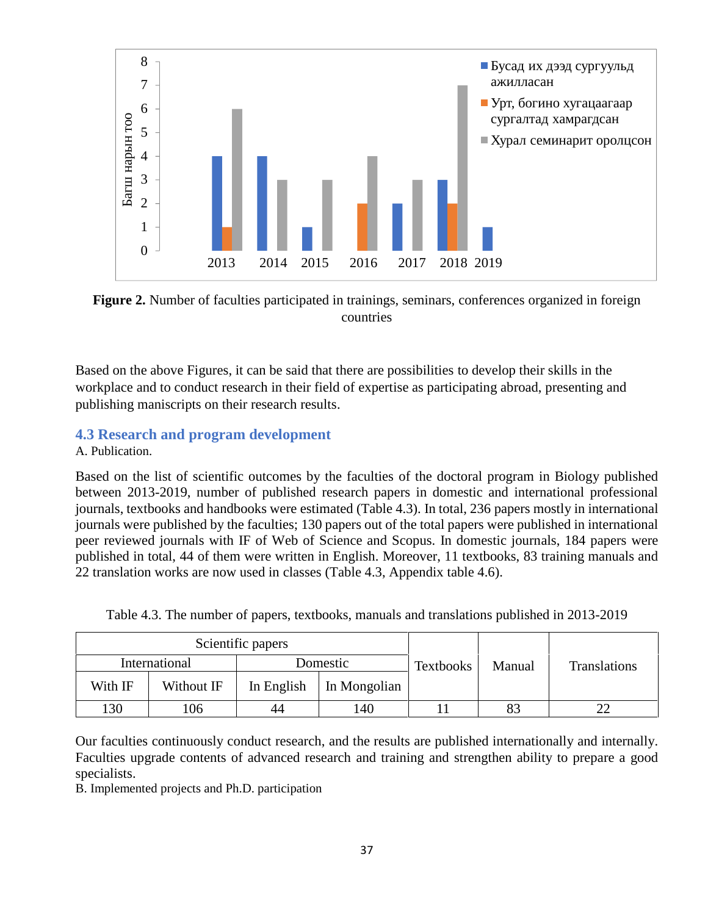Figure 2. Number of faculties participated in trainings, seminars, conferences organized in foreign countries

Based on the above Figures, it can be said that there are possibilities to develop their skills in the workplace and to conduct research in their field of expertise as participating abroad, presenting and publishing maniscripts on their research results.

### 4.3 Research and program development

A. Publication.

Based on the list of scientific outcomes by the faculties of the doctoral program in Biology published between 2013-2019, number of published research papers in domestic and international professional journals, textbooks and handbooks were estimated (Table 4.3). In total, 236 papers mostly in international journals were published by the faculties; 130 papers out of the total papers were published in international peer reviewed journals with IF of Web of Science and Scopus. In domestic journals, 184 papers were published in total, 44 of them were written in English. Moreover, 11 textbooks, 83 training manuals and 22 translation works are now used in classes (Table 4.3, Appendix table 4.6).

Table 4.3. The number of papers, textbooks, manuals and translations published in 2013-2019

| Scientific papers | | | | Textbooks | Manual | Translations |
|---|---|---|---|---|---|---|
| International | | Domestic | | | | |
| With IF | Without IF | In English | In Mongolian | | | |
| 130 | 106 | 44 | 140 | 11 | 83 | 22 |

Our faculties continuously conduct research, and the results are published internationally and internally. Faculties upgrade contents of advanced research and training and strengthen ability to prepare a good specialists.

B. Implemented projects and Ph.D. participation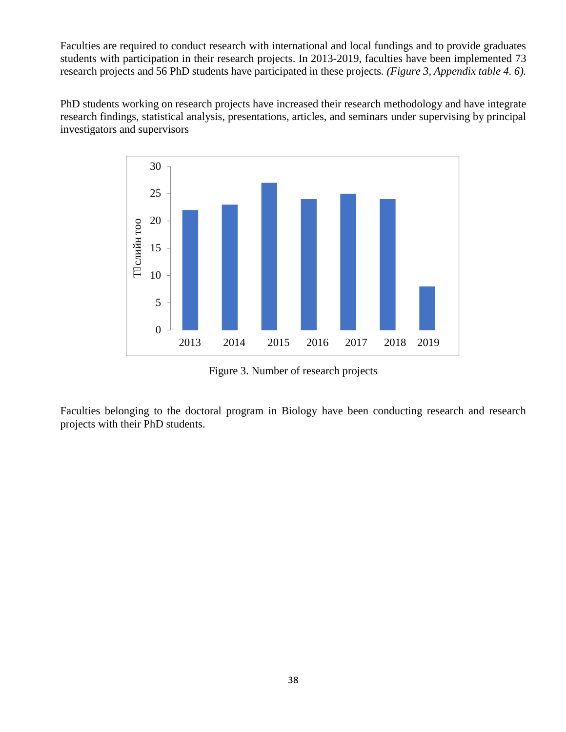Faculties are required to conduct research with international and local fundings and to provide graduates students with participation in their research projects. In 2013-2019, faculties have been implemented 73 research projects and 56 PhD students have participated in these projects*. (Figure 3, Appendix table 4. 6).*

PhD students working on research projects have increased their research methodology and have integrate research findings, statistical analysis, presentations, articles, and seminars under supervising by principal investigators and supervisors

Figure 3. Number of research projects

Faculties belonging to the doctoral program in Biology have been conducting research and research projects with their PhD students.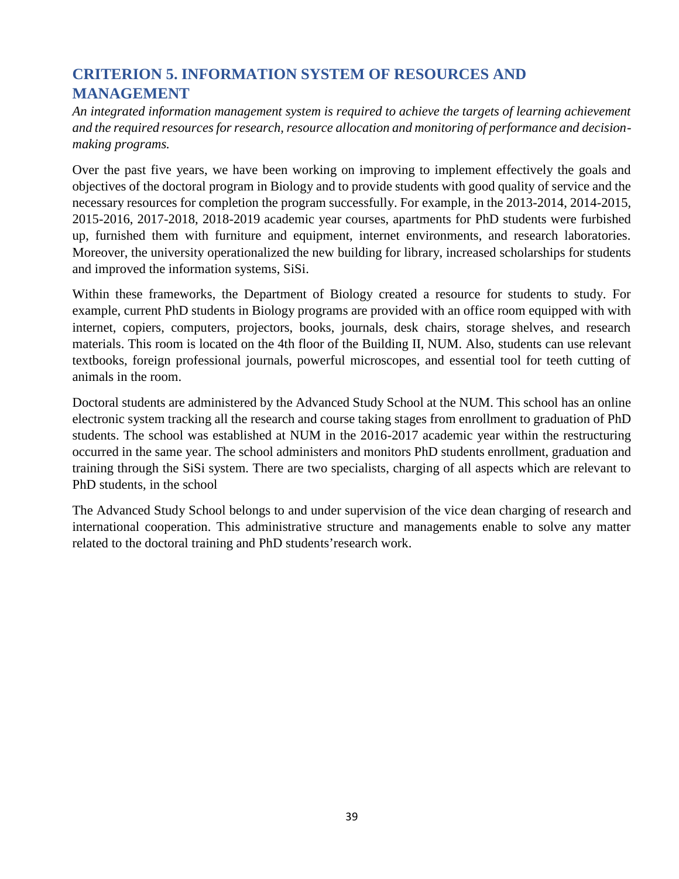## CRITERION 5. INFORMATION SYSTEM OF RESOURCES AND MANAGEMENT

*An integrated information management system is required to achieve the targets of learning achievement and the required resources for research, resource allocation and monitoring of performance and decision-making programs.*

Over the past five years, we have been working on improving to implement effectively the goals and objectives of the doctoral program in Biology and to provide students with good quality of service and the necessary resources for completion the program successfully. For example, in the 2013-2014, 2014-2015, 2015-2016, 2017-2018, 2018-2019 academic year courses, apartments for PhD students were furbished up, furnished them with furniture and equipment, internet environments, and research laboratories. Moreover, the university operationalized the new building for library, increased scholarships for students and improved the information systems, SiSi.

Within these frameworks, the Department of Biology created a resource for students to study. For example, current PhD students in Biology programs are provided with an office room equipped with with internet, copiers, computers, projectors, books, journals, desk chairs, storage shelves, and research materials. This room is located on the 4th floor of the Building II, NUM. Also, students can use relevant textbooks, foreign professional journals, powerful microscopes, and essential tool for teeth cutting of animals in the room.

Doctoral students are administered by the Advanced Study School at the NUM. This school has an online electronic system tracking all the research and course taking stages from enrollment to graduation of PhD students. The school was established at NUM in the 2016-2017 academic year within the restructuring occurred in the same year. The school administers and monitors PhD students enrollment, graduation and training through the SiSi system. There are two specialists, charging of all aspects which are relevant to PhD students, in the school

The Advanced Study School belongs to and under supervision of the vice dean charging of research and international cooperation. This administrative structure and managements enable to solve any matter related to the doctoral training and PhD students'research work.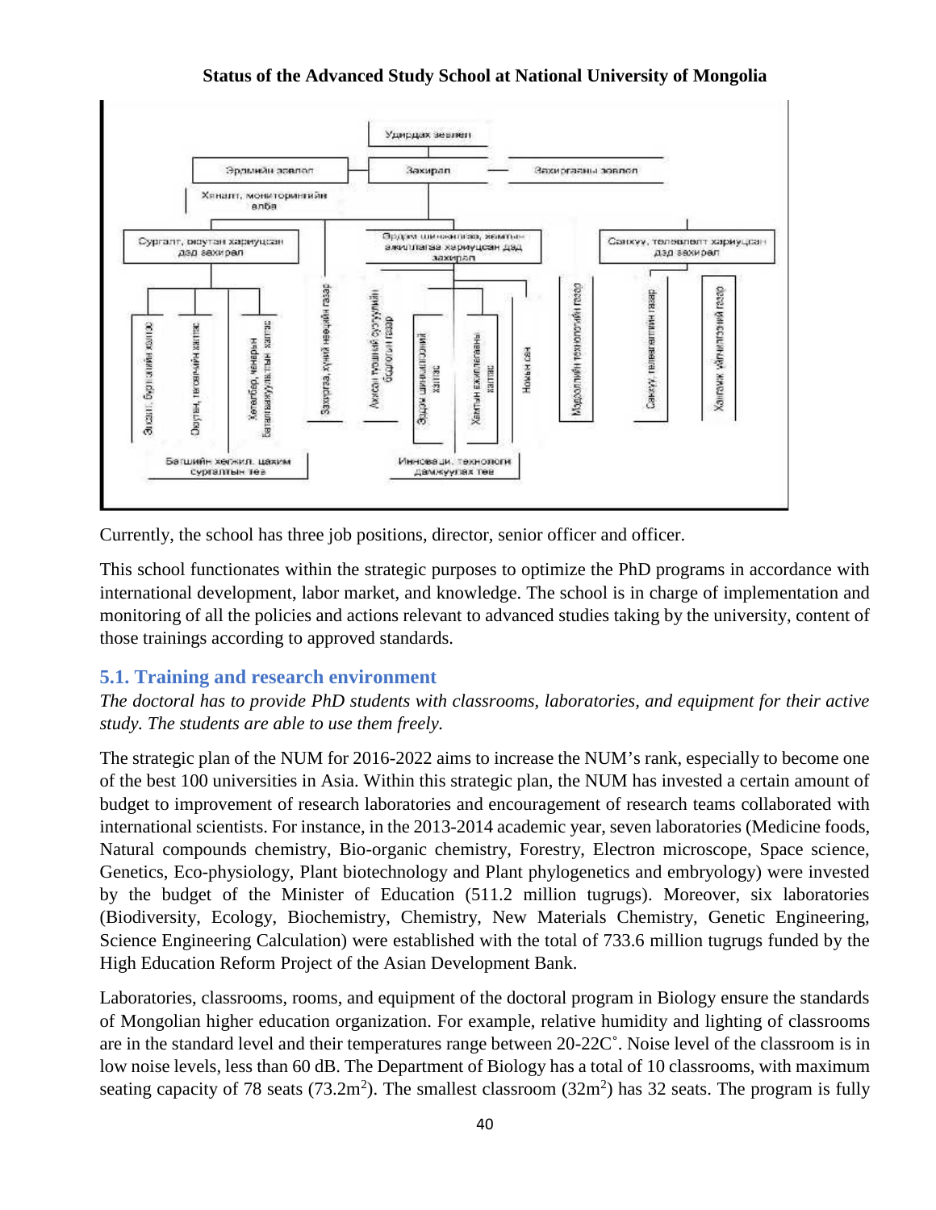**Status of the Advanced Study School at National University of Mongolia**

Currently, the school has three job positions, director, senior officer and officer.

This school functionates within the strategic purposes to optimize the PhD programs in accordance with international development, labor market, and knowledge. The school is in charge of implementation and monitoring of all the policies and actions relevant to advanced studies taking by the university, content of those trainings according to approved standards.

## 5.1. Training and research environment

*The doctoral has to provide PhD students with classrooms, laboratories, and equipment for their active study. The students are able to use them freely.*

The strategic plan of the NUM for 2016-2022 aims to increase the NUM's rank, especially to become one of the best 100 universities in Asia. Within this strategic plan, the NUM has invested a certain amount of budget to improvement of research laboratories and encouragement of research teams collaborated with international scientists. For instance, in the 2013-2014 academic year, seven laboratories (Medicine foods, Natural compounds chemistry, Bio-organic chemistry, Forestry, Electron microscope, Space science, Genetics, Eco-physiology, Plant biotechnology and Plant phylogenetics and embryology) were invested by the budget of the Minister of Education (511.2 million tugrugs). Moreover, six laboratories (Biodiversity, Ecology, Biochemistry, Chemistry, New Materials Chemistry, Genetic Engineering, Science Engineering Calculation) were established with the total of 733.6 million tugrugs funded by the High Education Reform Project of the Asian Development Bank.

Laboratories, classrooms, rooms, and equipment of the doctoral program in Biology ensure the standards of Mongolian higher education organization. For example, relative humidity and lighting of classrooms are in the standard level and their temperatures range between 20-22C˚. Noise level of the classroom is in low noise levels, less than 60 dB. The Department of Biology has a total of 10 classrooms, with maximum seating capacity of 78 seats (73.2m$^2$). The smallest classroom (32m$^2$) has 32 seats. The program is fully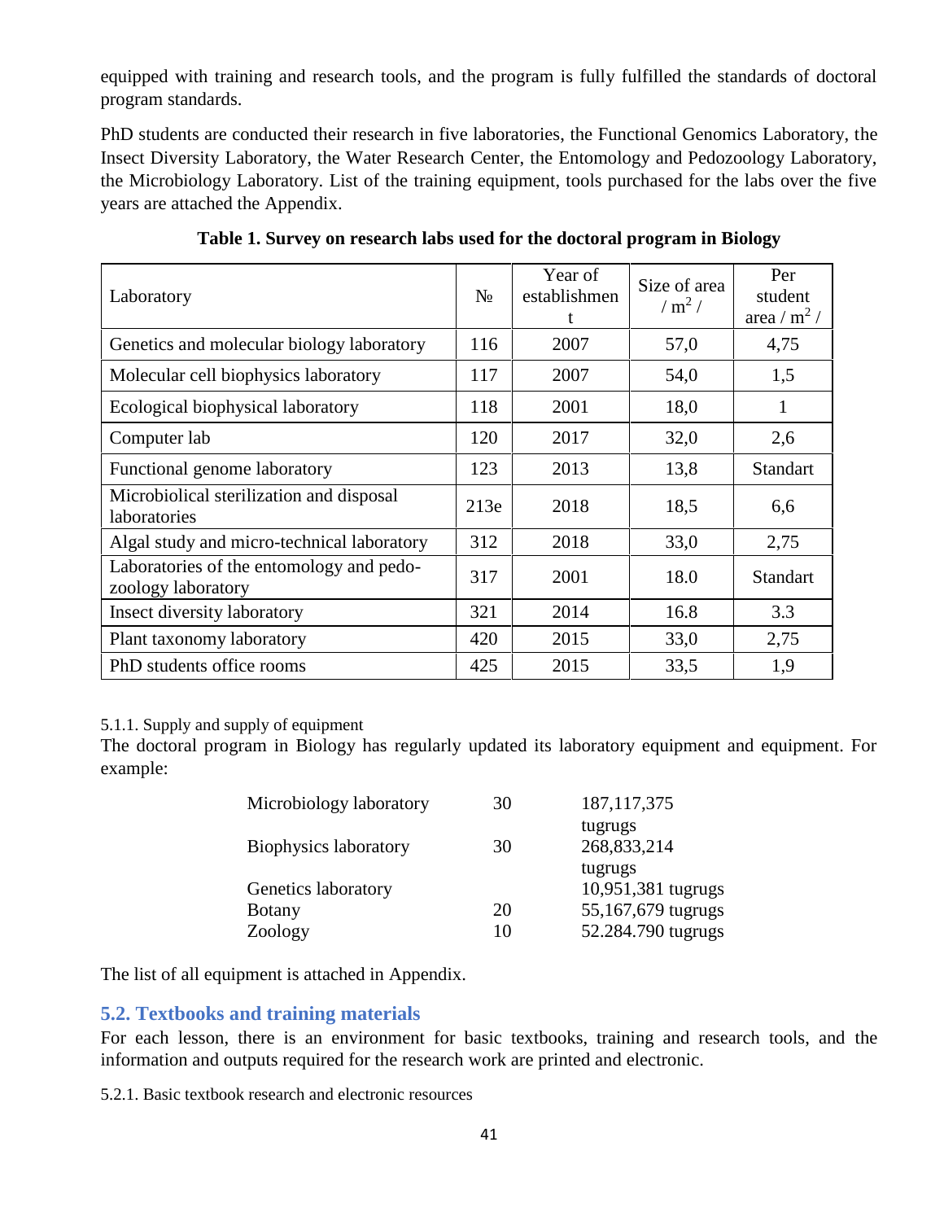equipped with training and research tools, and the program is fully fulfilled the standards of doctoral program standards.

PhD students are conducted their research in five laboratories, the Functional Genomics Laboratory, the Insect Diversity Laboratory, the Water Research Center, the Entomology and Pedozoology Laboratory, the Microbiology Laboratory. List of the training equipment, tools purchased for the labs over the five years are attached the Appendix.

**Table 1. Survey on research labs used for the doctoral program in Biology**

| Laboratory | № | Year of establishment | Size of area / $m^2$ / | Per student area / $m^2$ / |
|---|---|---|---|---|
| Genetics and molecular biology laboratory | 116 | 2007 | 57,0 | 4,75 |
| Molecular cell biophysics laboratory | 117 | 2007 | 54,0 | 1,5 |
| Ecological biophysical laboratory | 118 | 2001 | 18,0 | 1 |
| Computer lab | 120 | 2017 | 32,0 | 2,6 |
| Functional genome laboratory | 123 | 2013 | 13,8 | Standart |
| Microbiolical sterilization and disposal laboratories | 213e | 2018 | 18,5 | 6,6 |
| Algal study and micro-technical laboratory | 312 | 2018 | 33,0 | 2,75 |
| Laboratories of the entomology and pedo-zoology laboratory | 317 | 2001 | 18.0 | Standart |
| Insect diversity laboratory | 321 | 2014 | 16.8 | 3.3 |
| Plant taxonomy laboratory | 420 | 2015 | 33,0 | 2,75 |
| PhD students office rooms | 425 | 2015 | 33,5 | 1,9 |

5.1.1. Supply and supply of equipment

The doctoral program in Biology has regularly updated its laboratory equipment and equipment. For example:

| | | |
|---|---|---|
| Microbiology laboratory | 30 | 187,117,375 tugrugs |
| Biophysics laboratory | 30 | 268,833,214 tugrugs |
| Genetics laboratory | | 10,951,381 tugrugs |
| Botany | 20 | 55,167,679 tugrugs |
| Zoology | 10 | 52.284.790 tugrugs |

The list of all equipment is attached in Appendix.

## 5.2. Textbooks and training materials

For each lesson, there is an environment for basic textbooks, training and research tools, and the information and outputs required for the research work are printed and electronic.

5.2.1. Basic textbook research and electronic resources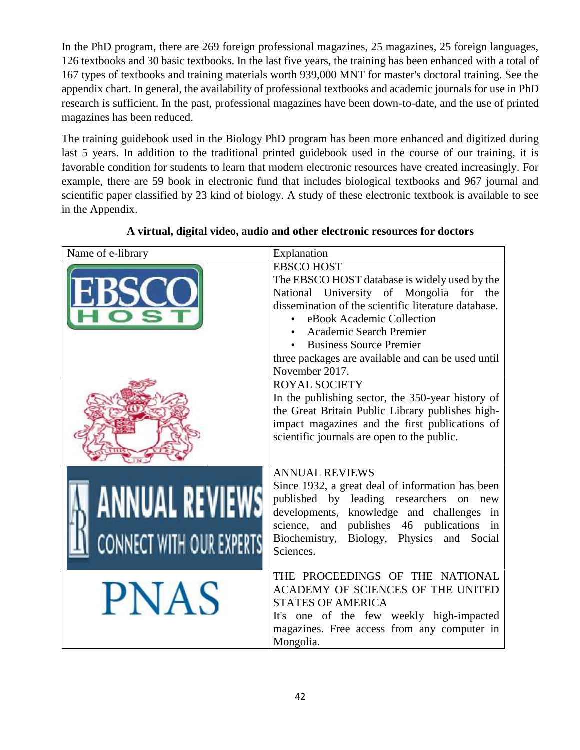In the PhD program, there are 269 foreign professional magazines, 25 magazines, 25 foreign languages, 126 textbooks and 30 basic textbooks. In the last five years, the training has been enhanced with a total of 167 types of textbooks and training materials worth 939,000 MNT for master's doctoral training. See the appendix chart. In general, the availability of professional textbooks and academic journals for use in PhD research is sufficient. In the past, professional magazines have been down-to-date, and the use of printed magazines has been reduced.

The training guidebook used in the Biology PhD program has been more enhanced and digitized during last 5 years. In addition to the traditional printed guidebook used in the course of our training, it is favorable condition for students to learn that modern electronic resources have created increasingly. For example, there are 59 book in electronic fund that includes biological textbooks and 967 journal and scientific paper classified by 23 kind of biology. A study of these electronic textbook is available to see in the Appendix.

**A virtual, digital video, audio and other electronic resources for doctors**

| Name of e-library | Explanation |
|---|---|
| EBSCO HOST | EBSCO HOST<br>The EBSCO HOST database is widely used by the National University of Mongolia for the dissemination of the scientific literature database.<br>• eBook Academic Collection<br>• Academic Search Premier<br>• Business Source Premier<br>three packages are available and can be used until November 2017. |
| | ROYAL SOCIETY<br>In the publishing sector, the 350-year history of the Great Britain Public Library publishes high-impact magazines and the first publications of scientific journals are open to the public. |
| ANNUAL REVIEWS<br>CONNECT WITH OUR EXPERTS | ANNUAL REVIEWS<br>Since 1932, a great deal of information has been published by leading researchers on new developments, knowledge and challenges in science, and publishes 46 publications in Biochemistry, Biology, Physics and Social Sciences. |
| PNAS | THE PROCEEDINGS OF THE NATIONAL ACADEMY OF SCIENCES OF THE UNITED STATES OF AMERICA<br>It's one of the few weekly high-impacted magazines. Free access from any computer in Mongolia. |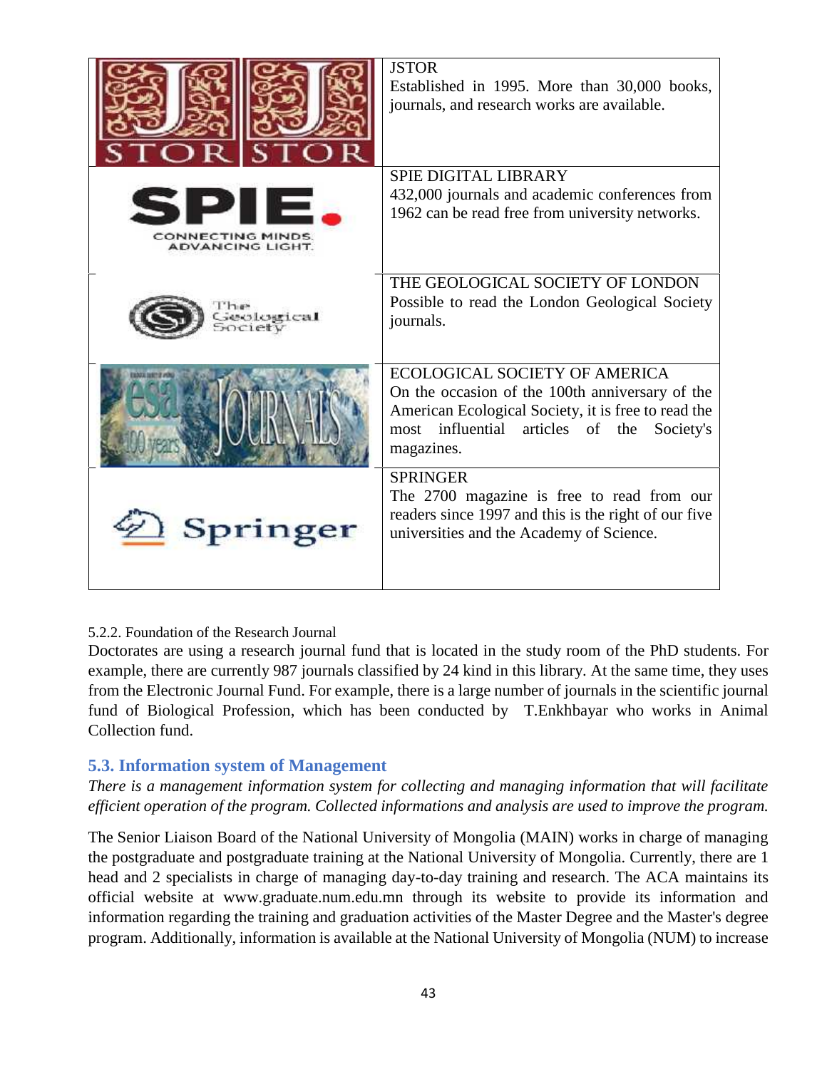| | |
|---|---|
| | JSTOR<br>Established in 1995. More than 30,000 books, journals, and research works are available. |
| | SPIE DIGITAL LIBRARY<br>432,000 journals and academic conferences from 1962 can be read free from university networks. |
| | THE GEOLOGICAL SOCIETY OF LONDON<br>Possible to read the London Geological Society journals. |
| | ECOLOGICAL SOCIETY OF AMERICA<br>On the occasion of the 100th anniversary of the American Ecological Society, it is free to read the most influential articles of the Society's magazines. |
| | SPRINGER<br>The 2700 magazine is free to read from our readers since 1997 and this is the right of our five universities and the Academy of Science. |

5.2.2. Foundation of the Research Journal

Doctorates are using a research journal fund that is located in the study room of the PhD students. For example, there are currently 987 journals classified by 24 kind in this library. At the same time, they uses from the Electronic Journal Fund. For example, there is a large number of journals in the scientific journal fund of Biological Profession, which has been conducted by T.Enkhbayar who works in Animal Collection fund.

## 5.3. Information system of Management

*There is a management information system for collecting and managing information that will facilitate efficient operation of the program. Collected informations and analysis are used to improve the program.*

The Senior Liaison Board of the National University of Mongolia (MAIN) works in charge of managing the postgraduate and postgraduate training at the National University of Mongolia. Currently, there are 1 head and 2 specialists in charge of managing day-to-day training and research. The ACA maintains its official website at www.graduate.num.edu.mn through its website to provide its information and information regarding the training and graduation activities of the Master Degree and the Master's degree program. Additionally, information is available at the National University of Mongolia (NUM) to increase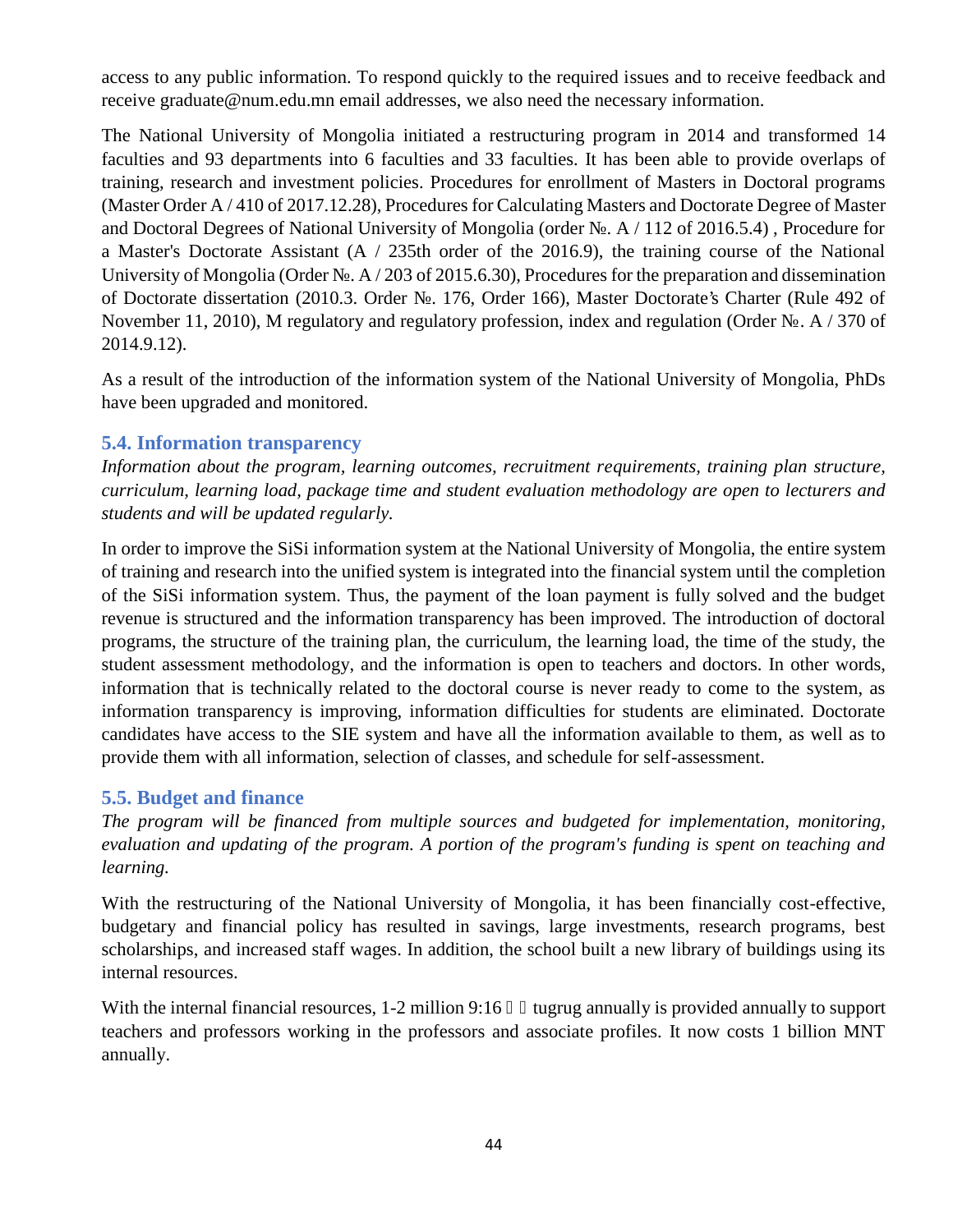access to any public information. To respond quickly to the required issues and to receive feedback and receive graduate@num.edu.mn email addresses, we also need the necessary information.

The National University of Mongolia initiated a restructuring program in 2014 and transformed 14 faculties and 93 departments into 6 faculties and 33 faculties. It has been able to provide overlaps of training, research and investment policies. Procedures for enrollment of Masters in Doctoral programs (Master Order A / 410 of 2017.12.28), Procedures for Calculating Masters and Doctorate Degree of Master and Doctoral Degrees of National University of Mongolia (order №. A / 112 of 2016.5.4) , Procedure for a Master's Doctorate Assistant (A / 235th order of the 2016.9), the training course of the National University of Mongolia (Order №. A / 203 of 2015.6.30), Procedures for the preparation and dissemination of Doctorate dissertation (2010.3. Order №. 176, Order 166), Master Doctorate's Charter (Rule 492 of November 11, 2010), M regulatory and regulatory profession, index and regulation (Order №. A / 370 of 2014.9.12).

As a result of the introduction of the information system of the National University of Mongolia, PhDs have been upgraded and monitored.

### 5.4. Information transparency

*Information about the program, learning outcomes, recruitment requirements, training plan structure, curriculum, learning load, package time and student evaluation methodology are open to lecturers and students and will be updated regularly.*

In order to improve the SiSi information system at the National University of Mongolia, the entire system of training and research into the unified system is integrated into the financial system until the completion of the SiSi information system. Thus, the payment of the loan payment is fully solved and the budget revenue is structured and the information transparency has been improved. The introduction of doctoral programs, the structure of the training plan, the curriculum, the learning load, the time of the study, the student assessment methodology, and the information is open to teachers and doctors. In other words, information that is technically related to the doctoral course is never ready to come to the system, as information transparency is improving, information difficulties for students are eliminated. Doctorate candidates have access to the SIE system and have all the information available to them, as well as to provide them with all information, selection of classes, and schedule for self-assessment.

### 5.5. Budget and finance

*The program will be financed from multiple sources and budgeted for implementation, monitoring, evaluation and updating of the program. A portion of the program's funding is spent on teaching and learning.*

With the restructuring of the National University of Mongolia, it has been financially cost-effective, budgetary and financial policy has resulted in savings, large investments, research programs, best scholarships, and increased staff wages. In addition, the school built a new library of buildings using its internal resources.

With the internal financial resources, 1-2 million 9:16 tugrug annually is provided annually to support teachers and professors working in the professors and associate profiles. It now costs 1 billion MNT annually.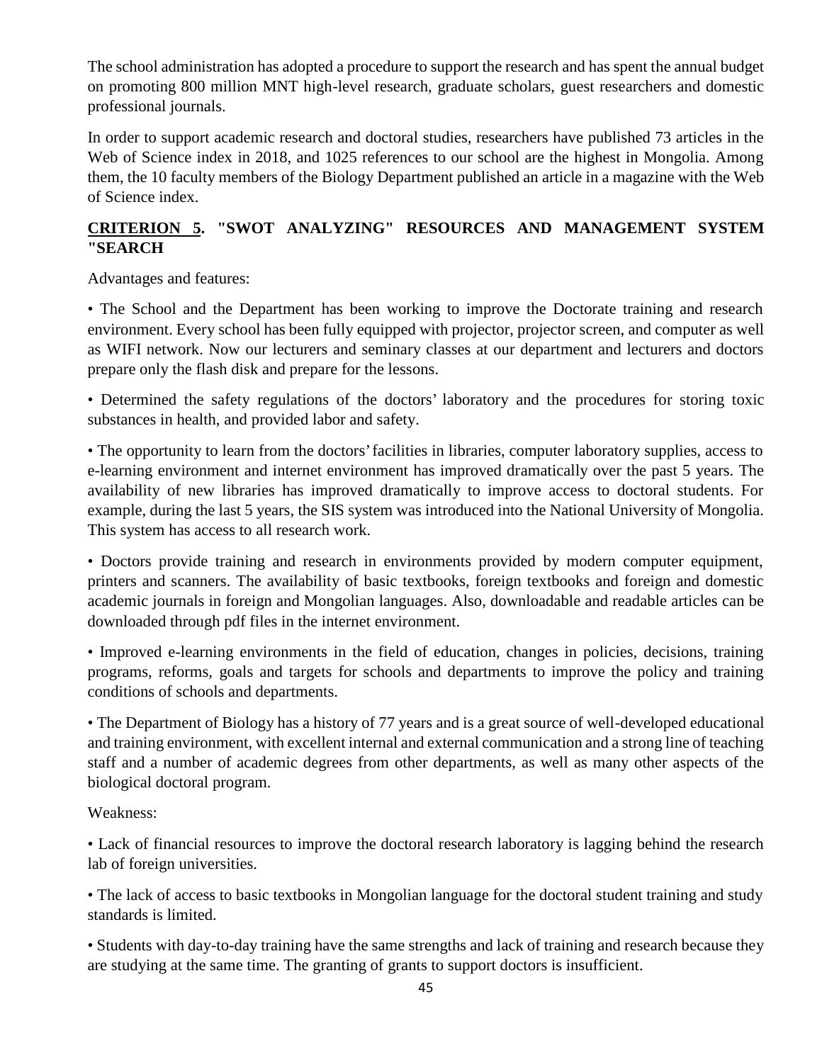The school administration has adopted a procedure to support the research and has spent the annual budget on promoting 800 million MNT high-level research, graduate scholars, guest researchers and domestic professional journals.

In order to support academic research and doctoral studies, researchers have published 73 articles in the Web of Science index in 2018, and 1025 references to our school are the highest in Mongolia. Among them, the 10 faculty members of the Biology Department published an article in a magazine with the Web of Science index.

## CRITERION 5. "SWOT ANALYZING" RESOURCES AND MANAGEMENT SYSTEM "SEARCH

Advantages and features:

- The School and the Department has been working to improve the Doctorate training and research environment. Every school has been fully equipped with projector, projector screen, and computer as well as WIFI network. Now our lecturers and seminary classes at our department and lecturers and doctors prepare only the flash disk and prepare for the lessons.
- Determined the safety regulations of the doctors' laboratory and the procedures for storing toxic substances in health, and provided labor and safety.
- The opportunity to learn from the doctors' facilities in libraries, computer laboratory supplies, access to e-learning environment and internet environment has improved dramatically over the past 5 years. The availability of new libraries has improved dramatically to improve access to doctoral students. For example, during the last 5 years, the SIS system was introduced into the National University of Mongolia. This system has access to all research work.
- Doctors provide training and research in environments provided by modern computer equipment, printers and scanners. The availability of basic textbooks, foreign textbooks and foreign and domestic academic journals in foreign and Mongolian languages. Also, downloadable and readable articles can be downloaded through pdf files in the internet environment.
- Improved e-learning environments in the field of education, changes in policies, decisions, training programs, reforms, goals and targets for schools and departments to improve the policy and training conditions of schools and departments.
- The Department of Biology has a history of 77 years and is a great source of well-developed educational and training environment, with excellent internal and external communication and a strong line of teaching staff and a number of academic degrees from other departments, as well as many other aspects of the biological doctoral program.

Weakness:

- Lack of financial resources to improve the doctoral research laboratory is lagging behind the research lab of foreign universities.
- The lack of access to basic textbooks in Mongolian language for the doctoral student training and study standards is limited.
- Students with day-to-day training have the same strengths and lack of training and research because they are studying at the same time. The granting of grants to support doctors is insufficient.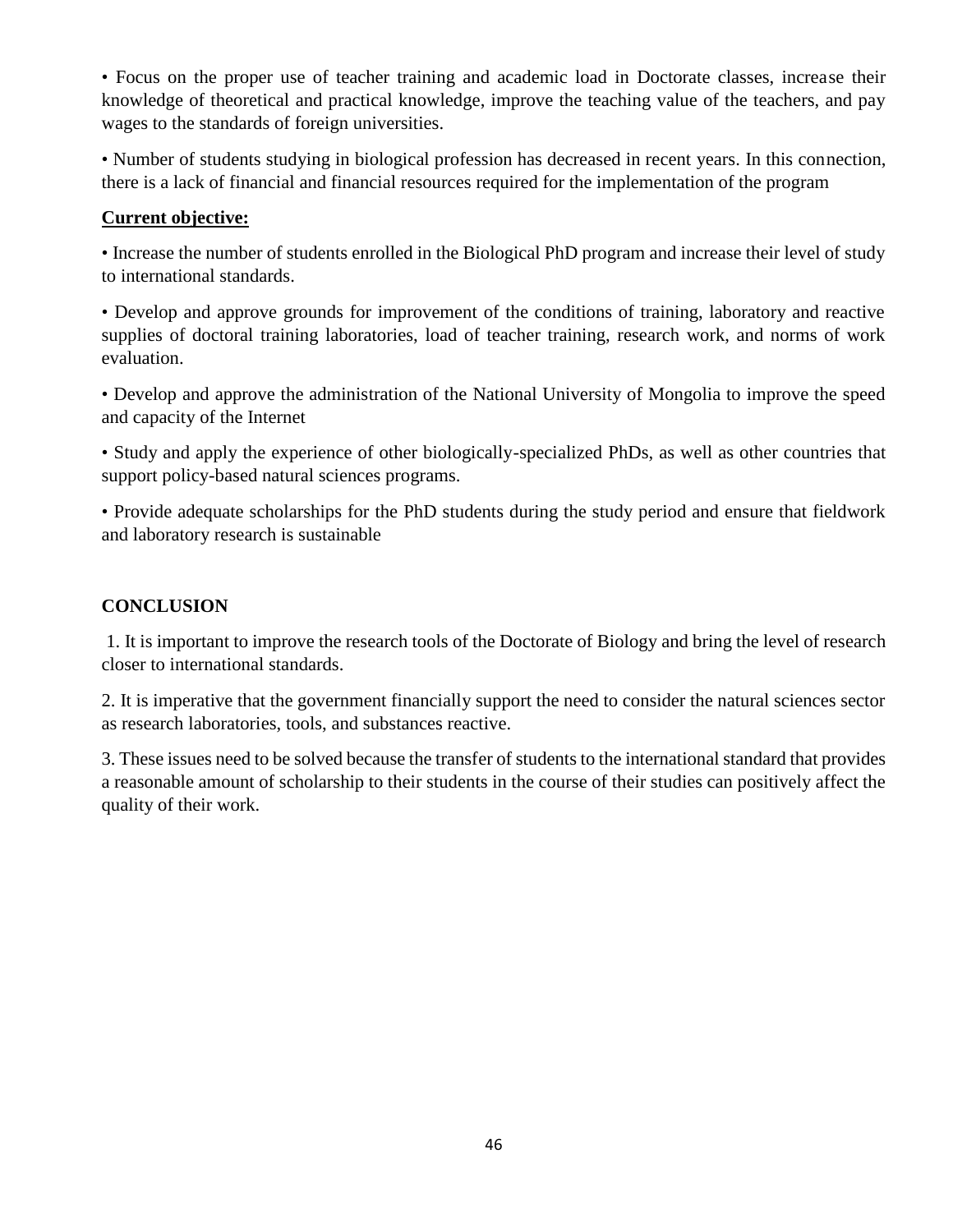• Focus on the proper use of teacher training and academic load in Doctorate classes, increase their knowledge of theoretical and practical knowledge, improve the teaching value of the teachers, and pay wages to the standards of foreign universities.

• Number of students studying in biological profession has decreased in recent years. In this connection, there is a lack of financial and financial resources required for the implementation of the program

**Current objective:**

• Increase the number of students enrolled in the Biological PhD program and increase their level of study to international standards.

• Develop and approve grounds for improvement of the conditions of training, laboratory and reactive supplies of doctoral training laboratories, load of teacher training, research work, and norms of work evaluation.

• Develop and approve the administration of the National University of Mongolia to improve the speed and capacity of the Internet

• Study and apply the experience of other biologically-specialized PhDs, as well as other countries that support policy-based natural sciences programs.

• Provide adequate scholarships for the PhD students during the study period and ensure that fieldwork and laboratory research is sustainable

## CONCLUSION

1. It is important to improve the research tools of the Doctorate of Biology and bring the level of research closer to international standards.

2. It is imperative that the government financially support the need to consider the natural sciences sector as research laboratories, tools, and substances reactive.

3. These issues need to be solved because the transfer of students to the international standard that provides a reasonable amount of scholarship to their students in the course of their studies can positively affect the quality of their work.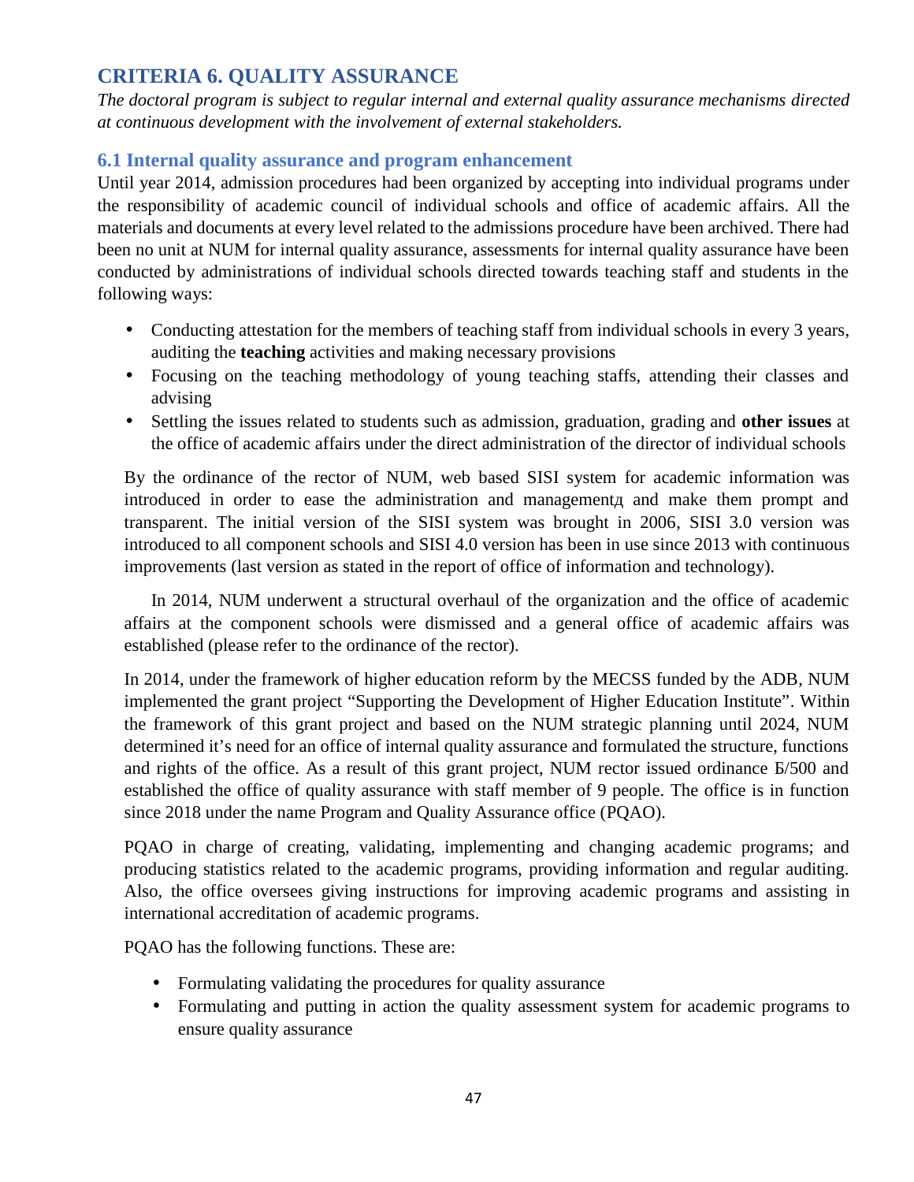## CRITERIA 6. QUALITY ASSURANCE

*The doctoral program is subject to regular internal and external quality assurance mechanisms directed at continuous development with the involvement of external stakeholders.*

### 6.1 Internal quality assurance and program enhancement

Until year 2014, admission procedures had been organized by accepting into individual programs under the responsibility of academic council of individual schools and office of academic affairs. All the materials and documents at every level related to the admissions procedure have been archived. There had been no unit at NUM for internal quality assurance, assessments for internal quality assurance have been conducted by administrations of individual schools directed towards teaching staff and students in the following ways:

- Conducting attestation for the members of teaching staff from individual schools in every 3 years, auditing the **teaching** activities and making necessary provisions
- Focusing on the teaching methodology of young teaching staffs, attending their classes and advising
- Settling the issues related to students such as admission, graduation, grading and **other issues** at the office of academic affairs under the direct administration of the director of individual schools

By the ordinance of the rector of NUM, web based SISI system for academic information was introduced in order to ease the administration and managementд and make them prompt and transparent. The initial version of the SISI system was brought in 2006, SISI 3.0 version was introduced to all component schools and SISI 4.0 version has been in use since 2013 with continuous improvements (last version as stated in the report of office of information and technology).

In 2014, NUM underwent a structural overhaul of the organization and the office of academic affairs at the component schools were dismissed and a general office of academic affairs was established (please refer to the ordinance of the rector).

In 2014, under the framework of higher education reform by the MECSS funded by the ADB, NUM implemented the grant project "Supporting the Development of Higher Education Institute". Within the framework of this grant project and based on the NUM strategic planning until 2024, NUM determined it's need for an office of internal quality assurance and formulated the structure, functions and rights of the office. As a result of this grant project, NUM rector issued ordinance Б/500 and established the office of quality assurance with staff member of 9 people. The office is in function since 2018 under the name Program and Quality Assurance office (PQAO).

PQAO in charge of creating, validating, implementing and changing academic programs; and producing statistics related to the academic programs, providing information and regular auditing. Also, the office oversees giving instructions for improving academic programs and assisting in international accreditation of academic programs.

PQAO has the following functions. These are:

- Formulating validating the procedures for quality assurance
- Formulating and putting in action the quality assessment system for academic programs to ensure quality assurance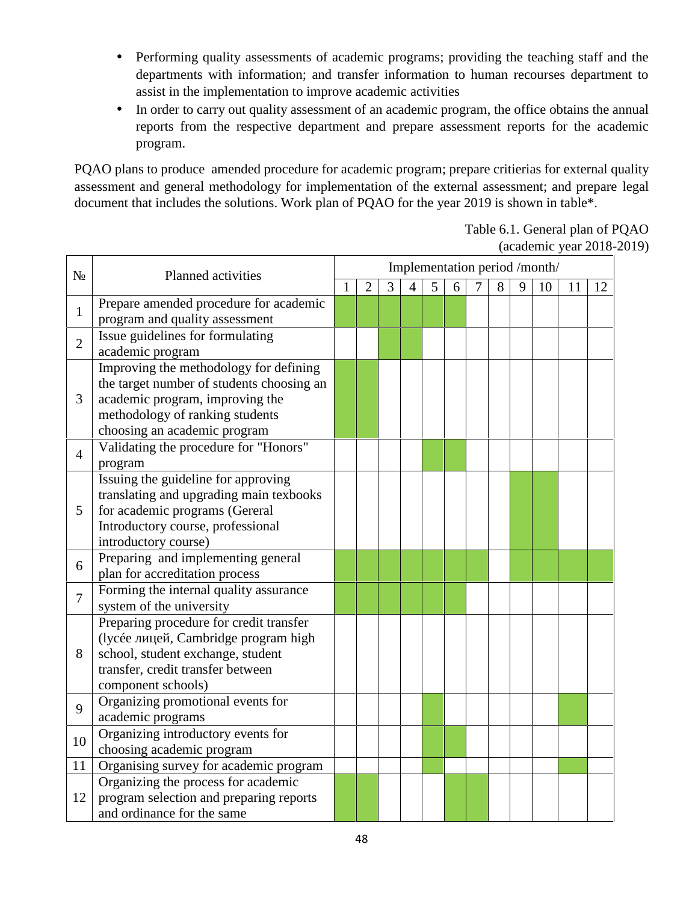- Performing quality assessments of academic programs; providing the teaching staff and the departments with information; and transfer information to human recourses department to assist in the implementation to improve academic activities
- In order to carry out quality assessment of an academic program, the office obtains the annual reports from the respective department and prepare assessment reports for the academic program.

PQAO plans to produce amended procedure for academic program; prepare critierias for external quality assessment and general methodology for implementation of the external assessment; and prepare legal document that includes the solutions. Work plan of PQAO for the year 2019 is shown in table*.

Table 6.1. General plan of PQAO (academic year 2018-2019)

| № | Planned activities | Implementation period /month/ | | | | | | | | | | | |
|---|---|---|---|---|---|---|---|---|---|---|---|---|---|
| | | 1 | 2 | 3 | 4 | 5 | 6 | 7 | 8 | 9 | 10 | 11 | 12 |
| 1 | Prepare amended procedure for academic program and quality assessment | ■ | ■ | ■ | ■ | ■ | ■ | | | | | | |
| 2 | Issue guidelines for formulating academic program | | | ■ | ■ | | | | | | | | |
| 3 | Improving the methodology for defining the target number of students choosing an academic program, improving the methodology of ranking students choosing an academic program | ■ | ■ | | | | | | | | | | |
| 4 | Validating the procedure for "Honors" program | | | | | ■ | ■ | | | | | | |
| 5 | Issuing the guideline for approving translating and upgrading main texbooks for academic programs (Gereral Introductory course, professional introductory course) | | | | | | | | | ■ | ■ | | |
| 6 | Preparing and implementing general plan for accreditation process | ■ | ■ | ■ | ■ | ■ | ■ | ■ | | ■ | ■ | ■ | ■ |
| 7 | Forming the internal quality assurance system of the university | ■ | ■ | ■ | ■ | ■ | ■ | | | | | | |
| 8 | Preparing procedure for credit transfer (lycée лицей, Cambridge program high school, student exchange, student transfer, credit transfer between component schools) | | | | | | | | | | | | |
| 9 | Organizing promotional events for academic programs | | | | | ■ | | | | | | ■ | |
| 10 | Organizing introductory events for choosing academic program | | | | | ■ | ■ | | | | | | |
| 11 | Organising survey for academic program | | | | | ■ | | | | | | ■ | |
| 12 | Organizing the process for academic program selection and preparing reports and ordinance for the same | ■ | ■ | | | | ■ | ■ | | | | | |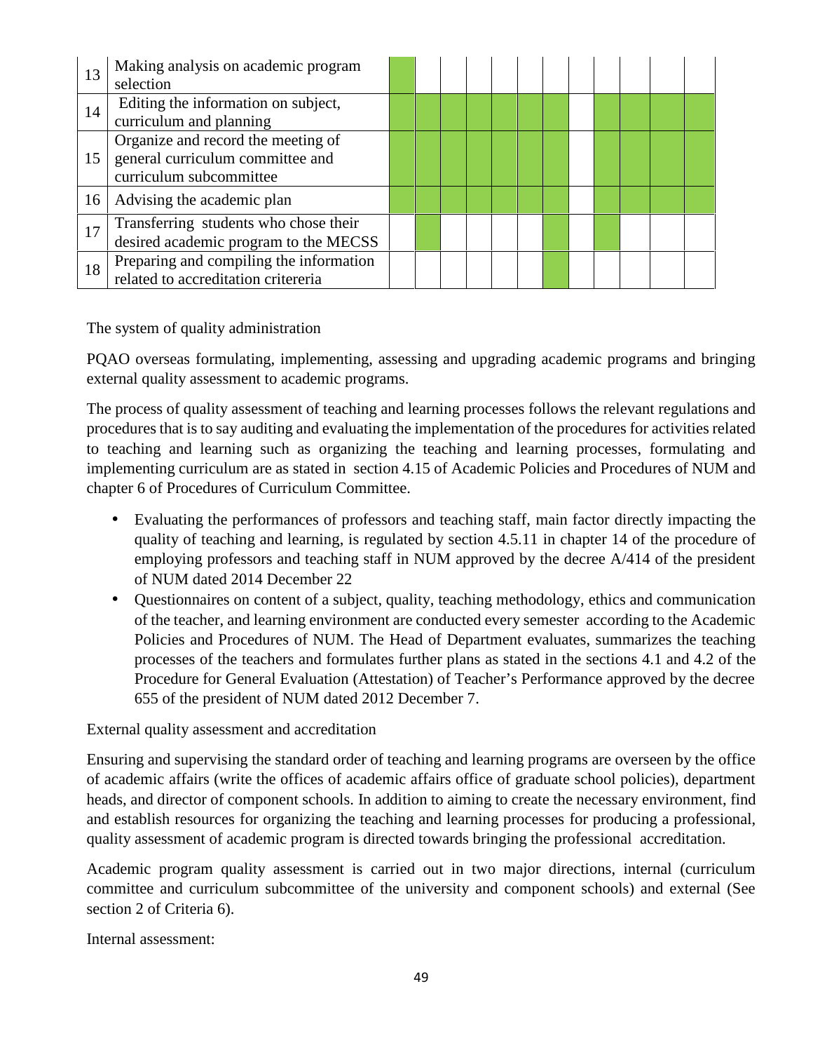| | | | | | | | | | | | | | |
|---|---|---|---|---|---|---|---|---|---|---|---|---|---|
| 13 | Making analysis on academic program selection | ■ | | | | | | | | | | | |
| 14 | Editing the information on subject, curriculum and planning | ■ | ■ | ■ | ■ | ■ | ■ | ■ | | ■ | ■ | ■ | ■ |
| 15 | Organize and record the meeting of general curriculum committee and curriculum subcommittee | ■ | ■ | ■ | ■ | ■ | ■ | ■ | | ■ | ■ | ■ | ■ |
| 16 | Advising the academic plan | ■ | ■ | ■ | ■ | ■ | ■ | ■ | | ■ | ■ | ■ | ■ |
| 17 | Transferring students who chose their desired academic program to the MECSS | | ■ | | | | | ■ | | ■ | | | |
| 18 | Preparing and compiling the information related to accreditation critereria | | | | | | | ■ | | | | | |

The system of quality administration

PQAO overseas formulating, implementing, assessing and upgrading academic programs and bringing external quality assessment to academic programs.

The process of quality assessment of teaching and learning processes follows the relevant regulations and procedures that is to say auditing and evaluating the implementation of the procedures for activities related to teaching and learning such as organizing the teaching and learning processes, formulating and implementing curriculum are as stated in section 4.15 of Academic Policies and Procedures of NUM and chapter 6 of Procedures of Curriculum Committee.

- Evaluating the performances of professors and teaching staff, main factor directly impacting the quality of teaching and learning, is regulated by section 4.5.11 in chapter 14 of the procedure of employing professors and teaching staff in NUM approved by the decree A/414 of the president of NUM dated 2014 December 22
- Questionnaires on content of a subject, quality, teaching methodology, ethics and communication of the teacher, and learning environment are conducted every semester according to the Academic Policies and Procedures of NUM. The Head of Department evaluates, summarizes the teaching processes of the teachers and formulates further plans as stated in the sections 4.1 and 4.2 of the Procedure for General Evaluation (Attestation) of Teacher's Performance approved by the decree 655 of the president of NUM dated 2012 December 7.

External quality assessment and accreditation

Ensuring and supervising the standard order of teaching and learning programs are overseen by the office of academic affairs (write the offices of academic affairs office of graduate school policies), department heads, and director of component schools. In addition to aiming to create the necessary environment, find and establish resources for organizing the teaching and learning processes for producing a professional, quality assessment of academic program is directed towards bringing the professional accreditation.

Academic program quality assessment is carried out in two major directions, internal (curriculum committee and curriculum subcommittee of the university and component schools) and external (See section 2 of Criteria 6).

Internal assessment: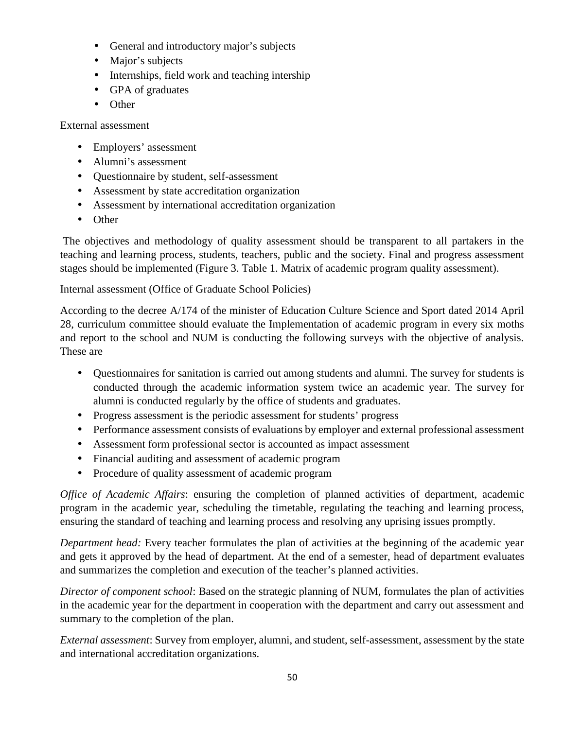- General and introductory major's subjects
- Major's subjects
- Internships, field work and teaching intership
- GPA of graduates
- Other

External assessment

- Employers' assessment
- Alumni's assessment
- Questionnaire by student, self-assessment
- Assessment by state accreditation organization
- Assessment by international accreditation organization
- Other

The objectives and methodology of quality assessment should be transparent to all partakers in the teaching and learning process, students, teachers, public and the society. Final and progress assessment stages should be implemented (Figure 3. Table 1. Matrix of academic program quality assessment).

Internal assessment (Office of Graduate School Policies)

According to the decree A/174 of the minister of Education Culture Science and Sport dated 2014 April 28, curriculum committee should evaluate the Implementation of academic program in every six moths and report to the school and NUM is conducting the following surveys with the objective of analysis. These are

- Questionnaires for sanitation is carried out among students and alumni. The survey for students is conducted through the academic information system twice an academic year. The survey for alumni is conducted regularly by the office of students and graduates.
- Progress assessment is the periodic assessment for students' progress
- Performance assessment consists of evaluations by employer and external professional assessment
- Assessment form professional sector is accounted as impact assessment
- Financial auditing and assessment of academic program
- Procedure of quality assessment of academic program

*Office of Academic Affairs*: ensuring the completion of planned activities of department, academic program in the academic year, scheduling the timetable, regulating the teaching and learning process, ensuring the standard of teaching and learning process and resolving any uprising issues promptly.

*Department head:* Every teacher formulates the plan of activities at the beginning of the academic year and gets it approved by the head of department. At the end of a semester, head of department evaluates and summarizes the completion and execution of the teacher's planned activities.

*Director of component school*: Based on the strategic planning of NUM, formulates the plan of activities in the academic year for the department in cooperation with the department and carry out assessment and summary to the completion of the plan.

*External assessment*: Survey from employer, alumni, and student, self-assessment, assessment by the state and international accreditation organizations.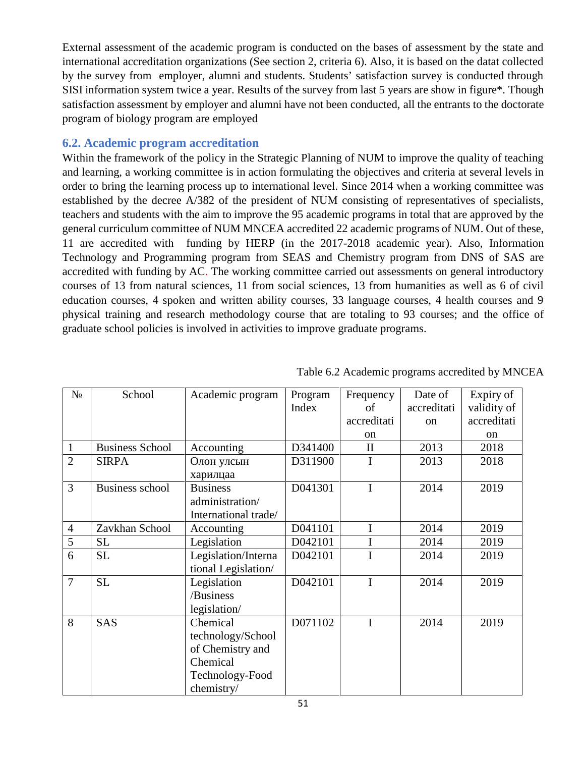External assessment of the academic program is conducted on the bases of assessment by the state and international accreditation organizations (See section 2, criteria 6). Also, it is based on the datat collected by the survey from employer, alumni and students. Students' satisfaction survey is conducted through SISI information system twice a year. Results of the survey from last 5 years are show in figure*. Though satisfaction assessment by employer and alumni have not been conducted, all the entrants to the doctorate program of biology program are employed

## 6.2. Academic program accreditation

Within the framework of the policy in the Strategic Planning of NUM to improve the quality of teaching and learning, a working committee is in action formulating the objectives and criteria at several levels in order to bring the learning process up to international level. Since 2014 when a working committee was established by the decree A/382 of the president of NUM consisting of representatives of specialists, teachers and students with the aim to improve the 95 academic programs in total that are approved by the general curriculum committee of NUM MNCEA accredited 22 academic programs of NUM. Out of these, 11 are accredited with funding by HERP (in the 2017-2018 academic year). Also, Information Technology and Programming program from SEAS and Chemistry program from DNS of SAS are accredited with funding by AC. The working committee carried out assessments on general introductory courses of 13 from natural sciences, 11 from social sciences, 13 from humanities as well as 6 of civil education courses, 4 spoken and written ability courses, 33 language courses, 4 health courses and 9 physical training and research methodology course that are totaling to 93 courses; and the office of graduate school policies is involved in activities to improve graduate programs.

Table 6.2 Academic programs accredited by MNCEA

| № | School | Academic program | Program Index | Frequency of accreditation | Date of accreditation | Expiry of validity of accreditation |
|---|---|---|---|---|---|---|
| 1 | Business School | Accounting | D341400 | II | 2013 | 2018 |
| 2 | SIRPA | Олон улсын харилцаа | D311900 | I | 2013 | 2018 |
| 3 | Business school | Business administration/ International trade/ | D041301 | I | 2014 | 2019 |
| 4 | Zavkhan School | Accounting | D041101 | I | 2014 | 2019 |
| 5 | SL | Legislation | D042101 | I | 2014 | 2019 |
| 6 | SL | Legislation/International Legislation/ | D042101 | I | 2014 | 2019 |
| 7 | SL | Legislation /Business legislation/ | D042101 | I | 2014 | 2019 |
| 8 | SAS | Chemical technology/School of Chemistry and Chemical Technology-Food chemistry/ | D071102 | I | 2014 | 2019 |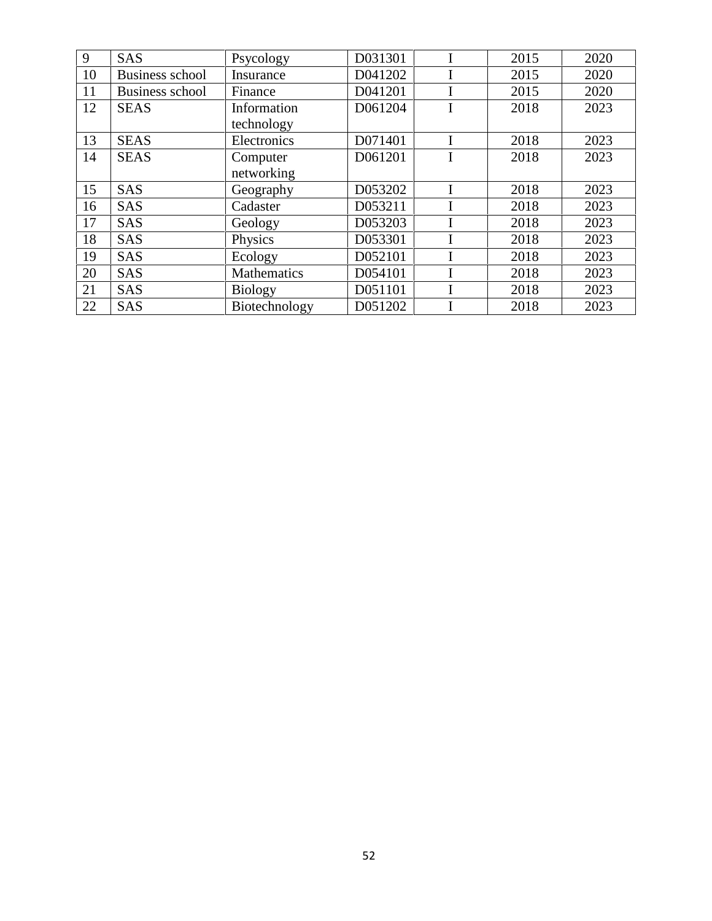| 9 | SAS | Psycology | D031301 | I | 2015 | 2020 |
|---|---|---|---|---|---|---|
| 10 | Business school | Insurance | D041202 | I | 2015 | 2020 |
| 11 | Business school | Finance | D041201 | I | 2015 | 2020 |
| 12 | SEAS | Information technology | D061204 | I | 2018 | 2023 |
| 13 | SEAS | Electronics | D071401 | I | 2018 | 2023 |
| 14 | SEAS | Computer networking | D061201 | I | 2018 | 2023 |
| 15 | SAS | Geography | D053202 | I | 2018 | 2023 |
| 16 | SAS | Cadaster | D053211 | I | 2018 | 2023 |
| 17 | SAS | Geology | D053203 | I | 2018 | 2023 |
| 18 | SAS | Physics | D053301 | I | 2018 | 2023 |
| 19 | SAS | Ecology | D052101 | I | 2018 | 2023 |
| 20 | SAS | Mathematics | D054101 | I | 2018 | 2023 |
| 21 | SAS | Biology | D051101 | I | 2018 | 2023 |
| 22 | SAS | Biotechnology | D051202 | I | 2018 | 2023 |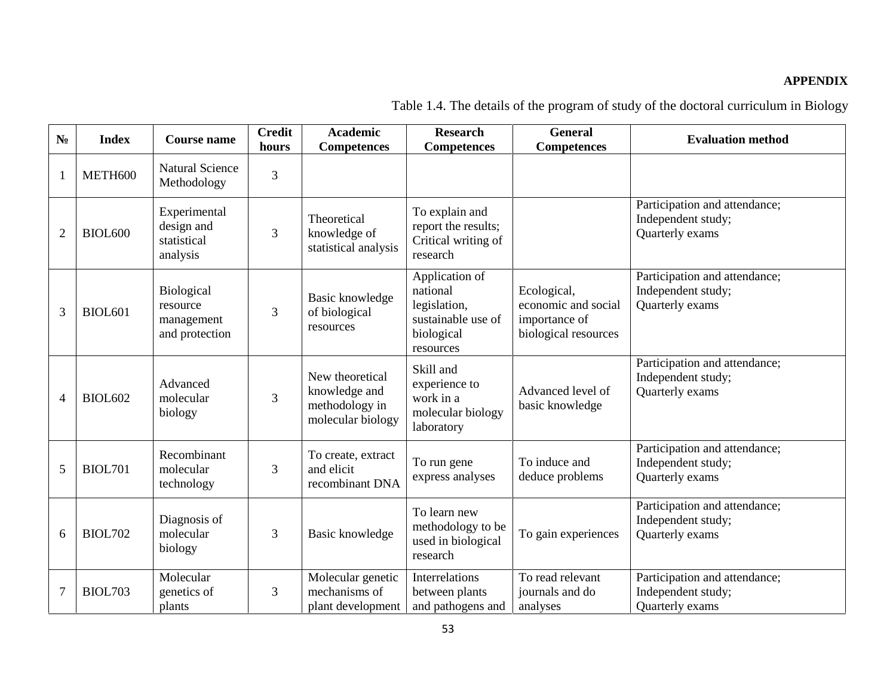**APPENDIX**

Table 1.4. The details of the program of study of the doctoral curriculum in Biology

| № | Index | Course name | Credit hours | Academic Competences | Research Competences | General Competences | Evaluation method |
|---|---|---|---|---|---|---|---|
| 1 | METH600 | Natural Science Methodology | 3 | | | | |
| 2 | BIOL600 | Experimental design and statistical analysis | 3 | Theoretical knowledge of statistical analysis | To explain and report the results; Critical writing of research | | Participation and attendance; Independent study; Quarterly exams |
| 3 | BIOL601 | Biological resource management and protection | 3 | Basic knowledge of biological resources | Application of national legislation, sustainable use of biological resources | Ecological, economic and social importance of biological resources | Participation and attendance; Independent study; Quarterly exams |
| 4 | BIOL602 | Advanced molecular biology | 3 | New theoretical knowledge and methodology in molecular biology | Skill and experience to work in a molecular biology laboratory | Advanced level of basic knowledge | Participation and attendance; Independent study; Quarterly exams |
| 5 | BIOL701 | Recombinant molecular technology | 3 | To create, extract and elicit recombinant DNA | To run gene express analyses | To induce and deduce problems | Participation and attendance; Independent study; Quarterly exams |
| 6 | BIOL702 | Diagnosis of molecular biology | 3 | Basic knowledge | To learn new methodology to be used in biological research | To gain experiences | Participation and attendance; Independent study; Quarterly exams |
| 7 | BIOL703 | Molecular genetics of plants | 3 | Molecular genetic mechanisms of plant development | Interrelations between plants and pathogens and | To read relevant journals and do analyses | Participation and attendance; Independent study; Quarterly exams |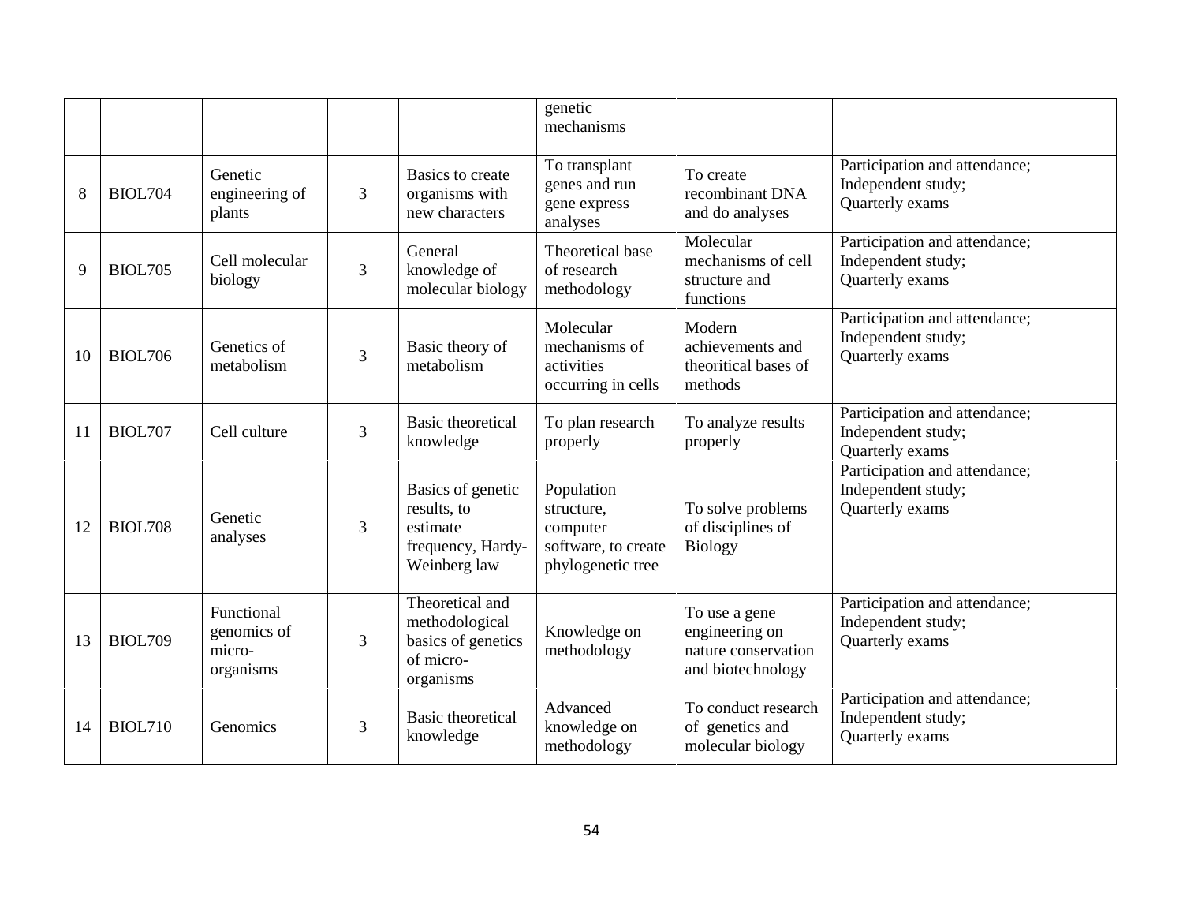| | | | | | | | |
|---|---|---|---|---|---|---|---|
| | | | | | genetic mechanisms | | |
| 8 | BIOL704 | Genetic engineering of plants | 3 | Basics to create organisms with new characters | To transplant genes and run gene express analyses | To create recombinant DNA and do analyses | Participation and attendance; Independent study; Quarterly exams |
| 9 | BIOL705 | Cell molecular biology | 3 | General knowledge of molecular biology | Theoretical base of research methodology | Molecular mechanisms of cell structure and functions | Participation and attendance; Independent study; Quarterly exams |
| 10 | BIOL706 | Genetics of metabolism | 3 | Basic theory of metabolism | Molecular mechanisms of activities occurring in cells | Modern achievements and theoritical bases of methods | Participation and attendance; Independent study; Quarterly exams |
| 11 | BIOL707 | Cell culture | 3 | Basic theoretical knowledge | To plan research properly | To analyze results properly | Participation and attendance; Independent study; Quarterly exams |
| 12 | BIOL708 | Genetic analyses | 3 | Basics of genetic results, to estimate frequency, Hardy-Weinberg law | Population structure, computer software, to create phylogenetic tree | To solve problems of disciplines of Biology | Participation and attendance; Independent study; Quarterly exams |
| 13 | BIOL709 | Functional genomics of micro-organisms | 3 | Theoretical and methodological basics of genetics of micro-organisms | Knowledge on methodology | To use a gene engineering on nature conservation and biotechnology | Participation and attendance; Independent study; Quarterly exams |
| 14 | BIOL710 | Genomics | 3 | Basic theoretical knowledge | Advanced knowledge on methodology | To conduct research of genetics and molecular biology | Participation and attendance; Independent study; Quarterly exams |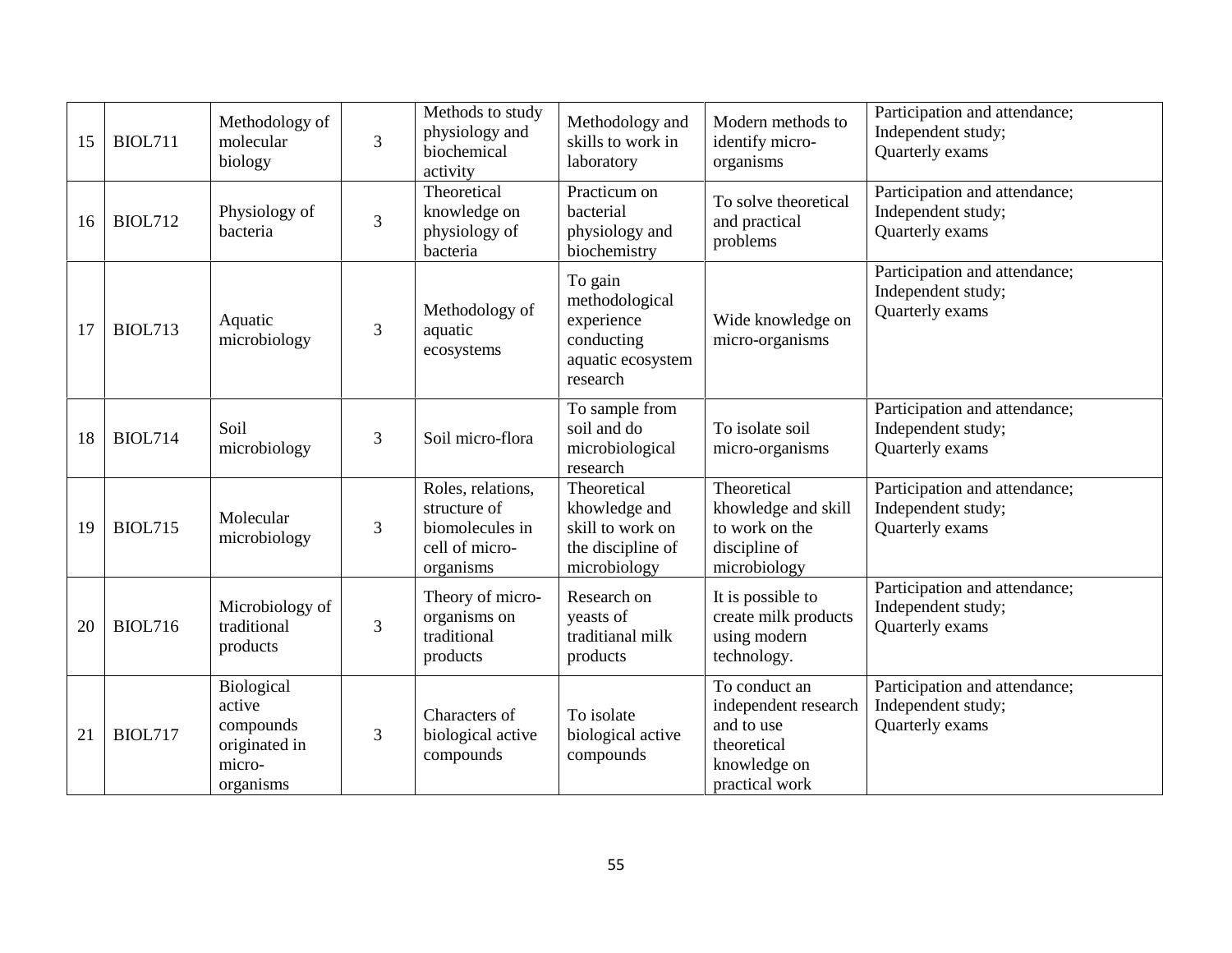| 15 | BIOL711 | Methodology of molecular biology | 3 | Methods to study physiology and biochemical activity | Methodology and skills to work in laboratory | Modern methods to identify micro-organisms | Participation and attendance; Independent study; Quarterly exams |
|---|---|---|---|---|---|---|---|
| 16 | BIOL712 | Physiology of bacteria | 3 | Theoretical knowledge on physiology of bacteria | Practicum on bacterial physiology and biochemistry | To solve theoretical and practical problems | Participation and attendance; Independent study; Quarterly exams |
| 17 | BIOL713 | Aquatic microbiology | 3 | Methodology of aquatic ecosystems | To gain methodological experience conducting aquatic ecosystem research | Wide knowledge on micro-organisms | Participation and attendance; Independent study; Quarterly exams |
| 18 | BIOL714 | Soil microbiology | 3 | Soil micro-flora | To sample from soil and do microbiological research | To isolate soil micro-organisms | Participation and attendance; Independent study; Quarterly exams |
| 19 | BIOL715 | Molecular microbiology | 3 | Roles, relations, structure of biomolecules in cell of micro-organisms | Theoretical khowledge and skill to work on the discipline of microbiology | Theoretical khowledge and skill to work on the discipline of microbiology | Participation and attendance; Independent study; Quarterly exams |
| 20 | BIOL716 | Microbiology of traditional products | 3 | Theory of micro-organisms on traditional products | Research on yeasts of traditianal milk products | It is possible to create milk products using modern technology. | Participation and attendance; Independent study; Quarterly exams |
| 21 | BIOL717 | Biological active compounds originated in micro-organisms | 3 | Characters of biological active compounds | To isolate biological active compounds | To conduct an independent research and to use theoretical knowledge on practical work | Participation and attendance; Independent study; Quarterly exams |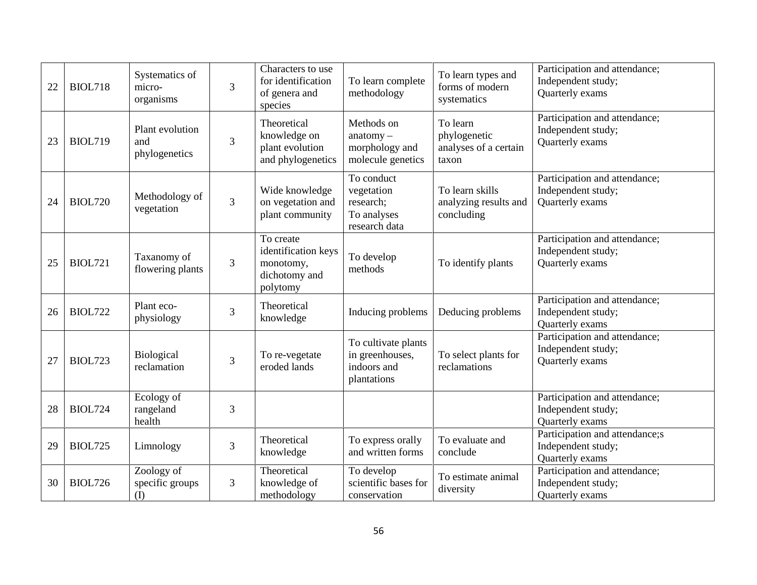| 22 | BIOL718 | Systematics of micro-organisms | 3 | Characters to use for identification of genera and species | To learn complete methodology | To learn types and forms of modern systematics | Participation and attendance;<br>Independent study;<br>Quarterly exams |
|---|---|---|---|---|---|---|---|
| 23 | BIOL719 | Plant evolution and phylogenetics | 3 | Theoretical knowledge on plant evolution and phylogenetics | Methods on anatomy – morphology and molecule genetics | To learn phylogenetic analyses of a certain taxon | Participation and attendance;<br>Independent study;<br>Quarterly exams |
| 24 | BIOL720 | Methodology of vegetation | 3 | Wide knowledge on vegetation and plant community | To conduct vegetation research;<br>To analyses research data | To learn skills analyzing results and concluding | Participation and attendance;<br>Independent study;<br>Quarterly exams |
| 25 | BIOL721 | Taxanomy of flowering plants | 3 | To create identification keys monotomy, dichotomy and polytomy | To develop methods | To identify plants | Participation and attendance;<br>Independent study;<br>Quarterly exams |
| 26 | BIOL722 | Plant eco-physiology | 3 | Theoretical knowledge | Inducing problems | Deducing problems | Participation and attendance;<br>Independent study;<br>Quarterly exams |
| 27 | BIOL723 | Biological reclamation | 3 | To re-vegetate eroded lands | To cultivate plants in greenhouses, indoors and plantations | To select plants for reclamations | Participation and attendance;<br>Independent study;<br>Quarterly exams |
| 28 | BIOL724 | Ecology of rangeland health | 3 | | | | Participation and attendance;<br>Independent study;<br>Quarterly exams |
| 29 | BIOL725 | Limnology | 3 | Theoretical knowledge | To express orally and written forms | To evaluate and conclude | Participation and attendance;s<br>Independent study;<br>Quarterly exams |
| 30 | BIOL726 | Zoology of specific groups (I) | 3 | Theoretical knowledge of methodology | To develop scientific bases for conservation | To estimate animal diversity | Participation and attendance;<br>Independent study;<br>Quarterly exams |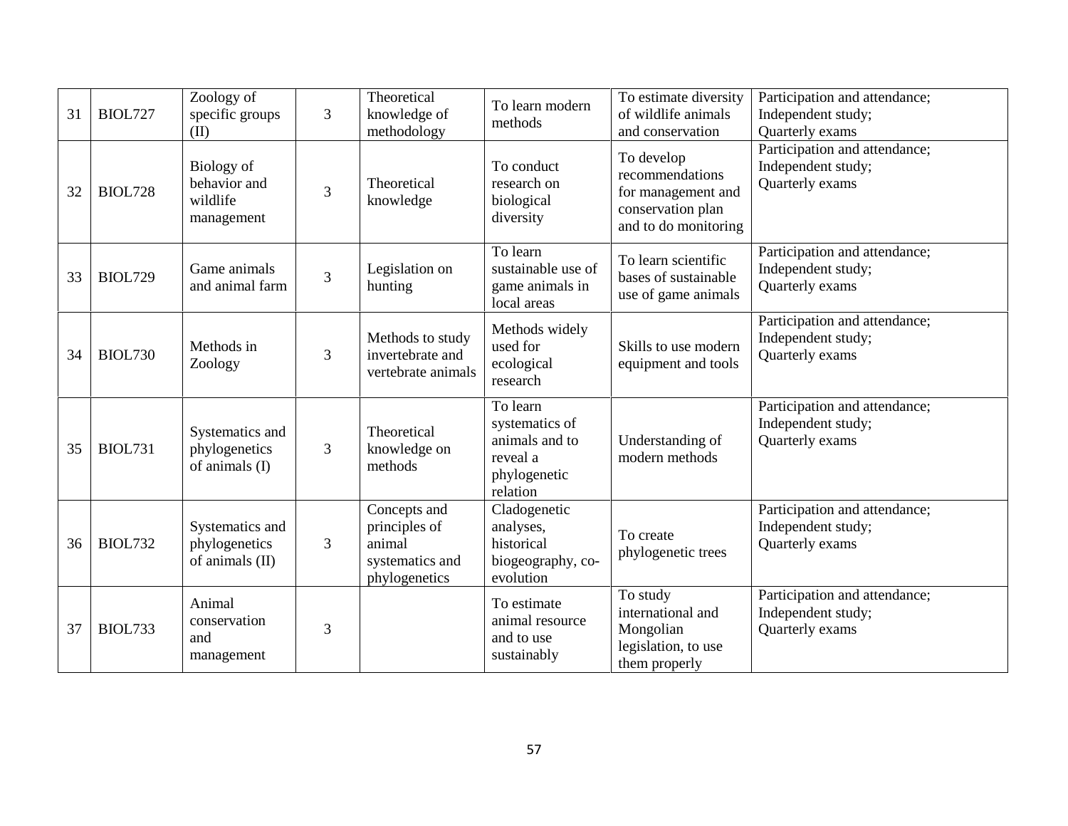| 31 | BIOL727 | Zoology of specific groups (II) | 3 | Theoretical knowledge of methodology | To learn modern methods | To estimate diversity of wildlife animals and conservation | Participation and attendance; Independent study; Quarterly exams |
|---|---|---|---|---|---|---|---|
| 32 | BIOL728 | Biology of behavior and wildlife management | 3 | Theoretical knowledge | To conduct research on biological diversity | To develop recommendations for management and conservation plan and to do monitoring | Participation and attendance; Independent study; Quarterly exams |
| 33 | BIOL729 | Game animals and animal farm | 3 | Legislation on hunting | To learn sustainable use of game animals in local areas | To learn scientific bases of sustainable use of game animals | Participation and attendance; Independent study; Quarterly exams |
| 34 | BIOL730 | Methods in Zoology | 3 | Methods to study invertebrate and vertebrate animals | Methods widely used for ecological research | Skills to use modern equipment and tools | Participation and attendance; Independent study; Quarterly exams |
| 35 | BIOL731 | Systematics and phylogenetics of animals (I) | 3 | Theoretical knowledge on methods | To learn systematics of animals and to reveal a phylogenetic relation | Understanding of modern methods | Participation and attendance; Independent study; Quarterly exams |
| 36 | BIOL732 | Systematics and phylogenetics of animals (II) | 3 | Concepts and principles of animal systematics and phylogenetics | Cladogenetic analyses, historical biogeography, co-evolution | To create phylogenetic trees | Participation and attendance; Independent study; Quarterly exams |
| 37 | BIOL733 | Animal conservation and management | 3 | | To estimate animal resource and to use sustainably | To study international and Mongolian legislation, to use them properly | Participation and attendance; Independent study; Quarterly exams |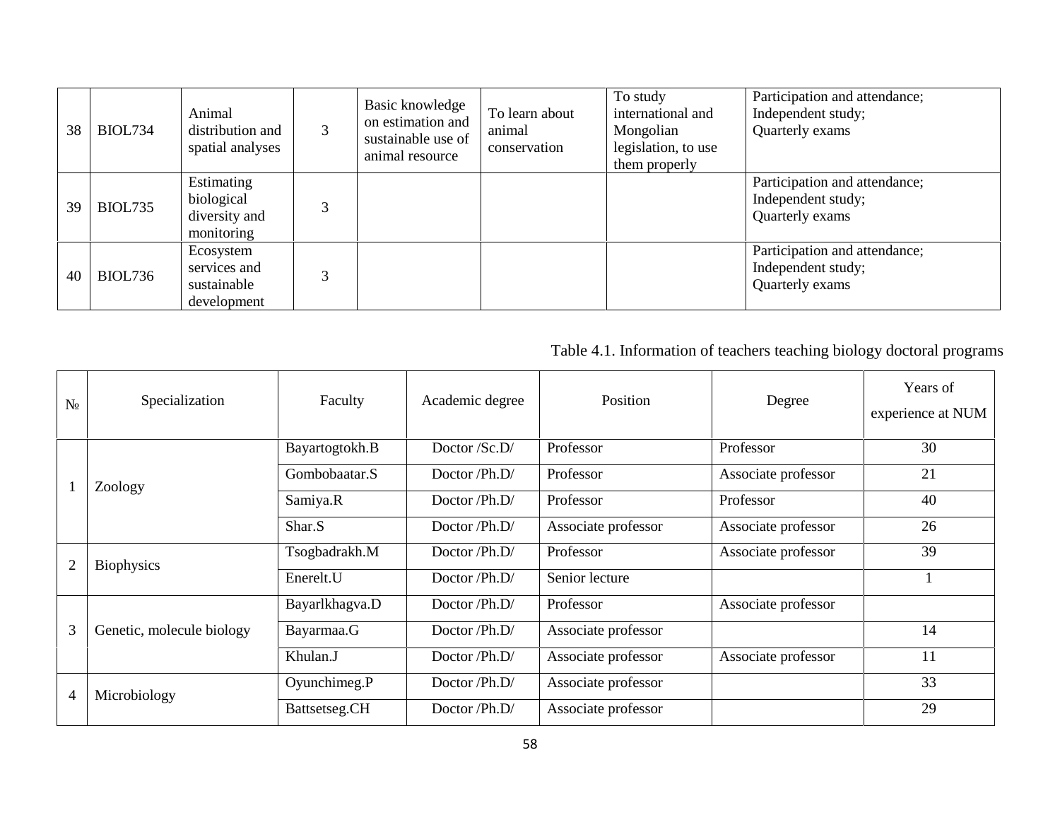| 38 | BIOL734 | Animal distribution and spatial analyses | 3 | Basic knowledge on estimation and sustainable use of animal resource | To learn about animal conservation | To study international and Mongolian legislation, to use them properly | Participation and attendance; Independent study; Quarterly exams |
|---|---|---|---|---|---|---|---|
| 39 | BIOL735 | Estimating biological diversity and monitoring | 3 | | | | Participation and attendance; Independent study; Quarterly exams |
| 40 | BIOL736 | Ecosystem services and sustainable development | 3 | | | | Participation and attendance; Independent study; Quarterly exams |

Table 4.1. Information of teachers teaching biology doctoral programs

| № | Specialization | Faculty | Academic degree | Position | Degree | Years of experience at NUM |
|---|---|---|---|---|---|---|
| 1 | Zoology | Bayartogtokh.B | Doctor /Sc.D/ | Professor | Professor | 30 |
| | | Gombobaatar.S | Doctor /Ph.D/ | Professor | Associate professor | 21 |
| | | Samiya.R | Doctor /Ph.D/ | Professor | Professor | 40 |
| | | Shar.S | Doctor /Ph.D/ | Associate professor | Associate professor | 26 |
| 2 | Biophysics | Tsogbadrakh.M | Doctor /Ph.D/ | Professor | Associate professor | 39 |
| | | Enerelt.U | Doctor /Ph.D/ | Senior lecture | | 1 |
| 3 | Genetic, molecule biology | Bayarlkhagva.D | Doctor /Ph.D/ | Professor | Associate professor | |
| | | Bayarmaa.G | Doctor /Ph.D/ | Associate professor | | 14 |
| | | Khulan.J | Doctor /Ph.D/ | Associate professor | Associate professor | 11 |
| 4 | Microbiology | Oyunchimeg.P | Doctor /Ph.D/ | Associate professor | | 33 |
| | | Battsetseg.CH | Doctor /Ph.D/ | Associate professor | | 29 |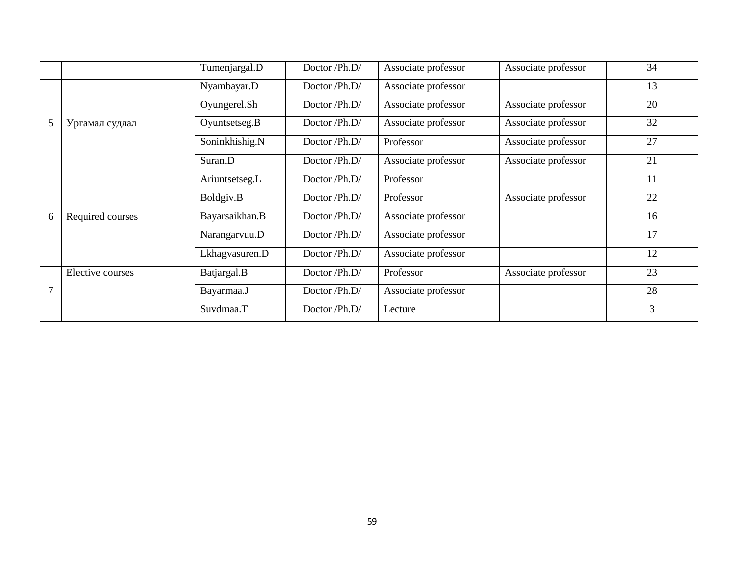| | | Tumenjargal.D | Doctor /Ph.D/ | Associate professor | Associate professor | 34 |
|---|---|---|---|---|---|---|
| 5 | Ургамал судлал | Nyambayar.D | Doctor /Ph.D/ | Associate professor | | 13 |
| | | Oyungerel.Sh | Doctor /Ph.D/ | Associate professor | Associate professor | 20 |
| | | Oyuntsetseg.B | Doctor /Ph.D/ | Associate professor | Associate professor | 32 |
| | | Soninkhishig.N | Doctor /Ph.D/ | Professor | Associate professor | 27 |
| | | Suran.D | Doctor /Ph.D/ | Associate professor | Associate professor | 21 |
| 6 | Required courses | Ariuntsetseg.L | Doctor /Ph.D/ | Professor | | 11 |
| | | Boldgiv.B | Doctor /Ph.D/ | Professor | Associate professor | 22 |
| | | Bayarsaikhan.B | Doctor /Ph.D/ | Associate professor | | 16 |
| | | Narangarvuu.D | Doctor /Ph.D/ | Associate professor | | 17 |
| | | Lkhagvasuren.D | Doctor /Ph.D/ | Associate professor | | 12 |
| 7 | Elective courses | Batjargal.B | Doctor /Ph.D/ | Professor | Associate professor | 23 |
| | | Bayarmaa.J | Doctor /Ph.D/ | Associate professor | | 28 |
| | | Suvdmaa.T | Doctor /Ph.D/ | Lecture | | 3 |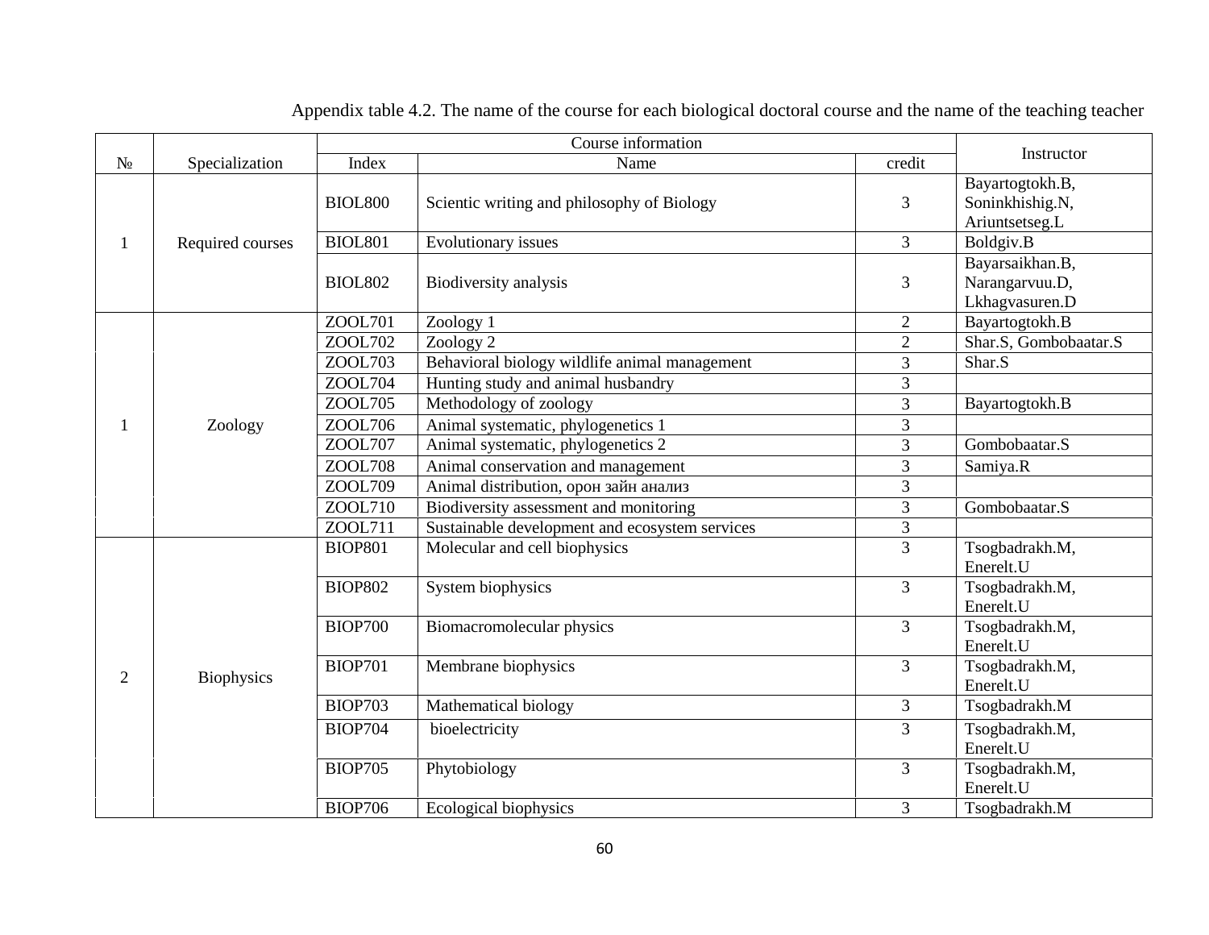Appendix table 4.2. The name of the course for each biological doctoral course and the name of the teaching teacher

| № | Specialization | Course information | | | Instructor |
|---|---|---|---|---|---|
| | | Index | Name | credit | |
| 1 | Required courses | BIOL800 | Scientic writing and philosophy of Biology | 3 | Bayartogtokh.B, Soninkhishig.N, Ariuntsetseg.L |
| | | BIOL801 | Evolutionary issues | 3 | Boldgiv.B |
| | | BIOL802 | Biodiversity analysis | 3 | Bayarsaikhan.B, Narangarvuu.D, Lkhagvasuren.D |
| 1 | Zoology | ZOOL701 | Zoology 1 | 2 | Bayartogtokh.B |
| | | ZOOL702 | Zoology 2 | 2 | Shar.S, Gombobaatar.S |
| | | ZOOL703 | Behavioral biology wildlife animal management | 3 | Shar.S |
| | | ZOOL704 | Hunting study and animal husbandry | 3 | |
| | | ZOOL705 | Methodology of zoology | 3 | Bayartogtokh.B |
| | | ZOOL706 | Animal systematic, phylogenetics 1 | 3 | |
| | | ZOOL707 | Animal systematic, phylogenetics 2 | 3 | Gombobaatar.S |
| | | ZOOL708 | Animal conservation and management | 3 | Samiya.R |
| | | ZOOL709 | Animal distribution, орон зайн анализ | 3 | |
| | | ZOOL710 | Biodiversity assessment and monitoring | 3 | Gombobaatar.S |
| | | ZOOL711 | Sustainable development and ecosystem services | 3 | |
| 2 | Biophysics | BIOP801 | Molecular and cell biophysics | 3 | Tsogbadrakh.M, Enerelt.U |
| | | BIOP802 | System biophysics | 3 | Tsogbadrakh.M, Enerelt.U |
| | | BIOP700 | Biomacromolecular physics | 3 | Tsogbadrakh.M, Enerelt.U |
| | | BIOP701 | Membrane biophysics | 3 | Tsogbadrakh.M, Enerelt.U |
| | | BIOP703 | Mathematical biology | 3 | Tsogbadrakh.M |
| | | BIOP704 | bioelectricity | 3 | Tsogbadrakh.M, Enerelt.U |
| | | BIOP705 | Phytobiology | 3 | Tsogbadrakh.M, Enerelt.U |
| | | BIOP706 | Ecological biophysics | 3 | Tsogbadrakh.M |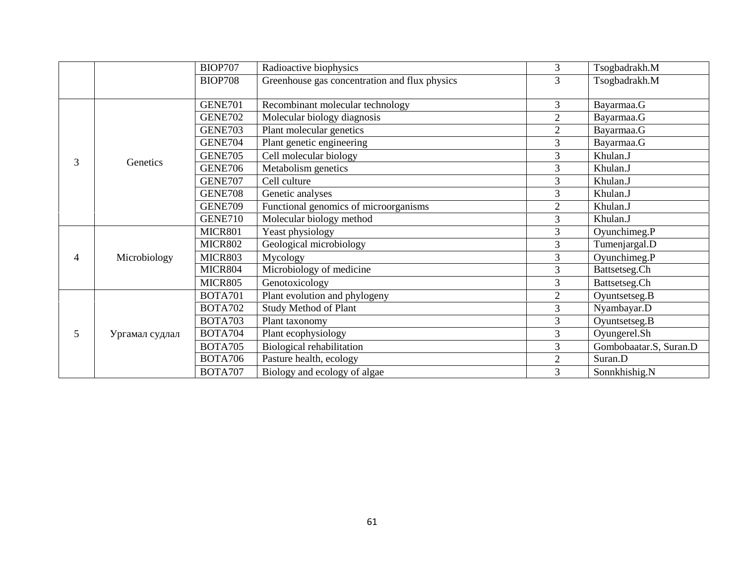| | | | | | |
|---|---|---|---|---|---|
| | | BIOP707 | Radioactive biophysics | 3 | Tsogbadrakh.M |
| | | BIOP708 | Greenhouse gas concentration and flux physics | 3 | Tsogbadrakh.M |
| 3 | Genetics | GENE701 | Recombinant molecular technology | 3 | Bayarmaa.G |
| | | GENE702 | Molecular biology diagnosis | 2 | Bayarmaa.G |
| | | GENE703 | Plant molecular genetics | 2 | Bayarmaa.G |
| | | GENE704 | Plant genetic engineering | 3 | Bayarmaa.G |
| | | GENE705 | Cell molecular biology | 3 | Khulan.J |
| | | GENE706 | Metabolism genetics | 3 | Khulan.J |
| | | GENE707 | Cell culture | 3 | Khulan.J |
| | | GENE708 | Genetic analyses | 3 | Khulan.J |
| | | GENE709 | Functional genomics of microorganisms | 2 | Khulan.J |
| | | GENE710 | Molecular biology method | 3 | Khulan.J |
| 4 | Microbiology | MICR801 | Yeast physiology | 3 | Oyunchimeg.P |
| | | MICR802 | Geological microbiology | 3 | Tumenjargal.D |
| | | MICR803 | Mycology | 3 | Oyunchimeg.P |
| | | MICR804 | Microbiology of medicine | 3 | Battsetseg.Ch |
| | | MICR805 | Genotoxicology | 3 | Battsetseg.Ch |
| 5 | Ургамал судлал | BOTA701 | Plant evolution and phylogeny | 2 | Oyuntsetseg.B |
| | | BOTA702 | Study Method of Plant | 3 | Nyambayar.D |
| | | BOTA703 | Plant taxonomy | 3 | Oyuntsetseg.B |
| | | BOTA704 | Plant ecophysiology | 3 | Oyungerel.Sh |
| | | BOTA705 | Biological rehabilitation | 3 | Gombobaatar.S, Suran.D |
| | | BOTA706 | Pasture health, ecology | 2 | Suran.D |
| | | BOTA707 | Biology and ecology of algae | 3 | Sonnkhishig.N |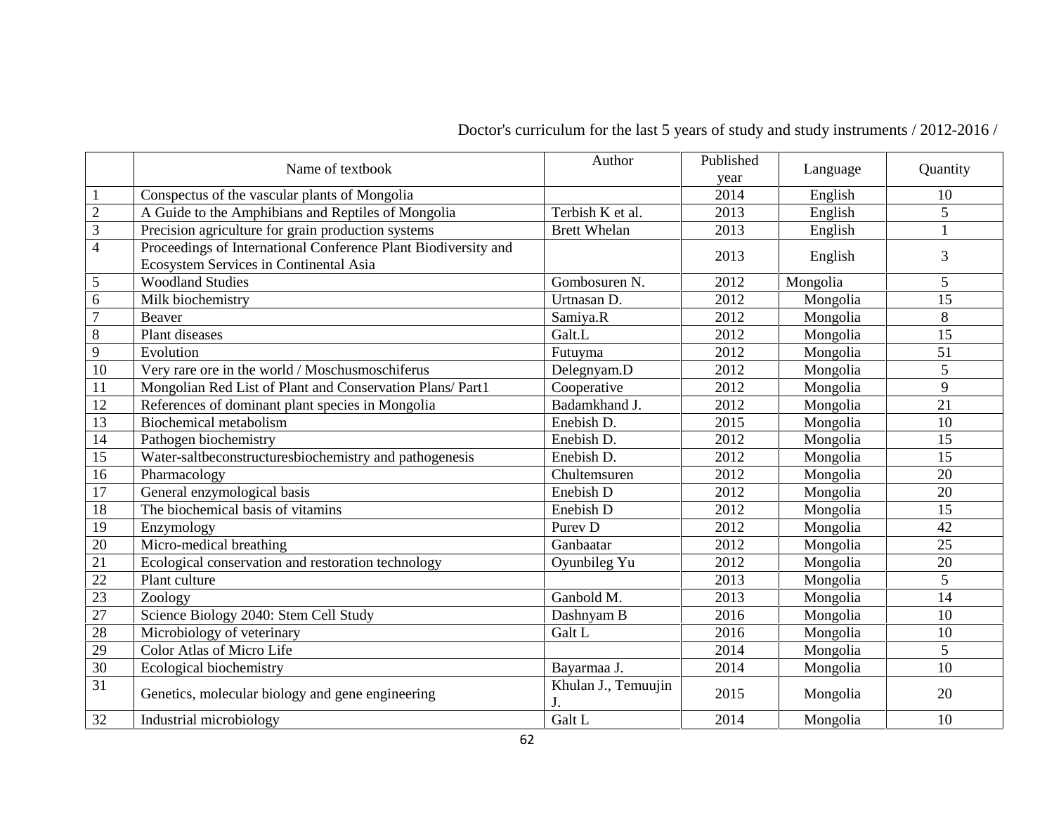Doctor's curriculum for the last 5 years of study and study instruments / 2012-2016 /

| | Name of textbook | Author | Published year | Language | Quantity |
|---|---|---|---|---|---|
| 1 | Conspectus of the vascular plants of Mongolia | | 2014 | English | 10 |
| 2 | A Guide to the Amphibians and Reptiles of Mongolia | Terbish K et al. | 2013 | English | 5 |
| 3 | Precision agriculture for grain production systems | Brett Whelan | 2013 | English | 1 |
| 4 | Proceedings of International Conference Plant Biodiversity and Ecosystem Services in Continental Asia | | 2013 | English | 3 |
| 5 | Woodland Studies | Gombosuren N. | 2012 | Mongolia | 5 |
| 6 | Milk biochemistry | Urtnasan D. | 2012 | Mongolia | 15 |
| 7 | Beaver | Samiya.R | 2012 | Mongolia | 8 |
| 8 | Plant diseases | Galt.L | 2012 | Mongolia | 15 |
| 9 | Evolution | Futuyma | 2012 | Mongolia | 51 |
| 10 | Very rare ore in the world / Moschusmoschiferus | Delegnyam.D | 2012 | Mongolia | 5 |
| 11 | Mongolian Red List of Plant and Conservation Plans/ Part1 | Cooperative | 2012 | Mongolia | 9 |
| 12 | References of dominant plant species in Mongolia | Badamkhand J. | 2012 | Mongolia | 21 |
| 13 | Biochemical metabolism | Enebish D. | 2015 | Mongolia | 10 |
| 14 | Pathogen biochemistry | Enebish D. | 2012 | Mongolia | 15 |
| 15 | Water-saltbeconstructuresbiochemistry and pathogenesis | Enebish D. | 2012 | Mongolia | 15 |
| 16 | Pharmacology | Chultemsuren | 2012 | Mongolia | 20 |
| 17 | General enzymological basis | Enebish D | 2012 | Mongolia | 20 |
| 18 | The biochemical basis of vitamins | Enebish D | 2012 | Mongolia | 15 |
| 19 | Enzymology | Purev D | 2012 | Mongolia | 42 |
| 20 | Micro-medical breathing | Ganbaatar | 2012 | Mongolia | 25 |
| 21 | Ecological conservation and restoration technology | Oyunbileg Yu | 2012 | Mongolia | 20 |
| 22 | Plant culture | | 2013 | Mongolia | 5 |
| 23 | Zoology | Ganbold M. | 2013 | Mongolia | 14 |
| 27 | Science Biology 2040: Stem Cell Study | Dashnyam B | 2016 | Mongolia | 10 |
| 28 | Microbiology of veterinary | Galt L | 2016 | Mongolia | 10 |
| 29 | Color Atlas of Micro Life | | 2014 | Mongolia | 5 |
| 30 | Ecological biochemistry | Bayarmaa J. | 2014 | Mongolia | 10 |
| 31 | Genetics, molecular biology and gene engineering | Khulan J., Temuujin J. | 2015 | Mongolia | 20 |
| 32 | Industrial microbiology | Galt L | 2014 | Mongolia | 10 |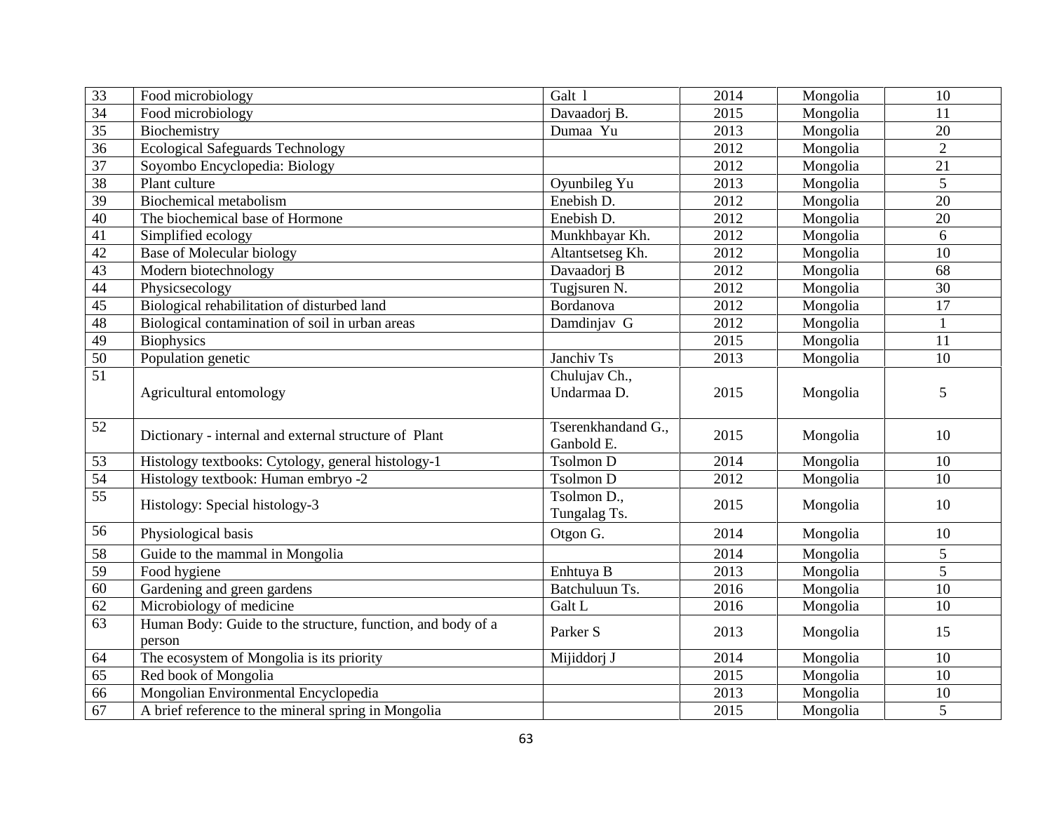| 33 | Food microbiology | Galt l | 2014 | Mongolia | 10 |
|---|---|---|---|---|---|
| 34 | Food microbiology | Davaadorj B. | 2015 | Mongolia | 11 |
| 35 | Biochemistry | Dumaa Yu | 2013 | Mongolia | 20 |
| 36 | Ecological Safeguards Technology | | 2012 | Mongolia | 2 |
| 37 | Soyombo Encyclopedia: Biology | | 2012 | Mongolia | 21 |
| 38 | Plant culture | Oyunbileg Yu | 2013 | Mongolia | 5 |
| 39 | Biochemical metabolism | Enebish D. | 2012 | Mongolia | 20 |
| 40 | The biochemical base of Hormone | Enebish D. | 2012 | Mongolia | 20 |
| 41 | Simplified ecology | Munkhbayar Kh. | 2012 | Mongolia | 6 |
| 42 | Base of Molecular biology | Altantsetseg Kh. | 2012 | Mongolia | 10 |
| 43 | Modern biotechnology | Davaadorj B | 2012 | Mongolia | 68 |
| 44 | Physicsecology | Tugjsuren N. | 2012 | Mongolia | 30 |
| 45 | Biological rehabilitation of disturbed land | Bordanova | 2012 | Mongolia | 17 |
| 48 | Biological contamination of soil in urban areas | Damdinjav G | 2012 | Mongolia | 1 |
| 49 | Biophysics | | 2015 | Mongolia | 11 |
| 50 | Population genetic | Janchiv Ts | 2013 | Mongolia | 10 |
| 51 | Agricultural entomology | Chulujav Ch., Undarmaa D. | 2015 | Mongolia | 5 |
| 52 | Dictionary - internal and external structure of Plant | Tserenkhandand G., Ganbold E. | 2015 | Mongolia | 10 |
| 53 | Histology textbooks: Cytology, general histology-1 | Tsolmon D | 2014 | Mongolia | 10 |
| 54 | Histology textbook: Human embryo -2 | Tsolmon D | 2012 | Mongolia | 10 |
| 55 | Histology: Special histology-3 | Tsolmon D., Tungalag Ts. | 2015 | Mongolia | 10 |
| 56 | Physiological basis | Otgon G. | 2014 | Mongolia | 10 |
| 58 | Guide to the mammal in Mongolia | | 2014 | Mongolia | 5 |
| 59 | Food hygiene | Enhtuya B | 2013 | Mongolia | 5 |
| 60 | Gardening and green gardens | Batchuluun Ts. | 2016 | Mongolia | 10 |
| 62 | Microbiology of medicine | Galt L | 2016 | Mongolia | 10 |
| 63 | Human Body: Guide to the structure, function, and body of a person | Parker S | 2013 | Mongolia | 15 |
| 64 | The ecosystem of Mongolia is its priority | Mijiddorj J | 2014 | Mongolia | 10 |
| 65 | Red book of Mongolia | | 2015 | Mongolia | 10 |
| 66 | Mongolian Environmental Encyclopedia | | 2013 | Mongolia | 10 |
| 67 | A brief reference to the mineral spring in Mongolia | | 2015 | Mongolia | 5 |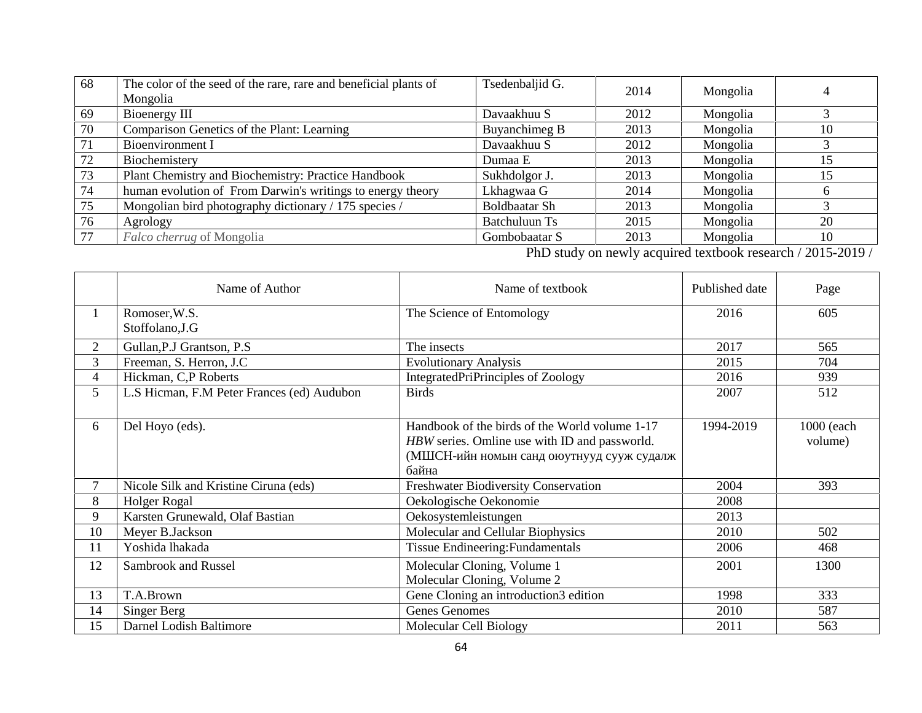| | | | | | |
|---|---|---|---|---|---|
| 68 | The color of the seed of the rare, rare and beneficial plants of Mongolia | Tsedenbaljid G. | 2014 | Mongolia | 4 |
| 69 | Bioenergy III | Davaakhuu S | 2012 | Mongolia | 3 |
| 70 | Comparison Genetics of the Plant: Learning | Buyanchimeg B | 2013 | Mongolia | 10 |
| 71 | Bioenvironment I | Davaakhuu S | 2012 | Mongolia | 3 |
| 72 | Biochemistery | Dumaa E | 2013 | Mongolia | 15 |
| 73 | Plant Chemistry and Biochemistry: Practice Handbook | Sukhdolgor J. | 2013 | Mongolia | 15 |
| 74 | human evolution of From Darwin's writings to energy theory | Lkhagwaa G | 2014 | Mongolia | 6 |
| 75 | Mongolian bird photography dictionary / 175 species / | Boldbaatar Sh | 2013 | Mongolia | 3 |
| 76 | Agrology | Batchuluun Ts | 2015 | Mongolia | 20 |
| 77 | *Falco cherrug* of Mongolia | Gombobaatar S | 2013 | Mongolia | 10 |

PhD study on newly acquired textbook research / 2015-2019 /

| | Name of Author | Name of textbook | Published date | Page |
|---|---|---|---|---|
| 1 | Romoser,W.S.<br>Stoffolano,J.G | The Science of Entomology | 2016 | 605 |
| 2 | Gullan,P.J Grantson, P.S | The insects | 2017 | 565 |
| 3 | Freeman, S. Herron, J.C | Evolutionary Analysis | 2015 | 704 |
| 4 | Hickman, C,P Roberts | IntegratedPriPrinciples of Zoology | 2016 | 939 |
| 5 | L.S Hicman, F.M Peter Frances (ed) Audubon | Birds | 2007 | 512 |
| 6 | Del Hoyo (eds). | Handbook of the birds of the World volume 1-17 *HBW* series. Omline use with ID and passworld. (МШСН-ийн номын санд оюутнууд сууж судалж байна | 1994-2019 | 1000 (each volume) |
| 7 | Nicole Silk and Kristine Ciruna (eds) | Freshwater Biodiversity Conservation | 2004 | 393 |
| 8 | Holger Rogal | Oekologische Oekonomie | 2008 | |
| 9 | Karsten Grunewald, Olaf Bastian | Oekosystemleistungen | 2013 | |
| 10 | Meyer B.Jackson | Molecular and Cellular Biophysics | 2010 | 502 |
| 11 | Yoshida lhakada | Tissue Endineering:Fundamentals | 2006 | 468 |
| 12 | Sambrook and Russel | Molecular Cloning, Volume 1<br>Molecular Cloning, Volume 2 | 2001 | 1300 |
| 13 | T.A.Brown | Gene Cloning an introduction3 edition | 1998 | 333 |
| 14 | Singer Berg | Genes Genomes | 2010 | 587 |
| 15 | Darnel Lodish Baltimore | Molecular Cell Biology | 2011 | 563 |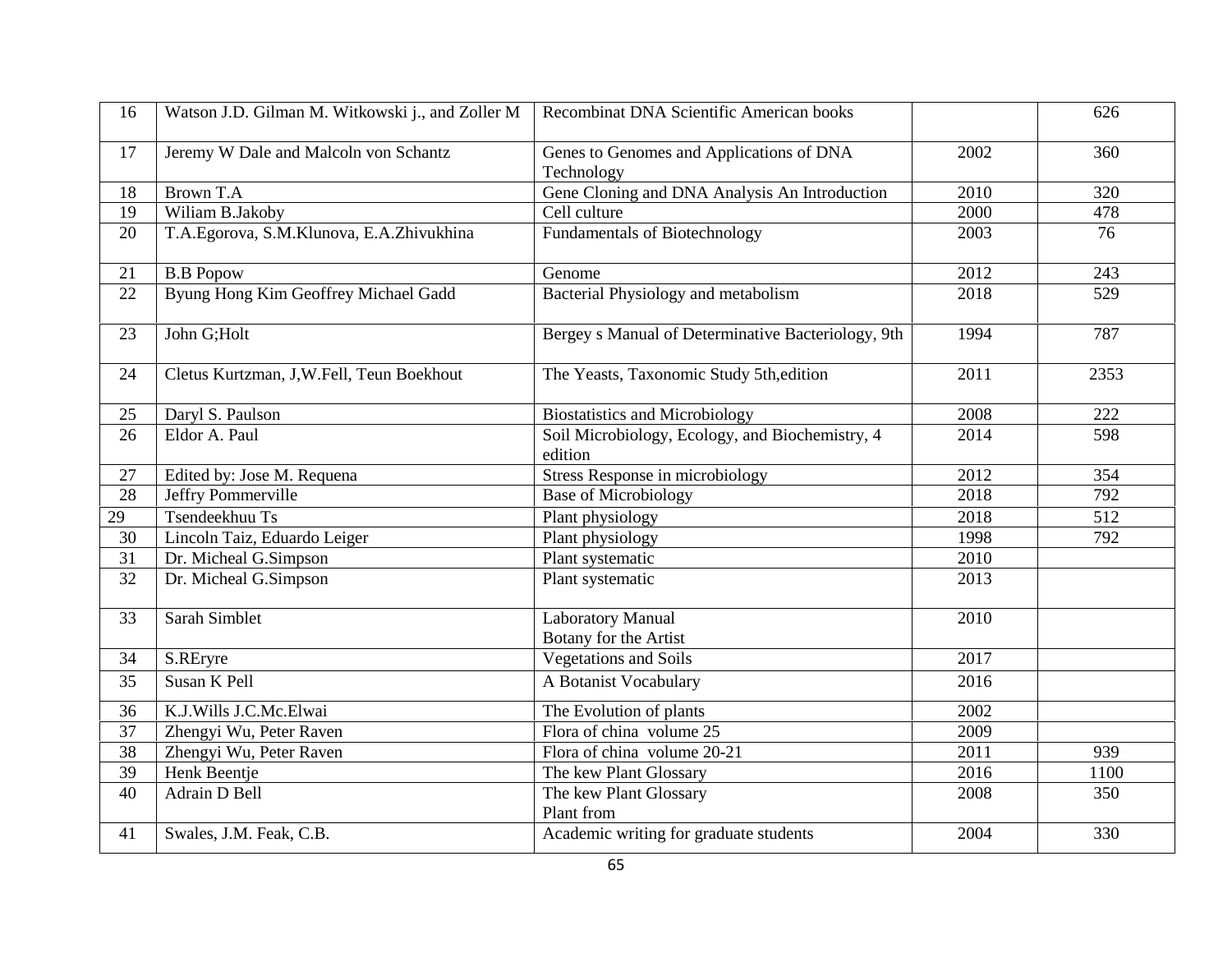| 16 | Watson J.D. Gilman M. Witkowski j., and Zoller M | Recombinat DNA Scientific American books | | 626 |
|---|---|---|---|---|
| 17 | Jeremy W Dale and Malcoln von Schantz | Genes to Genomes and Applications of DNA Technology | 2002 | 360 |
| 18 | Brown T.A | Gene Cloning and DNA Analysis An Introduction | 2010 | 320 |
| 19 | Wiliam B.Jakoby | Cell culture | 2000 | 478 |
| 20 | T.A.Egorova, S.M.Klunova, E.A.Zhivukhina | Fundamentals of Biotechnology | 2003 | 76 |
| 21 | B.B Popow | Genome | 2012 | 243 |
| 22 | Byung Hong Kim Geoffrey Michael Gadd | Bacterial Physiology and metabolism | 2018 | 529 |
| 23 | John G;Holt | Bergey s Manual of Determinative Bacteriology, 9th | 1994 | 787 |
| 24 | Cletus Kurtzman, J,W.Fell, Teun Boekhout | The Yeasts, Taxonomic Study 5th,edition | 2011 | 2353 |
| 25 | Daryl S. Paulson | Biostatistics and Microbiology | 2008 | 222 |
| 26 | Eldor A. Paul | Soil Microbiology, Ecology, and Biochemistry, 4 edition | 2014 | 598 |
| 27 | Edited by: Jose M. Requena | Stress Response in microbiology | 2012 | 354 |
| 28 | Jeffry Pommerville | Base of Microbiology | 2018 | 792 |
| 29 | Tsendeekhuu Ts | Plant physiology | 2018 | 512 |
| 30 | Lincoln Taiz, Eduardo Leiger | Plant physiology | 1998 | 792 |
| 31 | Dr. Micheal G.Simpson | Plant systematic | 2010 | |
| 32 | Dr. Micheal G.Simpson | Plant systematic | 2013 | |
| 33 | Sarah Simblet | Laboratory Manual Botany for the Artist | 2010 | |
| 34 | S.REryre | Vegetations and Soils | 2017 | |
| 35 | Susan K Pell | A Botanist Vocabulary | 2016 | |
| 36 | K.J.Wills J.C.Mc.Elwai | The Evolution of plants | 2002 | |
| 37 | Zhengyi Wu, Peter Raven | Flora of china volume 25 | 2009 | |
| 38 | Zhengyi Wu, Peter Raven | Flora of china volume 20-21 | 2011 | 939 |
| 39 | Henk Beentje | The kew Plant Glossary | 2016 | 1100 |
| 40 | Adrain D Bell | The kew Plant Glossary Plant from | 2008 | 350 |
| 41 | Swales, J.M. Feak, C.B. | Academic writing for graduate students | 2004 | 330 |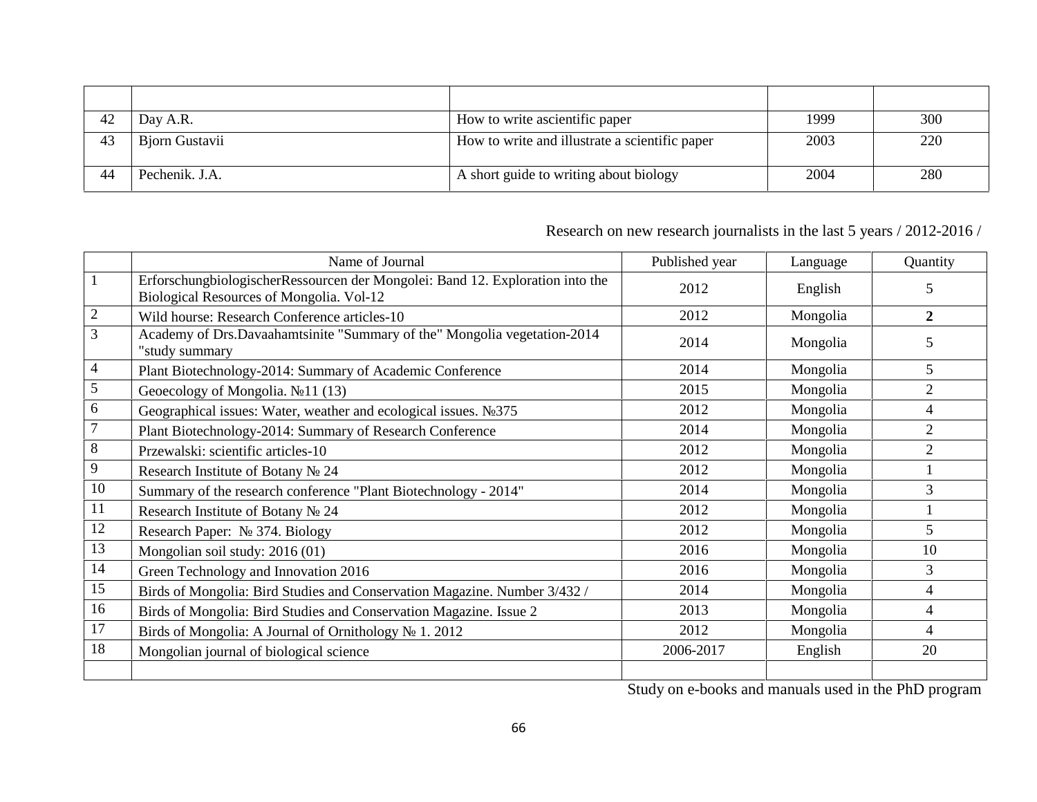| | | | | |
|---|---|---|---|---|
| 42 | Day A.R. | How to write ascientific paper | 1999 | 300 |
| 43 | Bjorn Gustavii | How to write and illustrate a scientific paper | 2003 | 220 |
| 44 | Pechenik. J.A. | A short guide to writing about biology | 2004 | 280 |

Research on new research journalists in the last 5 years / 2012-2016 /

| | Name of Journal | Published year | Language | Quantity |
|---|---|---|---|---|
| 1 | ErforschungbiologischerRessourcen der Mongolei: Band 12. Exploration into the Biological Resources of Mongolia. Vol-12 | 2012 | English | 5 |
| 2 | Wild hourse: Research Conference articles-10 | 2012 | Mongolia | **2** |
| 3 | Academy of Drs.Davaahamtsinite "Summary of the" Mongolia vegetation-2014 "study summary | 2014 | Mongolia | 5 |
| 4 | Plant Biotechnology-2014: Summary of Academic Conference | 2014 | Mongolia | 5 |
| 5 | Geoecology of Mongolia. №11 (13) | 2015 | Mongolia | 2 |
| 6 | Geographical issues: Water, weather and ecological issues. №375 | 2012 | Mongolia | 4 |
| 7 | Plant Biotechnology-2014: Summary of Research Conference | 2014 | Mongolia | 2 |
| 8 | Przewalski: scientific articles-10 | 2012 | Mongolia | 2 |
| 9 | Research Institute of Botany № 24 | 2012 | Mongolia | 1 |
| 10 | Summary of the research conference "Plant Biotechnology - 2014" | 2014 | Mongolia | 3 |
| 11 | Research Institute of Botany № 24 | 2012 | Mongolia | 1 |
| 12 | Research Paper: № 374. Biology | 2012 | Mongolia | 5 |
| 13 | Mongolian soil study: 2016 (01) | 2016 | Mongolia | 10 |
| 14 | Green Technology and Innovation 2016 | 2016 | Mongolia | 3 |
| 15 | Birds of Mongolia: Bird Studies and Conservation Magazine. Number 3/432 / | 2014 | Mongolia | 4 |
| 16 | Birds of Mongolia: Bird Studies and Conservation Magazine. Issue 2 | 2013 | Mongolia | 4 |
| 17 | Birds of Mongolia: A Journal of Ornithology № 1. 2012 | 2012 | Mongolia | 4 |
| 18 | Mongolian journal of biological science | 2006-2017 | English | 20 |
| | | | | |

Study on e-books and manuals used in the PhD program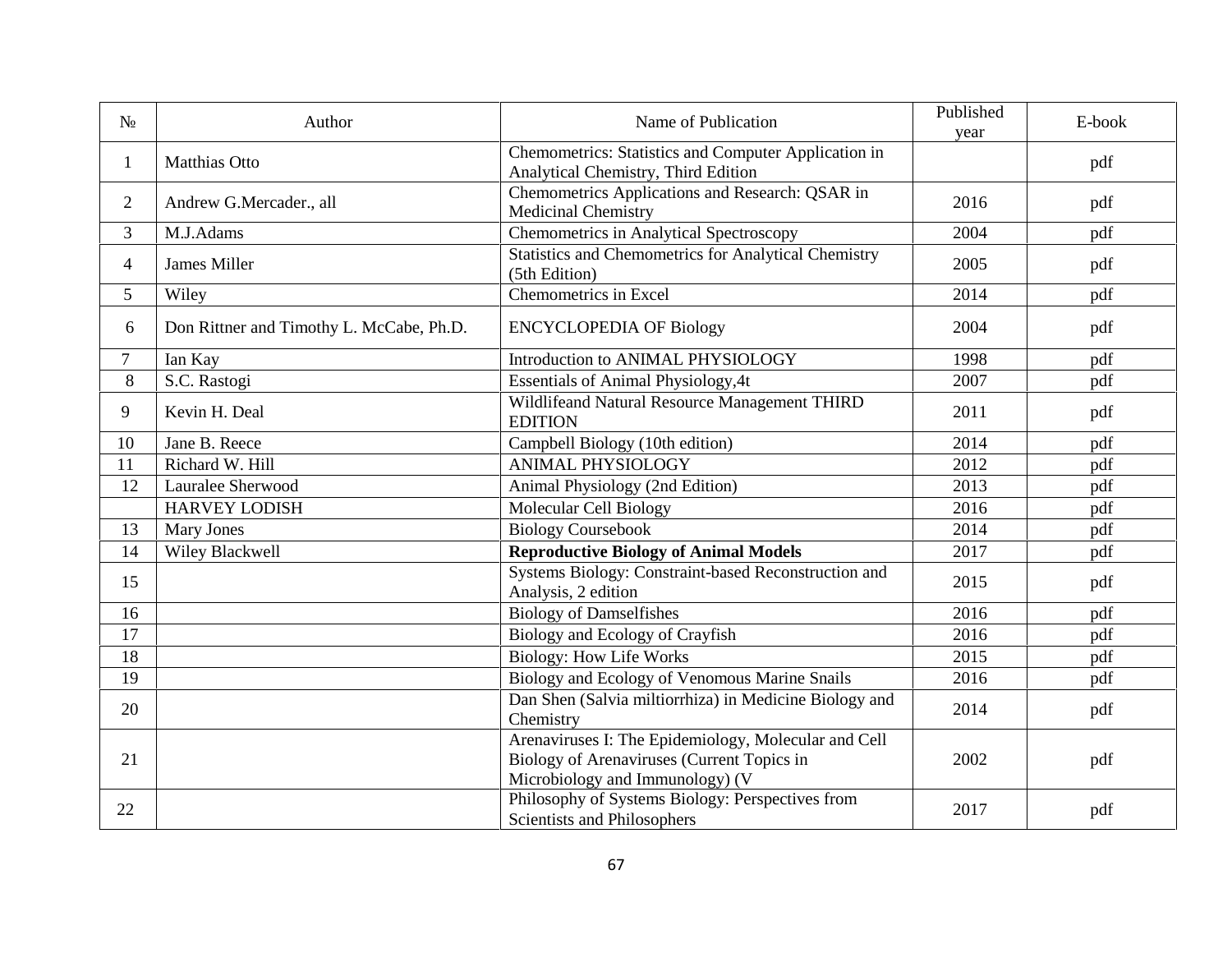| № | Author | Name of Publication | Published year | E-book |
|---|---|---|---|---|
| 1 | Matthias Otto | Chemometrics: Statistics and Computer Application in Analytical Chemistry, Third Edition | | pdf |
| 2 | Andrew G.Mercader., all | Chemometrics Applications and Research: QSAR in Medicinal Chemistry | 2016 | pdf |
| 3 | M.J.Adams | Chemometrics in Analytical Spectroscopy | 2004 | pdf |
| 4 | James Miller | Statistics and Chemometrics for Analytical Chemistry (5th Edition) | 2005 | pdf |
| 5 | Wiley | Chemometrics in Excel | 2014 | pdf |
| 6 | Don Rittner and Timothy L. McCabe, Ph.D. | ENCYCLOPEDIA OF Biology | 2004 | pdf |
| 7 | Ian Kay | Introduction to ANIMAL PHYSIOLOGY | 1998 | pdf |
| 8 | S.C. Rastogi | Essentials of Animal Physiology,4t | 2007 | pdf |
| 9 | Kevin H. Deal | Wildlifeand Natural Resource Management THIRD EDITION | 2011 | pdf |
| 10 | Jane B. Reece | Campbell Biology (10th edition) | 2014 | pdf |
| 11 | Richard W. Hill | ANIMAL PHYSIOLOGY | 2012 | pdf |
| 12 | Lauralee Sherwood | Animal Physiology (2nd Edition) | 2013 | pdf |
| | HARVEY LODISH | Molecular Cell Biology | 2016 | pdf |
| 13 | Mary Jones | Biology Coursebook | 2014 | pdf |
| 14 | Wiley Blackwell | **Reproductive Biology of Animal Models** | 2017 | pdf |
| 15 | | Systems Biology: Constraint-based Reconstruction and Analysis, 2 edition | 2015 | pdf |
| 16 | | Biology of Damselfishes | 2016 | pdf |
| 17 | | Biology and Ecology of Crayfish | 2016 | pdf |
| 18 | | Biology: How Life Works | 2015 | pdf |
| 19 | | Biology and Ecology of Venomous Marine Snails | 2016 | pdf |
| 20 | | Dan Shen (Salvia miltiorrhiza) in Medicine Biology and Chemistry | 2014 | pdf |
| 21 | | Arenaviruses I: The Epidemiology, Molecular and Cell Biology of Arenaviruses (Current Topics in Microbiology and Immunology) (V | 2002 | pdf |
| 22 | | Philosophy of Systems Biology: Perspectives from Scientists and Philosophers | 2017 | pdf |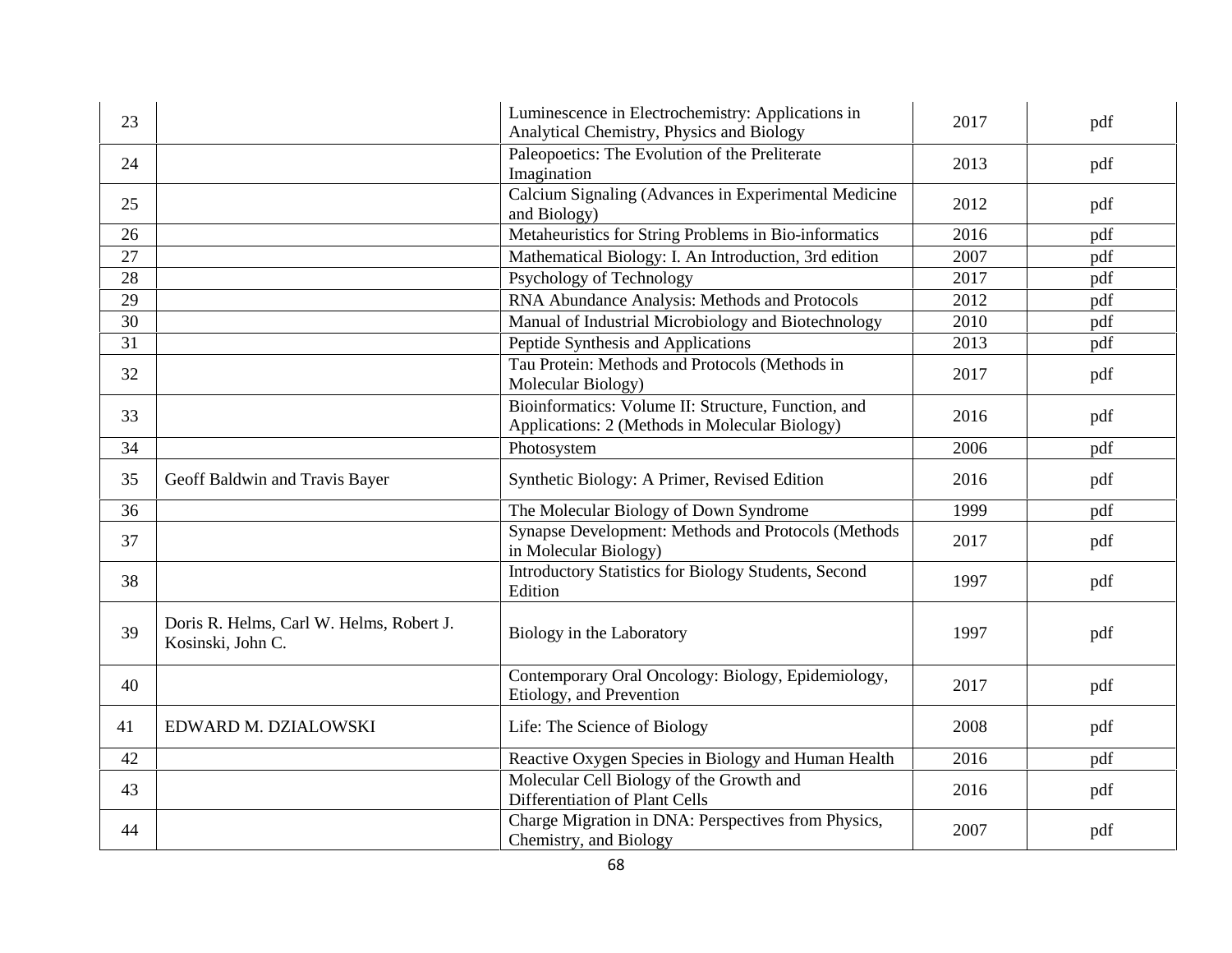| | | | | |
|---|---|---|---|---|
| 23 | | Luminescence in Electrochemistry: Applications in Analytical Chemistry, Physics and Biology | 2017 | pdf |
| 24 | | Paleopoetics: The Evolution of the Preliterate Imagination | 2013 | pdf |
| 25 | | Calcium Signaling (Advances in Experimental Medicine and Biology) | 2012 | pdf |
| 26 | | Metaheuristics for String Problems in Bio-informatics | 2016 | pdf |
| 27 | | Mathematical Biology: I. An Introduction, 3rd edition | 2007 | pdf |
| 28 | | Psychology of Technology | 2017 | pdf |
| 29 | | RNA Abundance Analysis: Methods and Protocols | 2012 | pdf |
| 30 | | Manual of Industrial Microbiology and Biotechnology | 2010 | pdf |
| 31 | | Peptide Synthesis and Applications | 2013 | pdf |
| 32 | | Tau Protein: Methods and Protocols (Methods in Molecular Biology) | 2017 | pdf |
| 33 | | Bioinformatics: Volume II: Structure, Function, and Applications: 2 (Methods in Molecular Biology) | 2016 | pdf |
| 34 | | Photosystem | 2006 | pdf |
| 35 | Geoff Baldwin and Travis Bayer | Synthetic Biology: A Primer, Revised Edition | 2016 | pdf |
| 36 | | The Molecular Biology of Down Syndrome | 1999 | pdf |
| 37 | | Synapse Development: Methods and Protocols (Methods in Molecular Biology) | 2017 | pdf |
| 38 | | Introductory Statistics for Biology Students, Second Edition | 1997 | pdf |
| 39 | Doris R. Helms, Carl W. Helms, Robert J. Kosinski, John C. | Biology in the Laboratory | 1997 | pdf |
| 40 | | Contemporary Oral Oncology: Biology, Epidemiology, Etiology, and Prevention | 2017 | pdf |
| 41 | EDWARD M. DZIALOWSKI | Life: The Science of Biology | 2008 | pdf |
| 42 | | Reactive Oxygen Species in Biology and Human Health | 2016 | pdf |
| 43 | | Molecular Cell Biology of the Growth and Differentiation of Plant Cells | 2016 | pdf |
| 44 | | Charge Migration in DNA: Perspectives from Physics, Chemistry, and Biology | 2007 | pdf |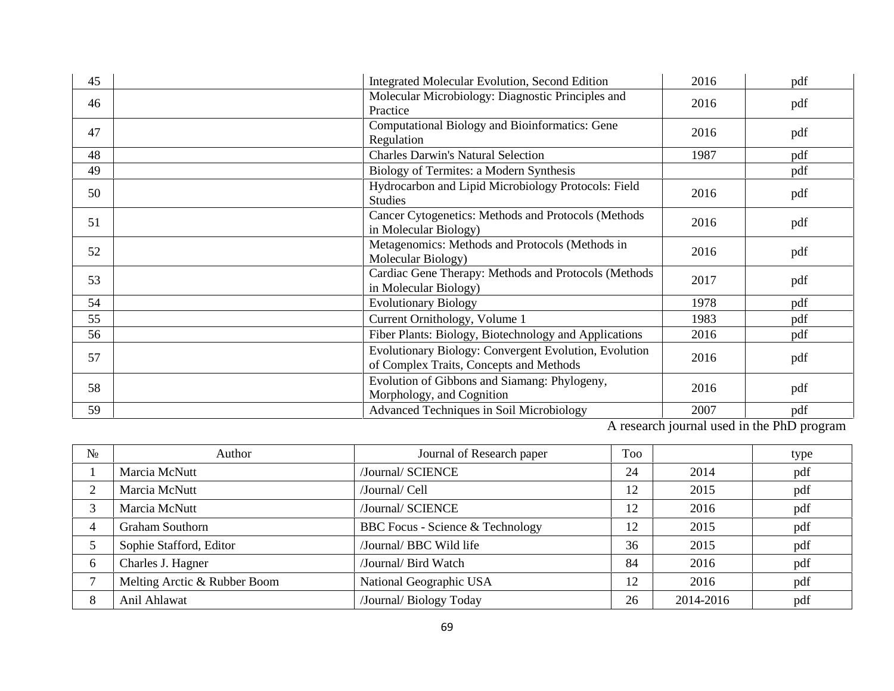| | | | | |
|---|---|---|---|---|
| 45 | | Integrated Molecular Evolution, Second Edition | 2016 | pdf |
| 46 | | Molecular Microbiology: Diagnostic Principles and Practice | 2016 | pdf |
| 47 | | Computational Biology and Bioinformatics: Gene Regulation | 2016 | pdf |
| 48 | | Charles Darwin's Natural Selection | 1987 | pdf |
| 49 | | Biology of Termites: a Modern Synthesis | | pdf |
| 50 | | Hydrocarbon and Lipid Microbiology Protocols: Field Studies | 2016 | pdf |
| 51 | | Cancer Cytogenetics: Methods and Protocols (Methods in Molecular Biology) | 2016 | pdf |
| 52 | | Metagenomics: Methods and Protocols (Methods in Molecular Biology) | 2016 | pdf |
| 53 | | Cardiac Gene Therapy: Methods and Protocols (Methods in Molecular Biology) | 2017 | pdf |
| 54 | | Evolutionary Biology | 1978 | pdf |
| 55 | | Current Ornithology, Volume 1 | 1983 | pdf |
| 56 | | Fiber Plants: Biology, Biotechnology and Applications | 2016 | pdf |
| 57 | | Evolutionary Biology: Convergent Evolution, Evolution of Complex Traits, Concepts and Methods | 2016 | pdf |
| 58 | | Evolution of Gibbons and Siamang: Phylogeny, Morphology, and Cognition | 2016 | pdf |
| 59 | | Advanced Techniques in Soil Microbiology | 2007 | pdf |

A research journal used in the PhD program

| № | Author | Journal of Research paper | Too | | type |
|---|---|---|---|---|---|
| 1 | Marcia McNutt | /Journal/ SCIENCE | 24 | 2014 | pdf |
| 2 | Marcia McNutt | /Journal/ Cell | 12 | 2015 | pdf |
| 3 | Marcia McNutt | /Journal/ SCIENCE | 12 | 2016 | pdf |
| 4 | Graham Southorn | BBC Focus - Science & Technology | 12 | 2015 | pdf |
| 5 | Sophie Stafford, Editor | /Journal/ BBC Wild life | 36 | 2015 | pdf |
| 6 | Charles J. Hagner | /Journal/ Bird Watch | 84 | 2016 | pdf |
| 7 | Melting Arctic & Rubber Boom | National Geographic USA | 12 | 2016 | pdf |
| 8 | Anil Ahlawat | /Journal/ Biology Today | 26 | 2014-2016 | pdf |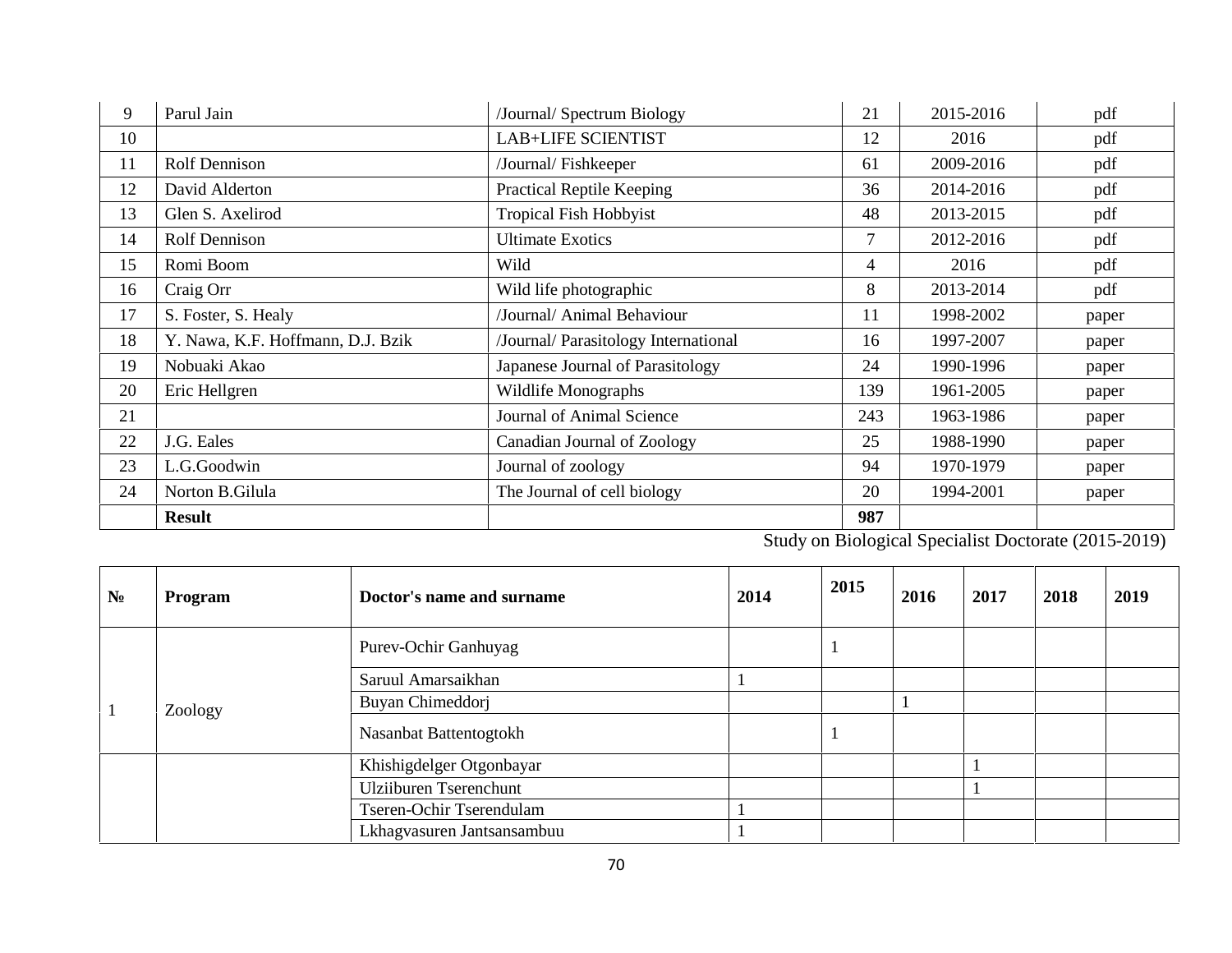| 9 | Parul Jain | /Journal/ Spectrum Biology | 21 | 2015-2016 | pdf |
|---|---|---|---|---|---|
| 10 | | LAB+LIFE SCIENTIST | 12 | 2016 | pdf |
| 11 | Rolf Dennison | /Journal/ Fishkeeper | 61 | 2009-2016 | pdf |
| 12 | David Alderton | Practical Reptile Keeping | 36 | 2014-2016 | pdf |
| 13 | Glen S. Axelirod | Tropical Fish Hobbyist | 48 | 2013-2015 | pdf |
| 14 | Rolf Dennison | Ultimate Exotics | 7 | 2012-2016 | pdf |
| 15 | Romi Boom | Wild | 4 | 2016 | pdf |
| 16 | Craig Orr | Wild life photographic | 8 | 2013-2014 | pdf |
| 17 | S. Foster, S. Healy | /Journal/ Animal Behaviour | 11 | 1998-2002 | paper |
| 18 | Y. Nawa, K.F. Hoffmann, D.J. Bzik | /Journal/ Parasitology International | 16 | 1997-2007 | paper |
| 19 | Nobuaki Akao | Japanese Journal of Parasitology | 24 | 1990-1996 | paper |
| 20 | Eric Hellgren | Wildlife Monographs | 139 | 1961-2005 | paper |
| 21 | | Journal of Animal Science | 243 | 1963-1986 | paper |
| 22 | J.G. Eales | Canadian Journal of Zoology | 25 | 1988-1990 | paper |
| 23 | L.G.Goodwin | Journal of zoology | 94 | 1970-1979 | paper |
| 24 | Norton B.Gilula | The Journal of cell biology | 20 | 1994-2001 | paper |
| | **Result** | | **987** | | |

Study on Biological Specialist Doctorate (2015-2019)

| **№** | **Program** | **Doctor's name and surname** | **2014** | **2015** | **2016** | **2017** | **2018** | **2019** |
|---|---|---|---|---|---|---|---|---|
| 1 | Zoology | Purev-Ochir Ganhuyag | | 1 | | | | |
| | | Saruul Amarsaikhan | 1 | | | | | |
| | | Buyan Chimeddorj | | | 1 | | | |
| | | Nasanbat Battentogtokh | | 1 | | | | |
| | | Khishigdelger Otgonbayar | | | | 1 | | |
| | | Ulziiburen Tserenchunt | | | | 1 | | |
| | | Tseren-Ochir Tserendulam | 1 | | | | | |
| | | Lkhagvasuren Jantsansambuu | 1 | | | | | |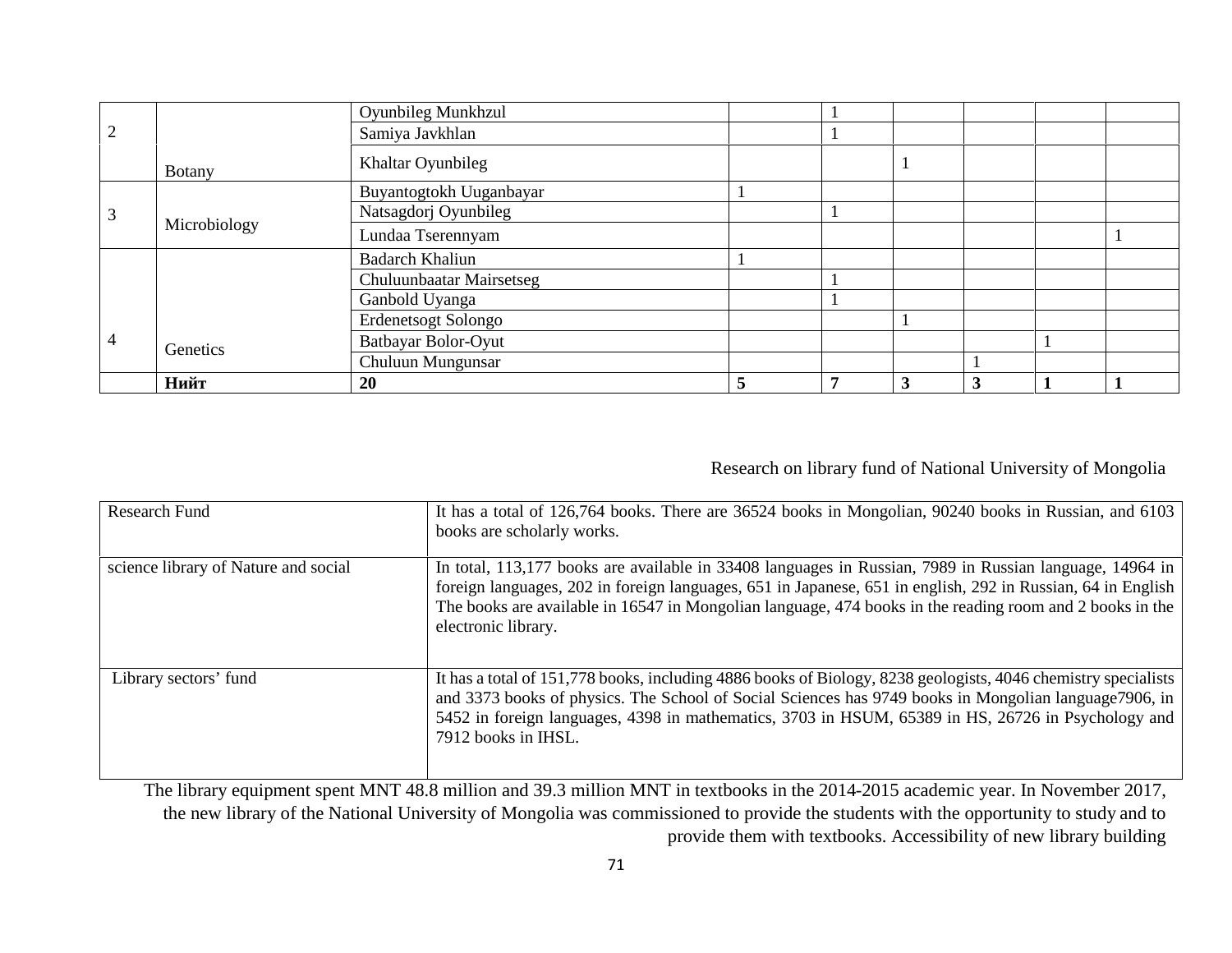| 2 | | Oyunbileg Munkhzul | | 1 | | | | |
|---|---|---|---|---|---|---|---|---|
| | | Samiya Javkhlan | | 1 | | | | |
| | Botany | Khaltar Oyunbileg | | | 1 | | | |
| 3 | Microbiology | Buyantogtokh Uuganbayar | 1 | | | | | |
| | | Natsagdorj Oyunbileg | | 1 | | | | |
| | | Lundaa Tserennyam | | | | | | 1 |
| 4 | Genetics | Badarch Khaliun | 1 | | | | | |
| | | Chuluunbaatar Mairsetseg | | 1 | | | | |
| | | Ganbold Uyanga | | 1 | | | | |
| | | Erdenetsogt Solongo | | | 1 | | | |
| | | Batbayar Bolor-Oyut | | | | | 1 | |
| | | Chuluun Mungunsar | | | | 1 | | |
| | **Нийт** | **20** | **5** | **7** | **3** | **3** | **1** | **1** |

Research on library fund of National University of Mongolia

| Research Fund | It has a total of 126,764 books. There are 36524 books in Mongolian, 90240 books in Russian, and 6103 books are scholarly works. |
|---|---|
| science library of Nature and social | In total, 113,177 books are available in 33408 languages in Russian, 7989 in Russian language, 14964 in foreign languages, 202 in foreign languages, 651 in Japanese, 651 in english, 292 in Russian, 64 in English The books are available in 16547 in Mongolian language, 474 books in the reading room and 2 books in the electronic library. |
| Library sectors' fund | It has a total of 151,778 books, including 4886 books of Biology, 8238 geologists, 4046 chemistry specialists and 3373 books of physics. The School of Social Sciences has 9749 books in Mongolian language7906, in 5452 in foreign languages, 4398 in mathematics, 3703 in HSUM, 65389 in HS, 26726 in Psychology and 7912 books in IHSL. |

The library equipment spent MNT 48.8 million and 39.3 million MNT in textbooks in the 2014-2015 academic year. In November 2017, the new library of the National University of Mongolia was commissioned to provide the students with the opportunity to study and to provide them with textbooks. Accessibility of new library building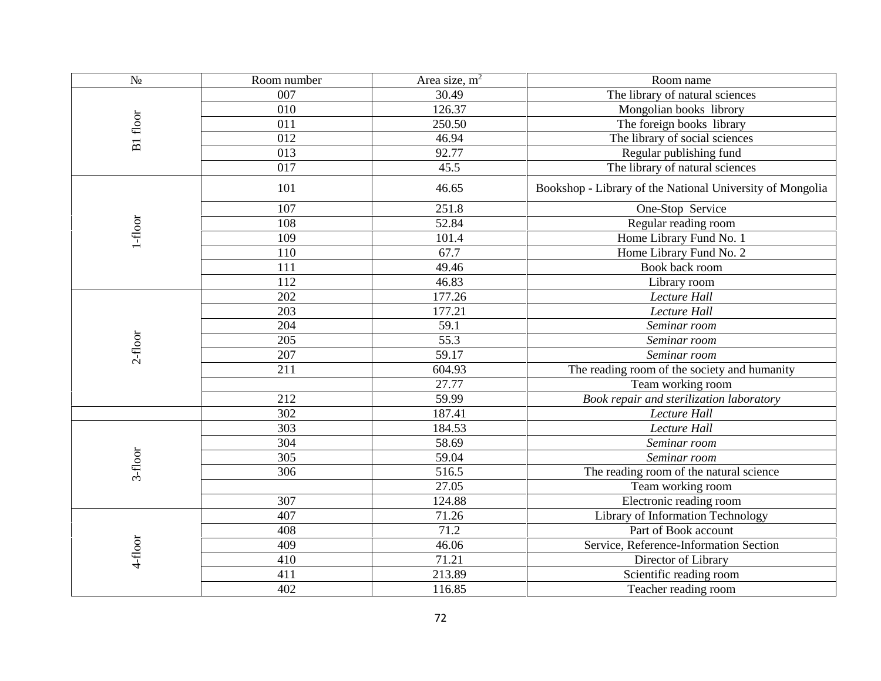| № | Room number | Area size, $m^2$ | Room name |
|---|---|---|---|
| B1 floor | 007 | 30.49 | The library of natural sciences |
| | 010 | 126.37 | Mongolian books librory |
| | 011 | 250.50 | The foreign books library |
| | 012 | 46.94 | The library of social sciences |
| | 013 | 92.77 | Regular publishing fund |
| | 017 | 45.5 | The library of natural sciences |
| 1-floor | 101 | 46.65 | Bookshop - Library of the National University of Mongolia |
| | 107 | 251.8 | One-Stop Service |
| | 108 | 52.84 | Regular reading room |
| | 109 | 101.4 | Home Library Fund No. 1 |
| | 110 | 67.7 | Home Library Fund No. 2 |
| | 111 | 49.46 | Book back room |
| | 112 | 46.83 | Library room |
| 2-floor | 202 | 177.26 | *Lecture Hall* |
| | 203 | 177.21 | *Lecture Hall* |
| | 204 | 59.1 | *Seminar room* |
| | 205 | 55.3 | *Seminar room* |
| | 207 | 59.17 | *Seminar room* |
| | 211 | 604.93 | The reading room of the society and humanity |
| | | 27.77 | Team working room |
| | 212 | 59.99 | *Book repair and sterilization laboratory* |
| | 302 | 187.41 | *Lecture Hall* |
| 3-floor | 303 | 184.53 | *Lecture Hall* |
| | 304 | 58.69 | *Seminar room* |
| | 305 | 59.04 | *Seminar room* |
| | 306 | 516.5 | The reading room of the natural science |
| | | 27.05 | Team working room |
| | 307 | 124.88 | Electronic reading room |
| 4-floor | 407 | 71.26 | Library of Information Technology |
| | 408 | 71.2 | Part of Book account |
| | 409 | 46.06 | Service, Reference-Information Section |
| | 410 | 71.21 | Director of Library |
| | 411 | 213.89 | Scientific reading room |
| | 402 | 116.85 | Teacher reading room |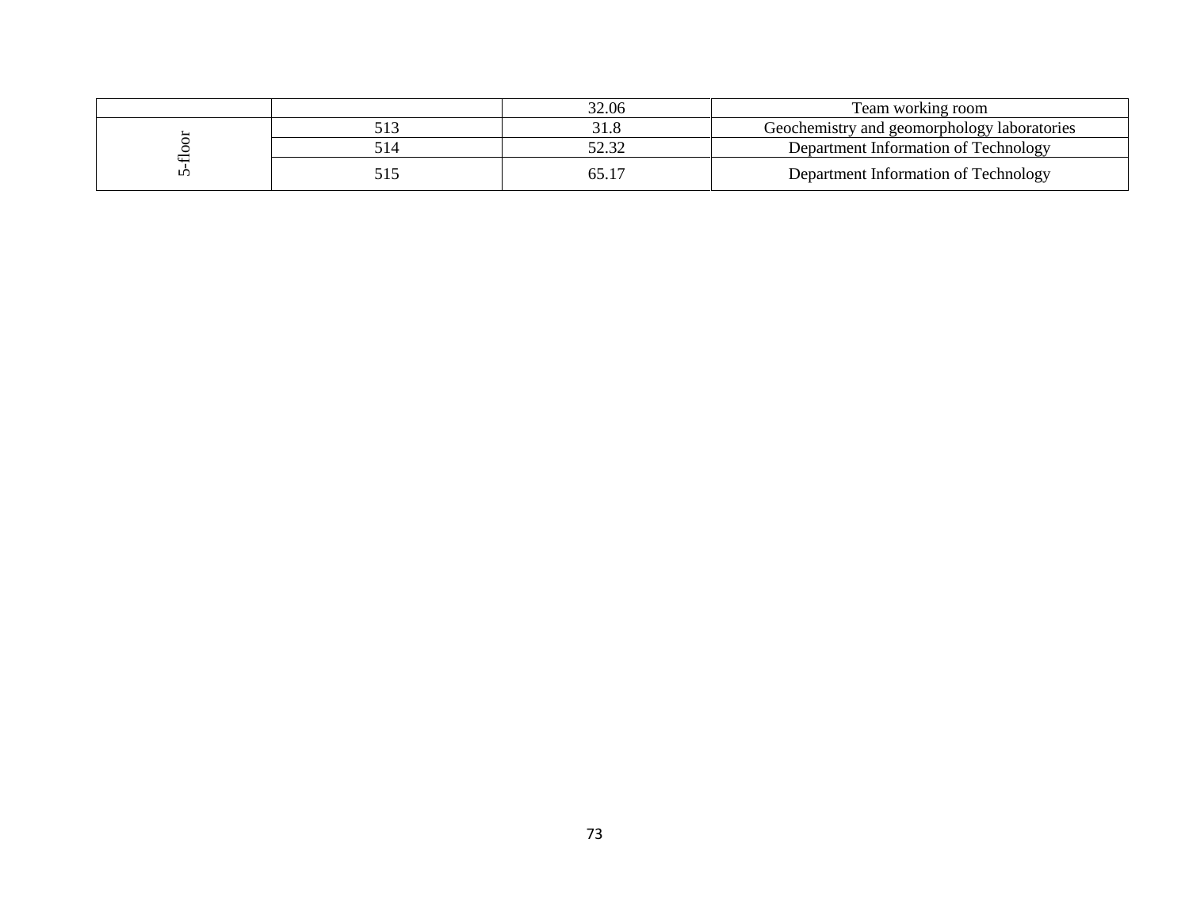| | | | |
|---|---|---|---|
| | | 32.06 | Team working room |
| 5-floor | 513 | 31.8 | Geochemistry and geomorphology laboratories |
| | 514 | 52.32 | Department Information of Technology |
| | 515 | 65.17 | Department Information of Technology |